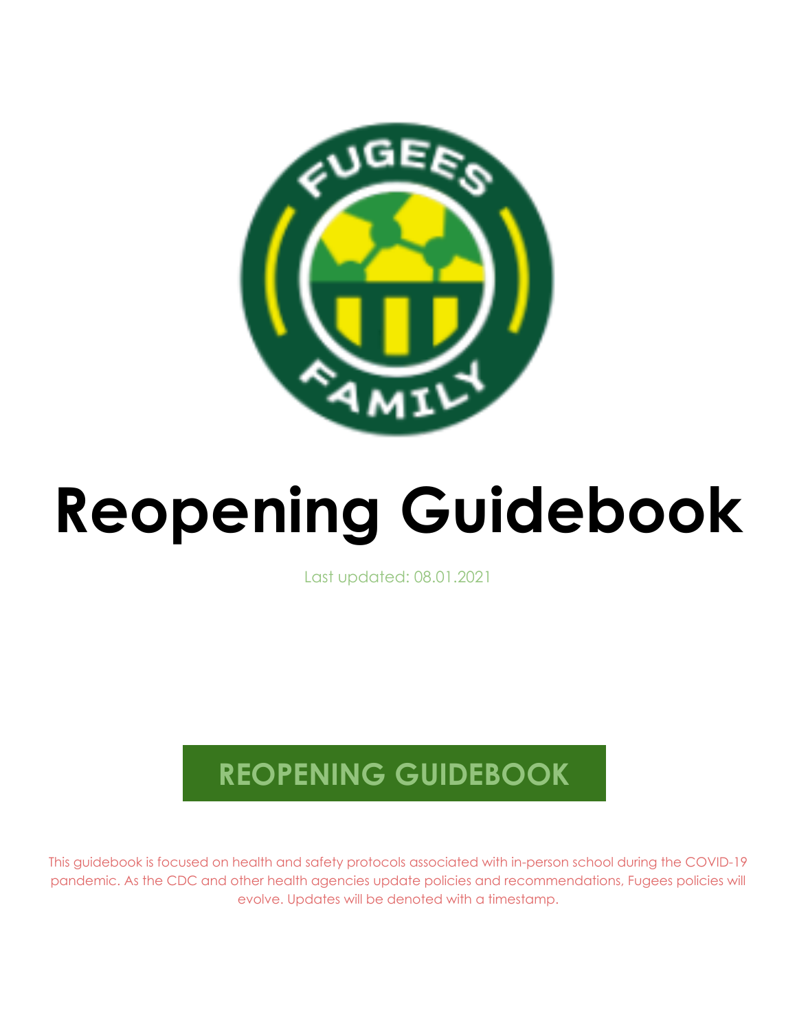# Reopening Guidebook

Last updated: 08.01.2021

## REOPENING GUIDEBOOK

This guidebook is focused on health and safety protocols associated with in-person school during the COVID-19 pandemic. As the CDC and other health agencies update policies and recommendations, Fugees policies will evolve. Updates will be denoted with a timestamp.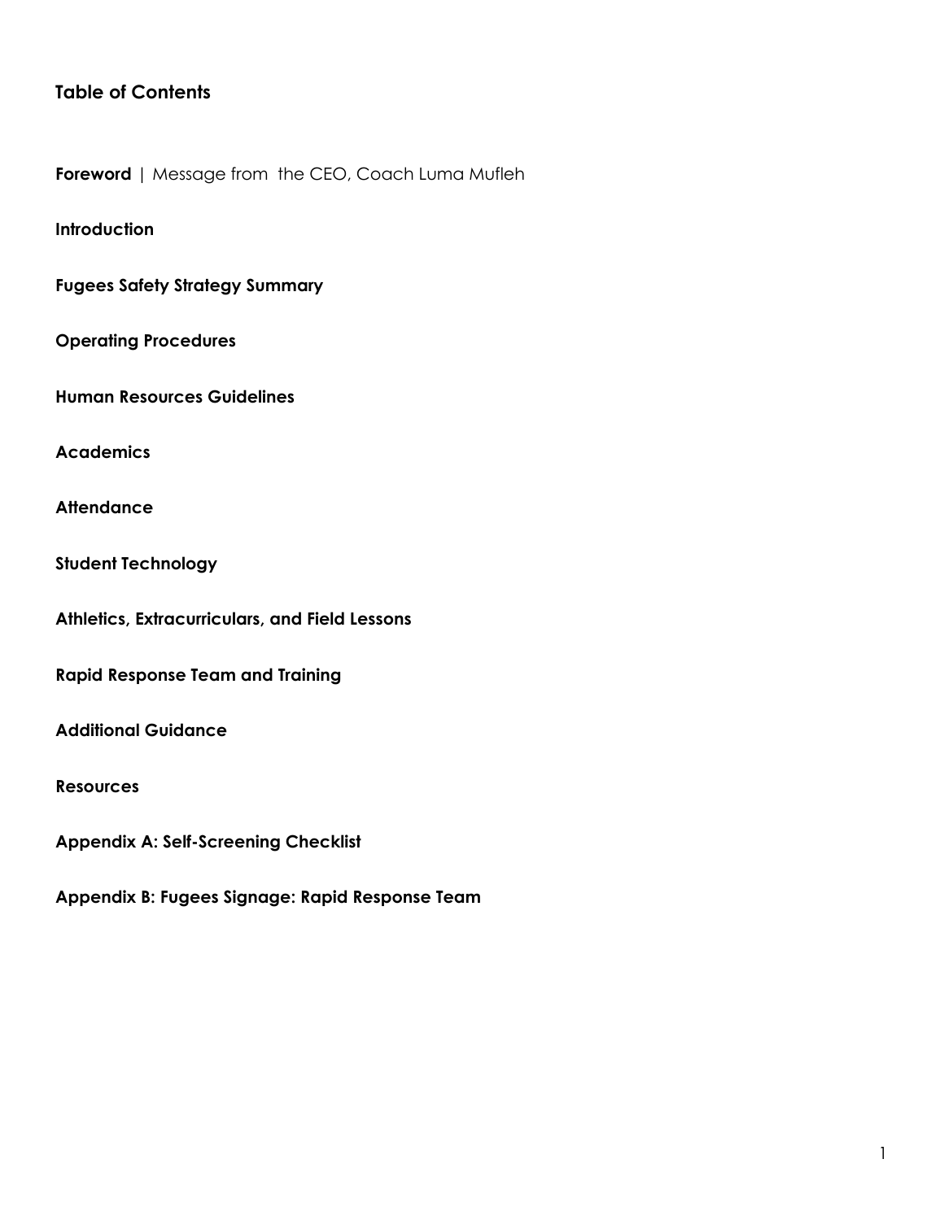## Table of Contents

**Foreword** | Message from the CEO, Coach Luma Mufleh

**Introduction**

**Fugees Safety Strategy Summary**

**Operating Procedures**

**Human Resources Guidelines**

**Academics**

**Attendance**

**Student Technology**

**Athletics, Extracurriculars, and Field Lessons**

**Rapid Response Team and Training**

**Additional Guidance**

**Resources**

**Appendix A: Self-Screening Checklist**

**Appendix B: Fugees Signage: Rapid Response Team**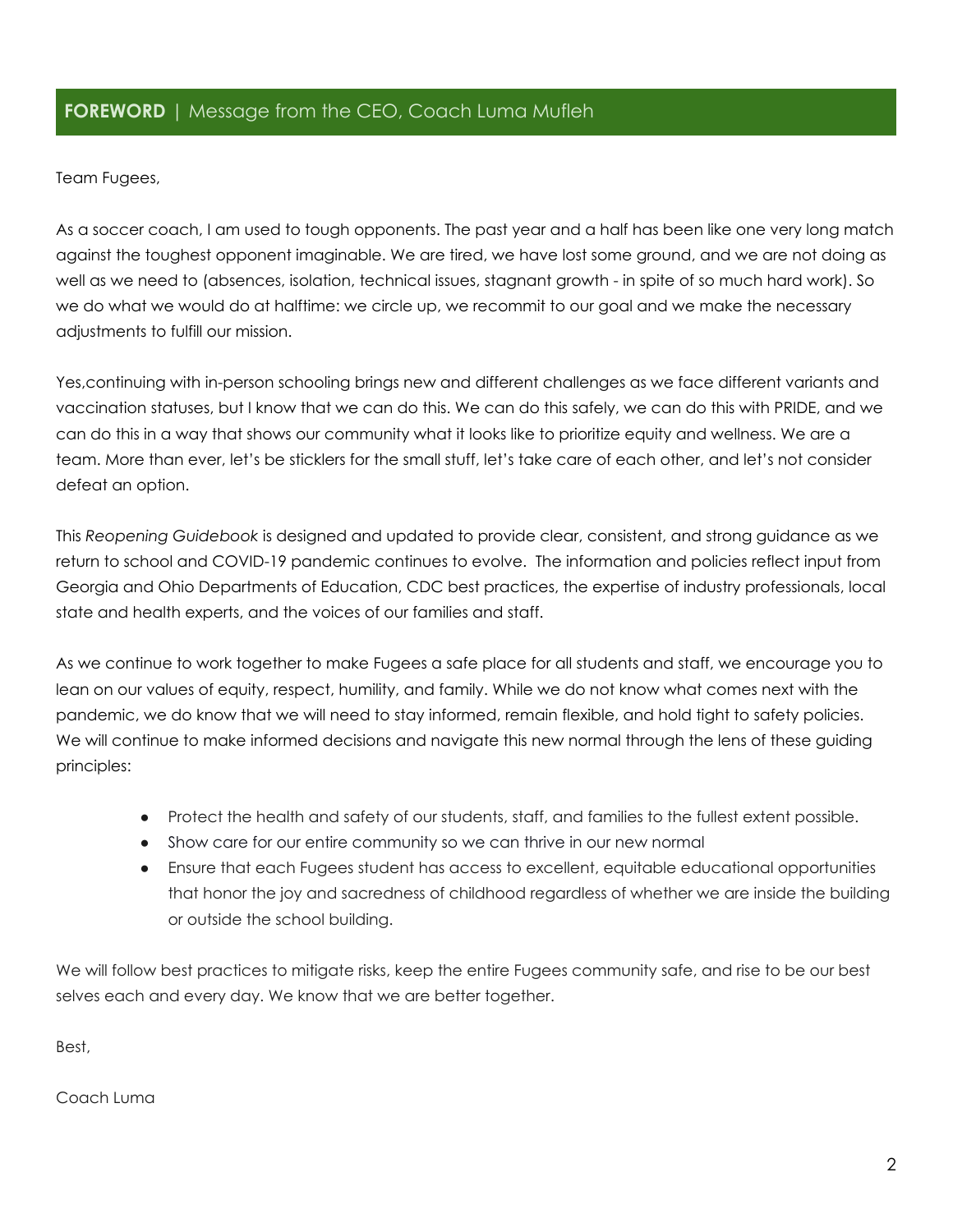## **FOREWORD** | Message from the CEO, Coach Luma Mufleh

Team Fugees,

As a soccer coach, I am used to tough opponents. The past year and a half has been like one very long match against the toughest opponent imaginable. We are tired, we have lost some ground, and we are not doing as well as we need to (absences, isolation, technical issues, stagnant growth - in spite of so much hard work). So we do what we would do at halftime: we circle up, we recommit to our goal and we make the necessary adjustments to fulfill our mission.

Yes,continuing with in-person schooling brings new and different challenges as we face different variants and vaccination statuses, but I know that we can do this. We can do this safely, we can do this with PRIDE, and we can do this in a way that shows our community what it looks like to prioritize equity and wellness. We are a team. More than ever, let's be sticklers for the small stuff, let's take care of each other, and let's not consider defeat an option.

This *Reopening Guidebook* is designed and updated to provide clear, consistent, and strong guidance as we return to school and COVID-19 pandemic continues to evolve. The information and policies reflect input from Georgia and Ohio Departments of Education, CDC best practices, the expertise of industry professionals, local state and health experts, and the voices of our families and staff.

As we continue to work together to make Fugees a safe place for all students and staff, we encourage you to lean on our values of equity, respect, humility, and family. While we do not know what comes next with the pandemic, we do know that we will need to stay informed, remain flexible, and hold tight to safety policies. We will continue to make informed decisions and navigate this new normal through the lens of these guiding principles:

- Protect the health and safety of our students, staff, and families to the fullest extent possible.
- Show care for our entire community so we can thrive in our new normal
- Ensure that each Fugees student has access to excellent, equitable educational opportunities that honor the joy and sacredness of childhood regardless of whether we are inside the building or outside the school building.

We will follow best practices to mitigate risks, keep the entire Fugees community safe, and rise to be our best selves each and every day. We know that we are better together.

Best,

Coach Luma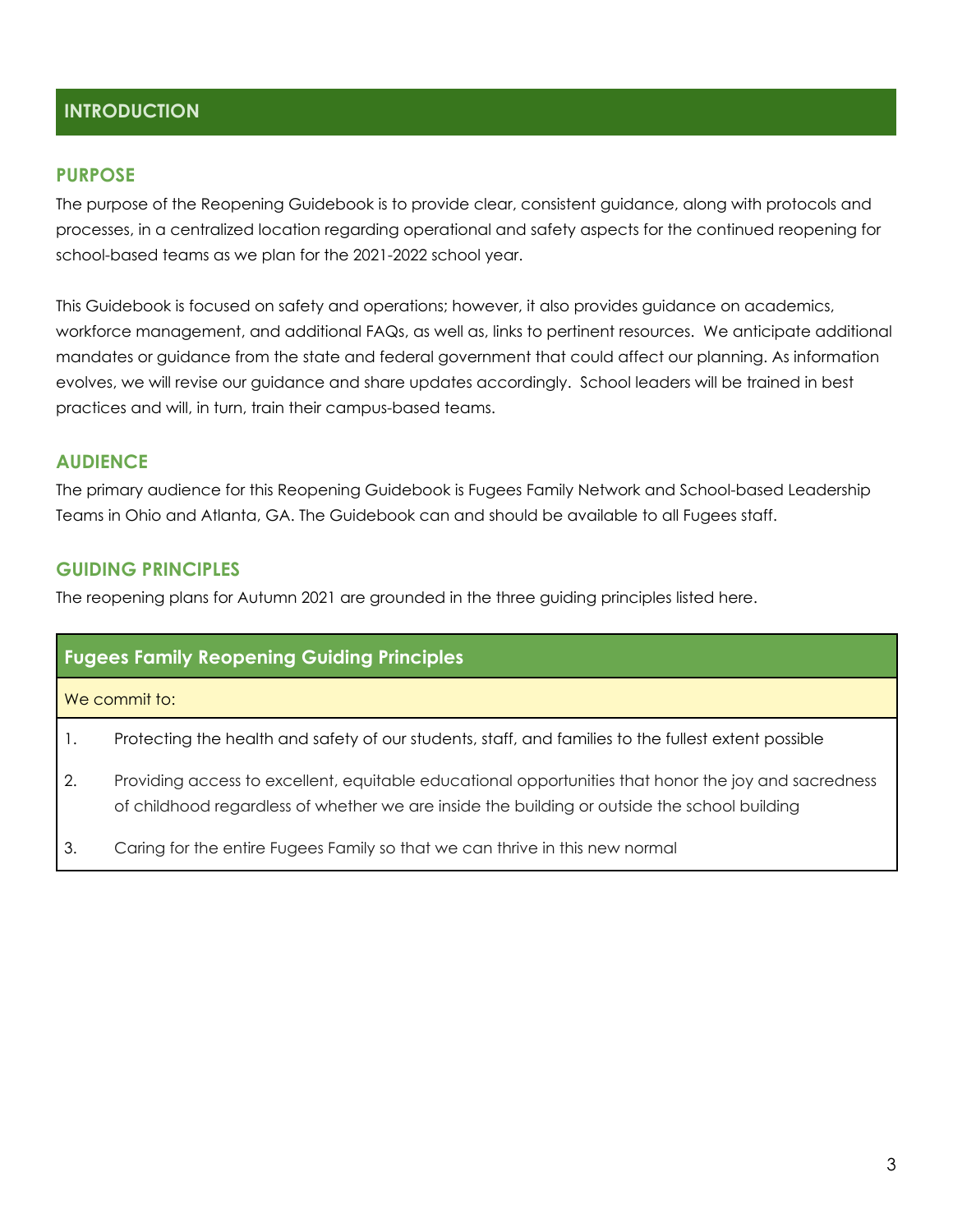# INTRODUCTION

## PURPOSE

The purpose of the Reopening Guidebook is to provide clear, consistent guidance, along with protocols and processes, in a centralized location regarding operational and safety aspects for the continued reopening for school-based teams as we plan for the 2021-2022 school year.

This Guidebook is focused on safety and operations; however, it also provides guidance on academics, workforce management, and additional FAQs, as well as, links to pertinent resources. We anticipate additional mandates or guidance from the state and federal government that could affect our planning. As information evolves, we will revise our guidance and share updates accordingly. School leaders will be trained in best practices and will, in turn, train their campus-based teams.

## AUDIENCE

The primary audience for this Reopening Guidebook is Fugees Family Network and School-based Leadership Teams in Ohio and Atlanta, GA. The Guidebook can and should be available to all Fugees staff.

## GUIDING PRINCIPLES

The reopening plans for Autumn 2021 are grounded in the three guiding principles listed here.

| Fugees Family Reopening Guiding Principles | |
|---|---|
| We commit to: | |
| 1. | Protecting the health and safety of our students, staff, and families to the fullest extent possible |
| 2. | Providing access to excellent, equitable educational opportunities that honor the joy and sacredness of childhood regardless of whether we are inside the building or outside the school building |
| 3. | Caring for the entire Fugees Family so that we can thrive in this new normal |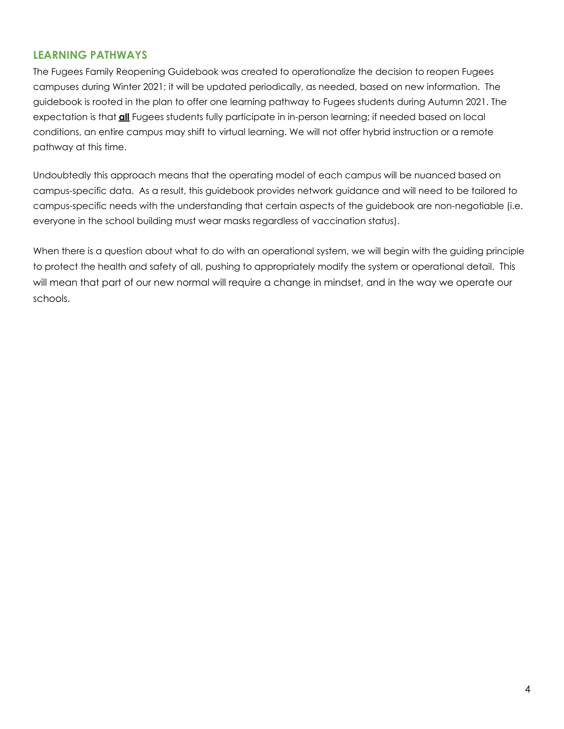## LEARNING PATHWAYS

The Fugees Family Reopening Guidebook was created to operationalize the decision to reopen Fugees campuses during Winter 2021; it will be updated periodically, as needed, based on new information. The guidebook is rooted in the plan to offer one learning pathway to Fugees students during Autumn 2021. The expectation is that **all** Fugees students fully participate in in-person learning; if needed based on local conditions, an entire campus may shift to virtual learning. We will not offer hybrid instruction or a remote pathway at this time.

Undoubtedly this approach means that the operating model of each campus will be nuanced based on campus-specific data. As a result, this guidebook provides network guidance and will need to be tailored to campus-specific needs with the understanding that certain aspects of the guidebook are non-negotiable (i.e. everyone in the school building must wear masks regardless of vaccination status).

When there is a question about what to do with an operational system, we will begin with the guiding principle to protect the health and safety of all, pushing to appropriately modify the system or operational detail. This will mean that part of our new normal will require a change in mindset, and in the way we operate our schools.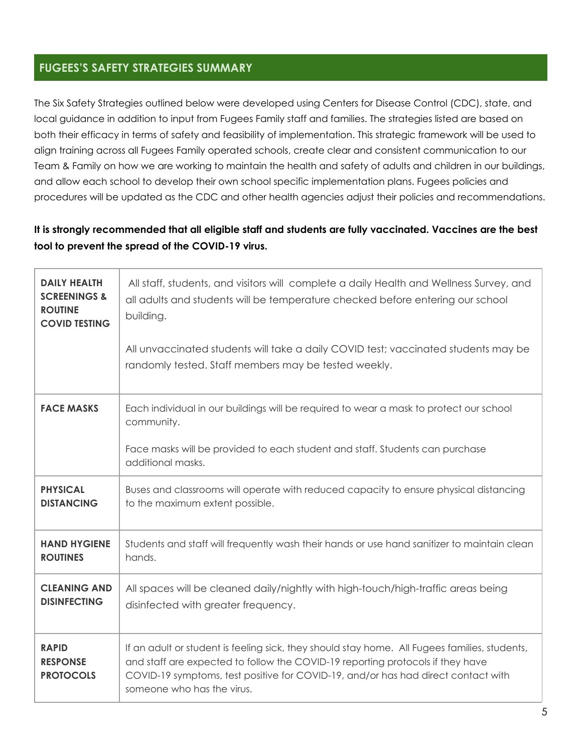## FUGEES'S SAFETY STRATEGIES SUMMARY

The Six Safety Strategies outlined below were developed using Centers for Disease Control (CDC), state, and local guidance in addition to input from Fugees Family staff and families. The strategies listed are based on both their efficacy in terms of safety and feasibility of implementation. This strategic framework will be used to align training across all Fugees Family operated schools, create clear and consistent communication to our Team & Family on how we are working to maintain the health and safety of adults and children in our buildings, and allow each school to develop their own school specific implementation plans. Fugees policies and procedures will be updated as the CDC and other health agencies adjust their policies and recommendations.

**It is strongly recommended that all eligible staff and students are fully vaccinated. Vaccines are the best tool to prevent the spread of the COVID-19 virus.**

| | |
|---|---|
| **DAILY HEALTH SCREENINGS & ROUTINE COVID TESTING** | All staff, students, and visitors will complete a daily Health and Wellness Survey, and all adults and students will be temperature checked before entering our school building.<br><br>All unvaccinated students will take a daily COVID test; vaccinated students may be randomly tested. Staff members may be tested weekly. |
| **FACE MASKS** | Each individual in our buildings will be required to wear a mask to protect our school community.<br><br>Face masks will be provided to each student and staff. Students can purchase additional masks. |
| **PHYSICAL DISTANCING** | Buses and classrooms will operate with reduced capacity to ensure physical distancing to the maximum extent possible. |
| **HAND HYGIENE ROUTINES** | Students and staff will frequently wash their hands or use hand sanitizer to maintain clean hands. |
| **CLEANING AND DISINFECTING** | All spaces will be cleaned daily/nightly with high-touch/high-traffic areas being disinfected with greater frequency. |
| **RAPID RESPONSE PROTOCOLS** | If an adult or student is feeling sick, they should stay home. All Fugees families, students, and staff are expected to follow the COVID-19 reporting protocols if they have COVID-19 symptoms, test positive for COVID-19, and/or has had direct contact with someone who has the virus. |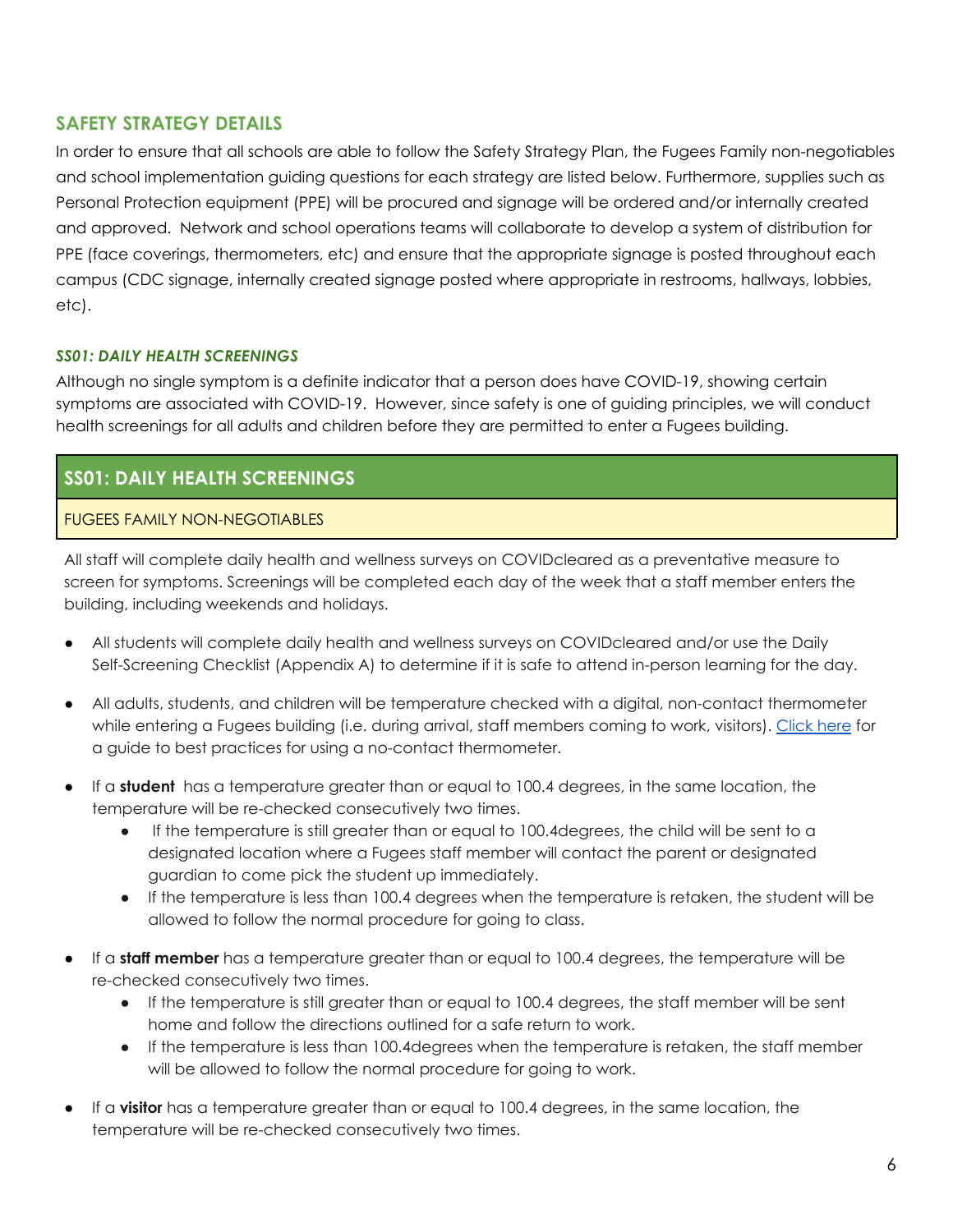## SAFETY STRATEGY DETAILS

In order to ensure that all schools are able to follow the Safety Strategy Plan, the Fugees Family non-negotiables and school implementation guiding questions for each strategy are listed below. Furthermore, supplies such as Personal Protection equipment (PPE) will be procured and signage will be ordered and/or internally created and approved. Network and school operations teams will collaborate to develop a system of distribution for PPE (face coverings, thermometers, etc) and ensure that the appropriate signage is posted throughout each campus (CDC signage, internally created signage posted where appropriate in restrooms, hallways, lobbies, etc).

### *SS01: DAILY HEALTH SCREENINGS*

Although no single symptom is a definite indicator that a person does have COVID-19, showing certain symptoms are associated with COVID-19. However, since safety is one of guiding principles, we will conduct health screenings for all adults and children before they are permitted to enter a Fugees building.

| **SS01: DAILY HEALTH SCREENINGS** |
| --- |
| FUGEES FAMILY NON-NEGOTIABLES |

All staff will complete daily health and wellness surveys on COVIDcleared as a preventative measure to screen for symptoms. Screenings will be completed each day of the week that a staff member enters the building, including weekends and holidays.

- All students will complete daily health and wellness surveys on COVIDcleared and/or use the Daily Self-Screening Checklist (Appendix A) to determine if it is safe to attend in-person learning for the day.
- All adults, students, and children will be temperature checked with a digital, non-contact thermometer while entering a Fugees building (i.e. during arrival, staff members coming to work, visitors). Click here for a guide to best practices for using a no-contact thermometer.
- If a **student** has a temperature greater than or equal to 100.4 degrees, in the same location, the temperature will be re-checked consecutively two times.
  - If the temperature is still greater than or equal to 100.4degrees, the child will be sent to a designated location where a Fugees staff member will contact the parent or designated guardian to come pick the student up immediately.
  - If the temperature is less than 100.4 degrees when the temperature is retaken, the student will be allowed to follow the normal procedure for going to class.
- If a **staff member** has a temperature greater than or equal to 100.4 degrees, the temperature will be re-checked consecutively two times.
  - If the temperature is still greater than or equal to 100.4 degrees, the staff member will be sent home and follow the directions outlined for a safe return to work.
  - If the temperature is less than 100.4degrees when the temperature is retaken, the staff member will be allowed to follow the normal procedure for going to work.
- If a **visitor** has a temperature greater than or equal to 100.4 degrees, in the same location, the temperature will be re-checked consecutively two times.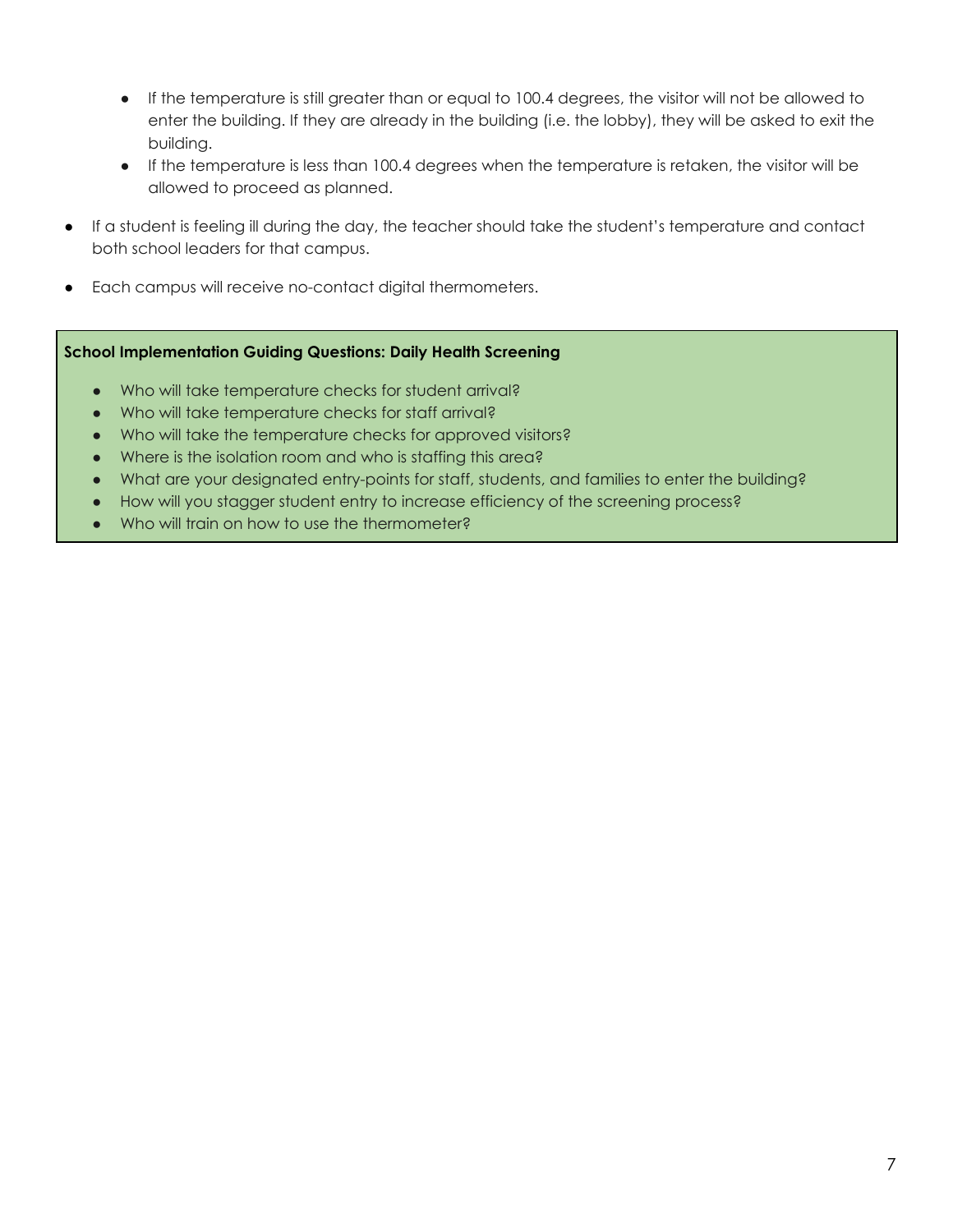- If the temperature is still greater than or equal to 100.4 degrees, the visitor will not be allowed to enter the building. If they are already in the building (i.e. the lobby), they will be asked to exit the building.
    - If the temperature is less than 100.4 degrees when the temperature is retaken, the visitor will be allowed to proceed as planned.

- If a student is feeling ill during the day, the teacher should take the student's temperature and contact both school leaders for that campus.

- Each campus will receive no-contact digital thermometers.

**School Implementation Guiding Questions: Daily Health Screening**

- Who will take temperature checks for student arrival?
- Who will take temperature checks for staff arrival?
- Who will take the temperature checks for approved visitors?
- Where is the isolation room and who is staffing this area?
- What are your designated entry-points for staff, students, and families to enter the building?
- How will you stagger student entry to increase efficiency of the screening process?
- Who will train on how to use the thermometer?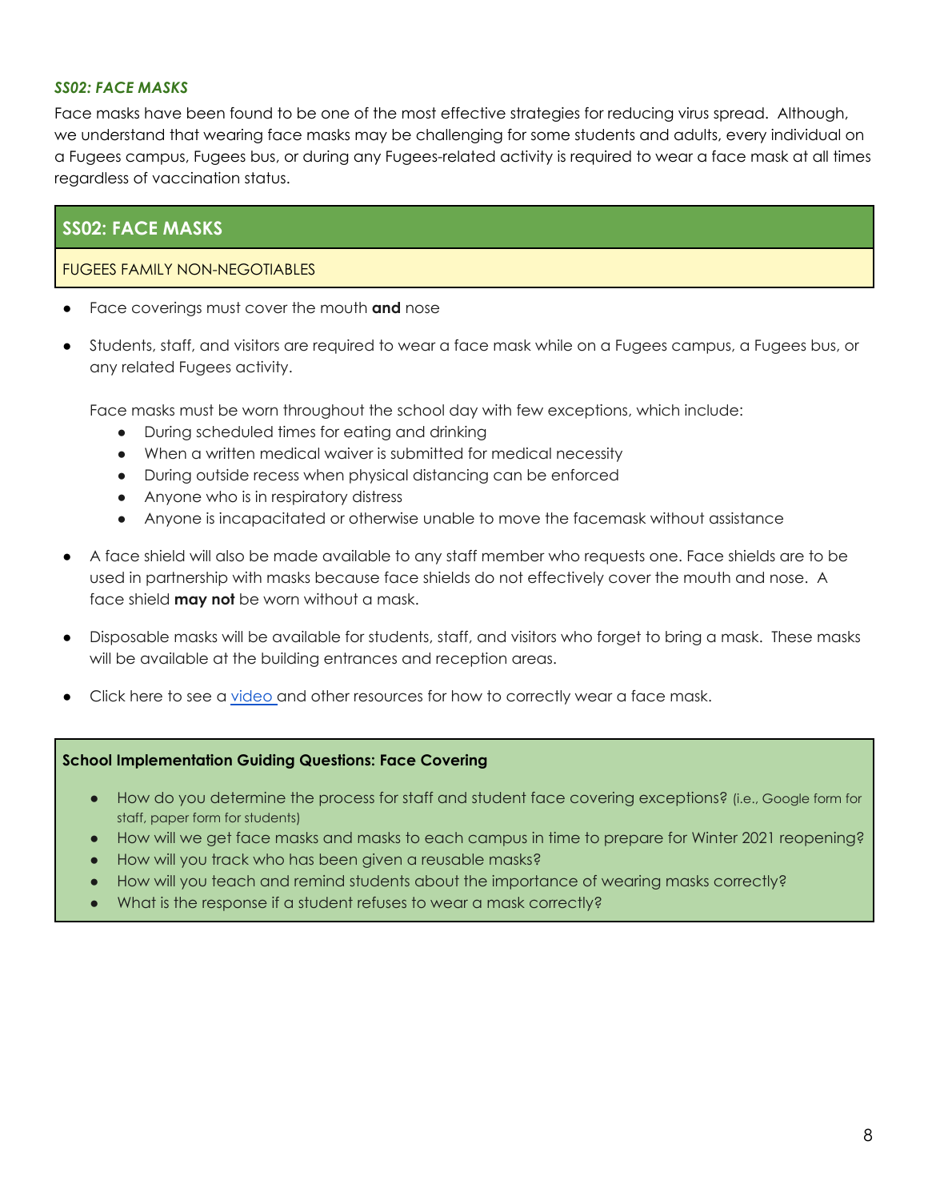### *SS02: FACE MASKS*

Face masks have been found to be one of the most effective strategies for reducing virus spread. Although, we understand that wearing face masks may be challenging for some students and adults, every individual on a Fugees campus, Fugees bus, or during any Fugees-related activity is required to wear a face mask at all times regardless of vaccination status.

| **SS02: FACE MASKS** |
| --- |
| FUGEES FAMILY NON-NEGOTIABLES |

- Face coverings must cover the mouth **and** nose
- Students, staff, and visitors are required to wear a face mask while on a Fugees campus, a Fugees bus, or any related Fugees activity.

  Face masks must be worn throughout the school day with few exceptions, which include:
  - During scheduled times for eating and drinking
  - When a written medical waiver is submitted for medical necessity
  - During outside recess when physical distancing can be enforced
  - Anyone who is in respiratory distress
  - Anyone is incapacitated or otherwise unable to move the facemask without assistance
- A face shield will also be made available to any staff member who requests one. Face shields are to be used in partnership with masks because face shields do not effectively cover the mouth and nose. A face shield **may not** be worn without a mask.
- Disposable masks will be available for students, staff, and visitors who forget to bring a mask. These masks will be available at the building entrances and reception areas.
- Click here to see a video and other resources for how to correctly wear a face mask.

**School Implementation Guiding Questions: Face Covering**

- How do you determine the process for staff and student face covering exceptions? (i.e., Google form for staff, paper form for students)
- How will we get face masks and masks to each campus in time to prepare for Winter 2021 reopening?
- How will you track who has been given a reusable masks?
- How will you teach and remind students about the importance of wearing masks correctly?
- What is the response if a student refuses to wear a mask correctly?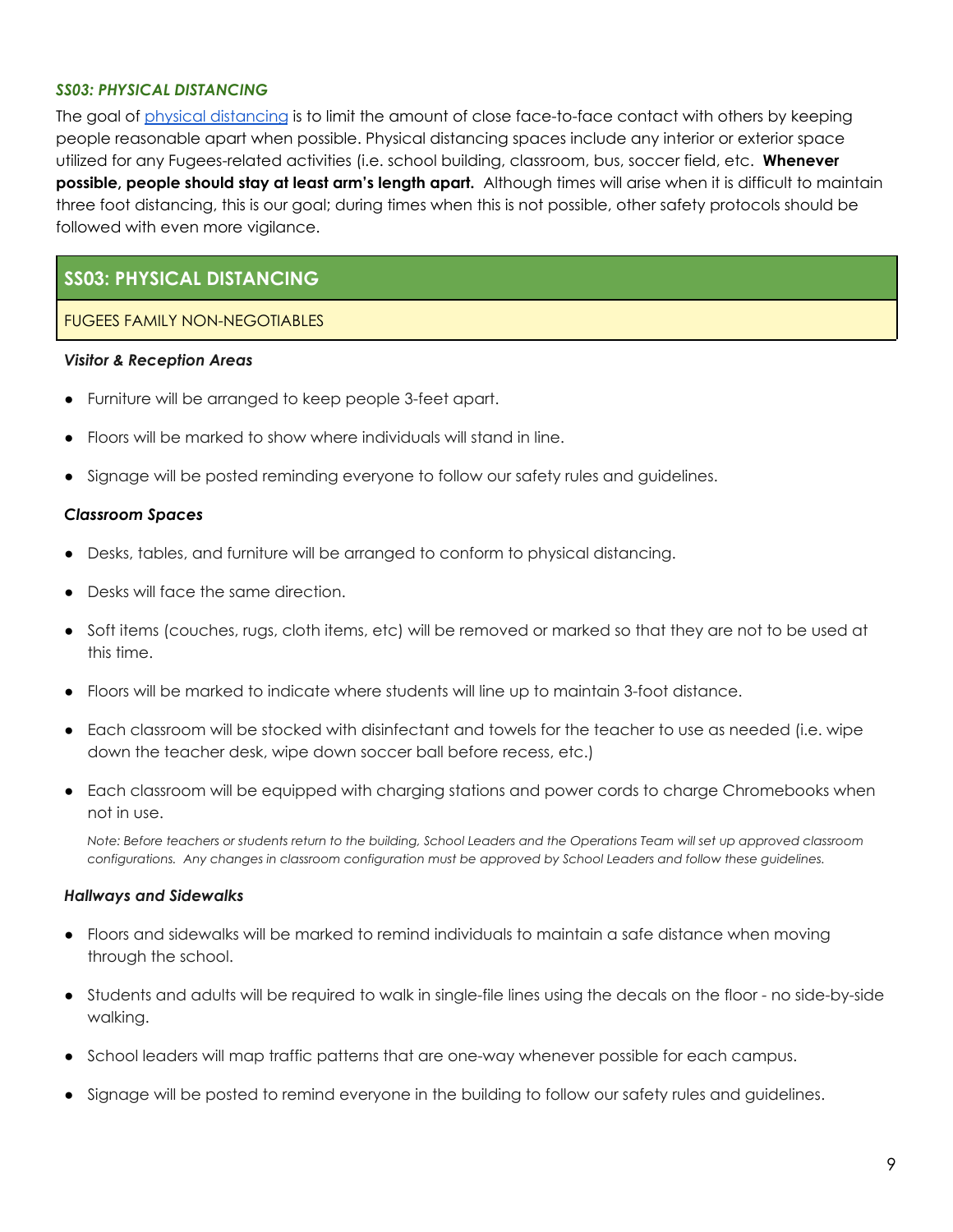### *SS03: PHYSICAL DISTANCING*

The goal of [physical distancing] is to limit the amount of close face-to-face contact with others by keeping people reasonable apart when possible. Physical distancing spaces include any interior or exterior space utilized for any Fugees-related activities (i.e. school building, classroom, bus, soccer field, etc. **Whenever possible, people should stay at least arm's length apart.** Although times will arise when it is difficult to maintain three foot distancing, this is our goal; during times when this is not possible, other safety protocols should be followed with even more vigilance.

| **SS03: PHYSICAL DISTANCING** |
| --- |
| FUGEES FAMILY NON-NEGOTIABLES |

***Visitor & Reception Areas***

- Furniture will be arranged to keep people 3-feet apart.
- Floors will be marked to show where individuals will stand in line.
- Signage will be posted reminding everyone to follow our safety rules and guidelines.

***Classroom Spaces***

- Desks, tables, and furniture will be arranged to conform to physical distancing.
- Desks will face the same direction.
- Soft items (couches, rugs, cloth items, etc) will be removed or marked so that they are not to be used at this time.
- Floors will be marked to indicate where students will line up to maintain 3-foot distance.
- Each classroom will be stocked with disinfectant and towels for the teacher to use as needed (i.e. wipe down the teacher desk, wipe down soccer ball before recess, etc.)
- Each classroom will be equipped with charging stations and power cords to charge Chromebooks when not in use.

*Note: Before teachers or students return to the building, School Leaders and the Operations Team will set up approved classroom configurations. Any changes in classroom configuration must be approved by School Leaders and follow these guidelines.*

***Hallways and Sidewalks***

- Floors and sidewalks will be marked to remind individuals to maintain a safe distance when moving through the school.
- Students and adults will be required to walk in single-file lines using the decals on the floor - no side-by-side walking.
- School leaders will map traffic patterns that are one-way whenever possible for each campus.
- Signage will be posted to remind everyone in the building to follow our safety rules and guidelines.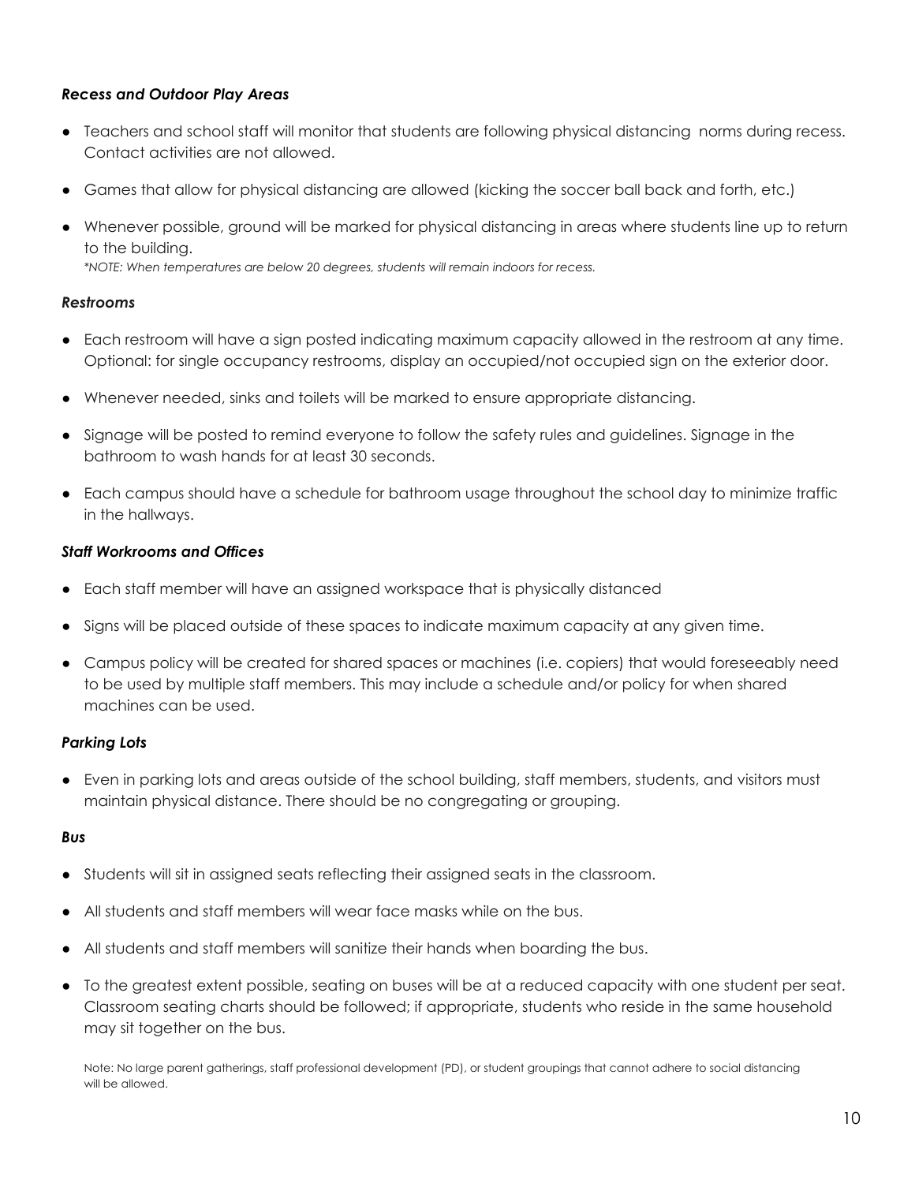### *Recess and Outdoor Play Areas*

- Teachers and school staff will monitor that students are following physical distancing norms during recess. Contact activities are not allowed.
- Games that allow for physical distancing are allowed (kicking the soccer ball back and forth, etc.)
- Whenever possible, ground will be marked for physical distancing in areas where students line up to return to the building.
  *\*NOTE: When temperatures are below 20 degrees, students will remain indoors for recess.*

### *Restrooms*

- Each restroom will have a sign posted indicating maximum capacity allowed in the restroom at any time. Optional: for single occupancy restrooms, display an occupied/not occupied sign on the exterior door.
- Whenever needed, sinks and toilets will be marked to ensure appropriate distancing.
- Signage will be posted to remind everyone to follow the safety rules and guidelines. Signage in the bathroom to wash hands for at least 30 seconds.
- Each campus should have a schedule for bathroom usage throughout the school day to minimize traffic in the hallways.

### *Staff Workrooms and Offices*

- Each staff member will have an assigned workspace that is physically distanced
- Signs will be placed outside of these spaces to indicate maximum capacity at any given time.
- Campus policy will be created for shared spaces or machines (i.e. copiers) that would foreseeably need to be used by multiple staff members. This may include a schedule and/or policy for when shared machines can be used.

### *Parking Lots*

- Even in parking lots and areas outside of the school building, staff members, students, and visitors must maintain physical distance. There should be no congregating or grouping.

### *Bus*

- Students will sit in assigned seats reflecting their assigned seats in the classroom.
- All students and staff members will wear face masks while on the bus.
- All students and staff members will sanitize their hands when boarding the bus.
- To the greatest extent possible, seating on buses will be at a reduced capacity with one student per seat. Classroom seating charts should be followed; if appropriate, students who reside in the same household may sit together on the bus.

Note: No large parent gatherings, staff professional development (PD), or student groupings that cannot adhere to social distancing will be allowed.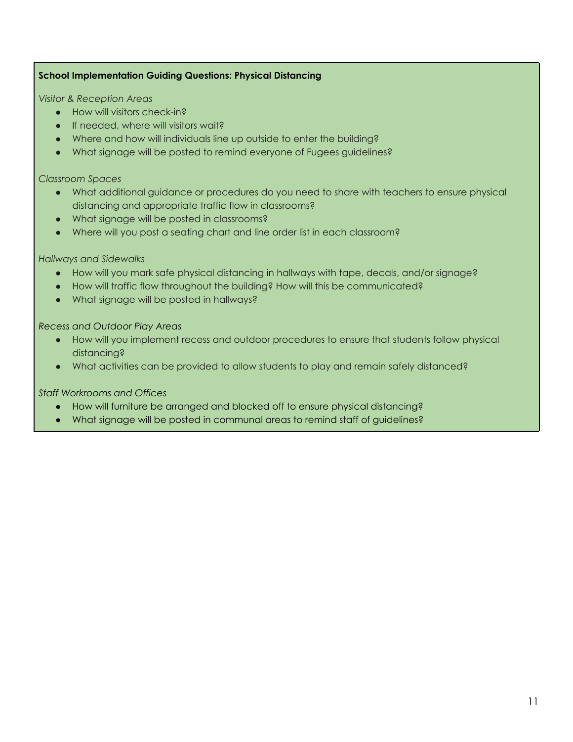**School Implementation Guiding Questions: Physical Distancing**

*Visitor & Reception Areas*

- How will visitors check-in?
- If needed, where will visitors wait?
- Where and how will individuals line up outside to enter the building?
- What signage will be posted to remind everyone of Fugees guidelines?

*Classroom Spaces*

- What additional guidance or procedures do you need to share with teachers to ensure physical distancing and appropriate traffic flow in classrooms?
- What signage will be posted in classrooms?
- Where will you post a seating chart and line order list in each classroom?

*Hallways and Sidewalks*

- How will you mark safe physical distancing in hallways with tape, decals, and/or signage?
- How will traffic flow throughout the building? How will this be communicated?
- What signage will be posted in hallways?

*Recess and Outdoor Play Areas*

- How will you implement recess and outdoor procedures to ensure that students follow physical distancing?
- What activities can be provided to allow students to play and remain safely distanced?

*Staff Workrooms and Offices*

- How will furniture be arranged and blocked off to ensure physical distancing?
- What signage will be posted in communal areas to remind staff of guidelines?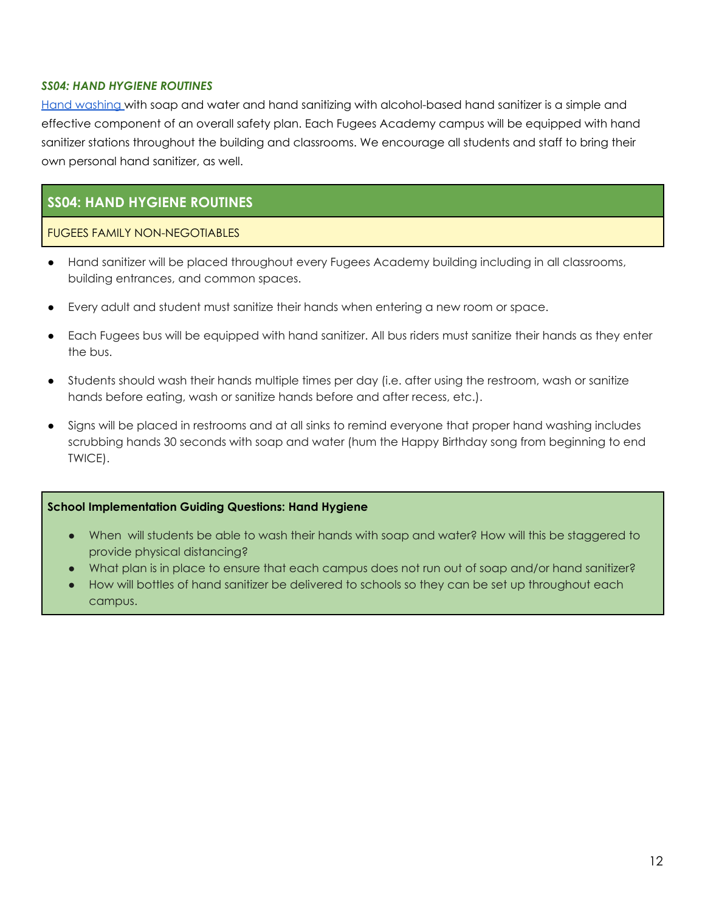***SS04: HAND HYGIENE ROUTINES***

Hand washing with soap and water and hand sanitizing with alcohol-based hand sanitizer is a simple and effective component of an overall safety plan. Each Fugees Academy campus will be equipped with hand sanitizer stations throughout the building and classrooms. We encourage all students and staff to bring their own personal hand sanitizer, as well.

## SS04: HAND HYGIENE ROUTINES

FUGEES FAMILY NON-NEGOTIABLES

- Hand sanitizer will be placed throughout every Fugees Academy building including in all classrooms, building entrances, and common spaces.
- Every adult and student must sanitize their hands when entering a new room or space.
- Each Fugees bus will be equipped with hand sanitizer. All bus riders must sanitize their hands as they enter the bus.
- Students should wash their hands multiple times per day (i.e. after using the restroom, wash or sanitize hands before eating, wash or sanitize hands before and after recess, etc.).
- Signs will be placed in restrooms and at all sinks to remind everyone that proper hand washing includes scrubbing hands 30 seconds with soap and water (hum the Happy Birthday song from beginning to end TWICE).

**School Implementation Guiding Questions: Hand Hygiene**

- When will students be able to wash their hands with soap and water? How will this be staggered to provide physical distancing?
- What plan is in place to ensure that each campus does not run out of soap and/or hand sanitizer?
- How will bottles of hand sanitizer be delivered to schools so they can be set up throughout each campus.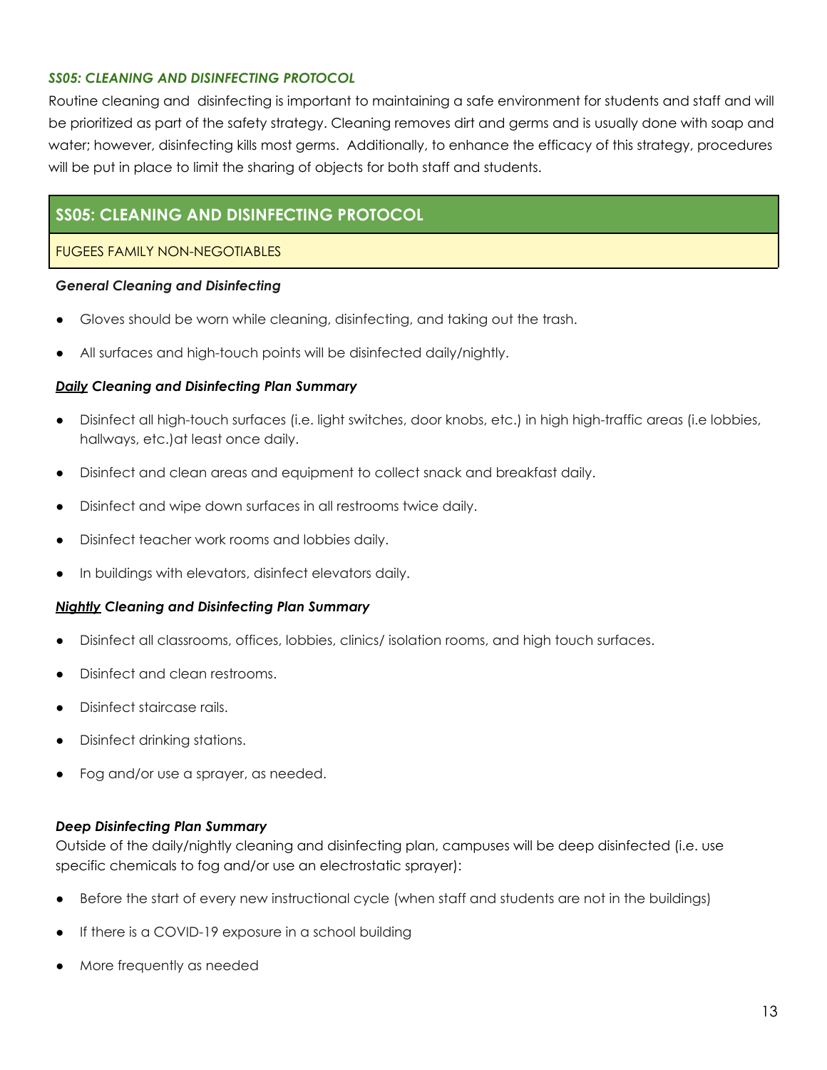### *SS05: CLEANING AND DISINFECTING PROTOCOL*

Routine cleaning and disinfecting is important to maintaining a safe environment for students and staff and will be prioritized as part of the safety strategy. Cleaning removes dirt and germs and is usually done with soap and water; however, disinfecting kills most germs. Additionally, to enhance the efficacy of this strategy, procedures will be put in place to limit the sharing of objects for both staff and students.

| **SS05: CLEANING AND DISINFECTING PROTOCOL** |
|---|
| FUGEES FAMILY NON-NEGOTIABLES |

***General Cleaning and Disinfecting***

- Gloves should be worn while cleaning, disinfecting, and taking out the trash.
- All surfaces and high-touch points will be disinfected daily/nightly.

***Daily Cleaning and Disinfecting Plan Summary***

- Disinfect all high-touch surfaces (i.e. light switches, door knobs, etc.) in high high-traffic areas (i.e lobbies, hallways, etc.)at least once daily.
- Disinfect and clean areas and equipment to collect snack and breakfast daily.
- Disinfect and wipe down surfaces in all restrooms twice daily.
- Disinfect teacher work rooms and lobbies daily.
- In buildings with elevators, disinfect elevators daily.

***Nightly Cleaning and Disinfecting Plan Summary***

- Disinfect all classrooms, offices, lobbies, clinics/ isolation rooms, and high touch surfaces.
- Disinfect and clean restrooms.
- Disinfect staircase rails.
- Disinfect drinking stations.
- Fog and/or use a sprayer, as needed.

***Deep Disinfecting Plan Summary***

Outside of the daily/nightly cleaning and disinfecting plan, campuses will be deep disinfected (i.e. use specific chemicals to fog and/or use an electrostatic sprayer):

- Before the start of every new instructional cycle (when staff and students are not in the buildings)
- If there is a COVID-19 exposure in a school building
- More frequently as needed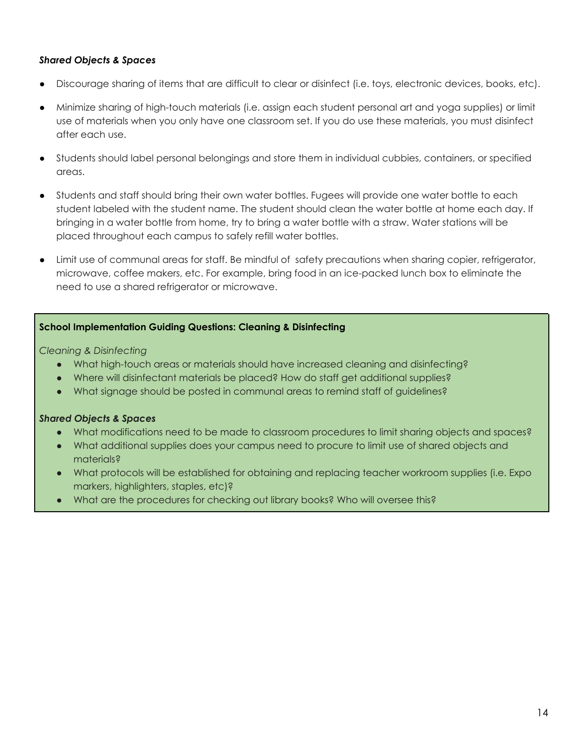***Shared Objects & Spaces***

- Discourage sharing of items that are difficult to clear or disinfect (i.e. toys, electronic devices, books, etc).
- Minimize sharing of high-touch materials (i.e. assign each student personal art and yoga supplies) or limit use of materials when you only have one classroom set. If you do use these materials, you must disinfect after each use.
- Students should label personal belongings and store them in individual cubbies, containers, or specified areas.
- Students and staff should bring their own water bottles. Fugees will provide one water bottle to each student labeled with the student name. The student should clean the water bottle at home each day. If bringing in a water bottle from home, try to bring a water bottle with a straw. Water stations will be placed throughout each campus to safely refill water bottles.
- Limit use of communal areas for staff. Be mindful of safety precautions when sharing copier, refrigerator, microwave, coffee makers, etc. For example, bring food in an ice-packed lunch box to eliminate the need to use a shared refrigerator or microwave.

**School Implementation Guiding Questions: Cleaning & Disinfecting**

*Cleaning & Disinfecting*

- What high-touch areas or materials should have increased cleaning and disinfecting?
- Where will disinfectant materials be placed? How do staff get additional supplies?
- What signage should be posted in communal areas to remind staff of guidelines?

***Shared Objects & Spaces***

- What modifications need to be made to classroom procedures to limit sharing objects and spaces?
- What additional supplies does your campus need to procure to limit use of shared objects and materials?
- What protocols will be established for obtaining and replacing teacher workroom supplies (i.e. Expo markers, highlighters, staples, etc)?
- What are the procedures for checking out library books? Who will oversee this?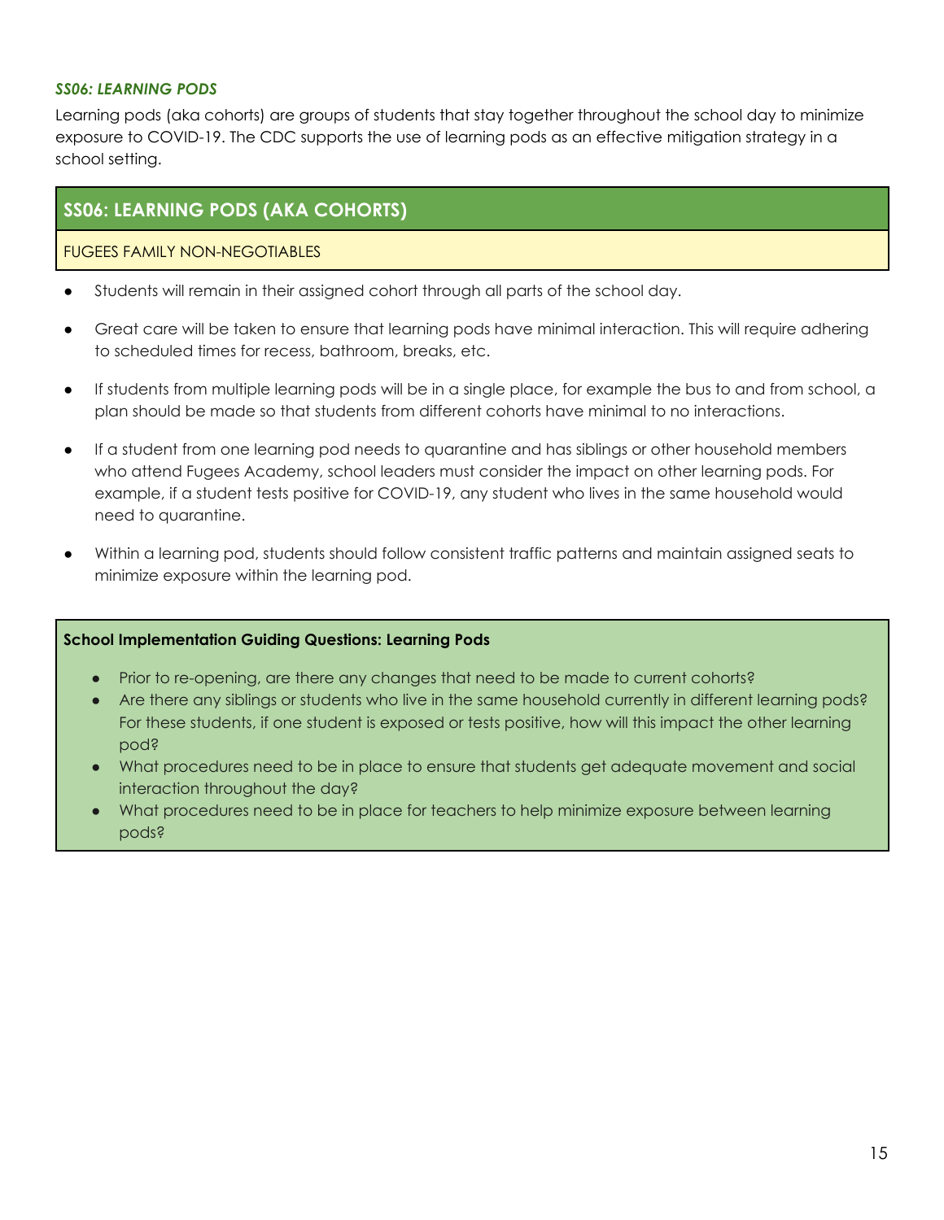### *SS06: LEARNING PODS*

Learning pods (aka cohorts) are groups of students that stay together throughout the school day to minimize exposure to COVID-19. The CDC supports the use of learning pods as an effective mitigation strategy in a school setting.

## SS06: LEARNING PODS (AKA COHORTS)

FUGEES FAMILY NON-NEGOTIABLES

- Students will remain in their assigned cohort through all parts of the school day.
- Great care will be taken to ensure that learning pods have minimal interaction. This will require adhering to scheduled times for recess, bathroom, breaks, etc.
- If students from multiple learning pods will be in a single place, for example the bus to and from school, a plan should be made so that students from different cohorts have minimal to no interactions.
- If a student from one learning pod needs to quarantine and has siblings or other household members who attend Fugees Academy, school leaders must consider the impact on other learning pods. For example, if a student tests positive for COVID-19, any student who lives in the same household would need to quarantine.
- Within a learning pod, students should follow consistent traffic patterns and maintain assigned seats to minimize exposure within the learning pod.

**School Implementation Guiding Questions: Learning Pods**

- Prior to re-opening, are there any changes that need to be made to current cohorts?
- Are there any siblings or students who live in the same household currently in different learning pods? For these students, if one student is exposed or tests positive, how will this impact the other learning pod?
- What procedures need to be in place to ensure that students get adequate movement and social interaction throughout the day?
- What procedures need to be in place for teachers to help minimize exposure between learning pods?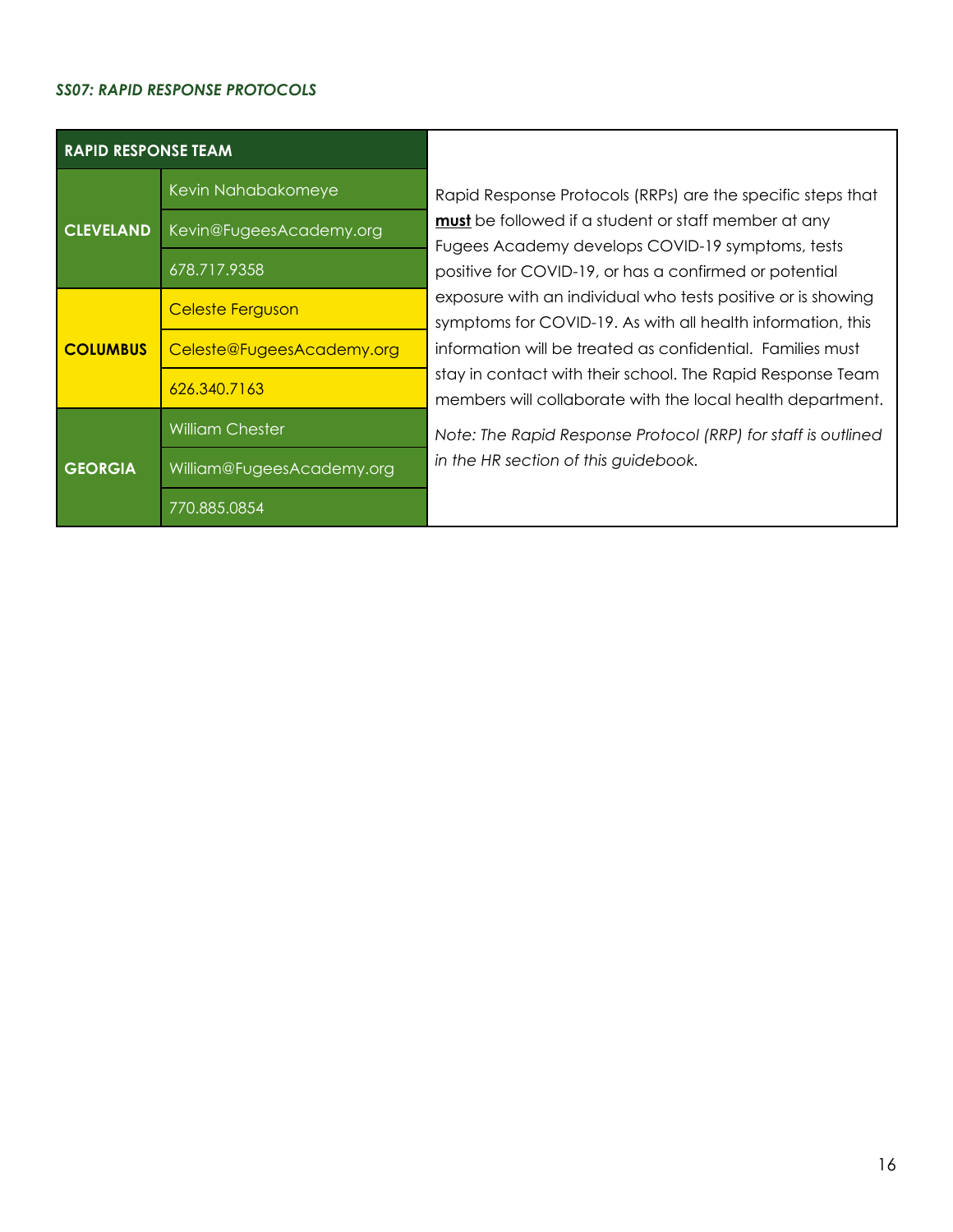*SS07: RAPID RESPONSE PROTOCOLS*

| RAPID RESPONSE TEAM | |
|---|---|
| **CLEVELAND** | Kevin Nahabakomeye |
| | Kevin@FugeesAcademy.org |
| | 678.717.9358 |
| **COLUMBUS** | Celeste Ferguson |
| | Celeste@FugeesAcademy.org |
| | 626.340.7163 |
| **GEORGIA** | William Chester |
| | William@FugeesAcademy.org |
| | 770.885.0854 |

Rapid Response Protocols (RRPs) are the specific steps that **must** be followed if a student or staff member at any Fugees Academy develops COVID-19 symptoms, tests positive for COVID-19, or has a confirmed or potential exposure with an individual who tests positive or is showing symptoms for COVID-19. As with all health information, this information will be treated as confidential. Families must stay in contact with their school. The Rapid Response Team members will collaborate with the local health department.

*Note: The Rapid Response Protocol (RRP) for staff is outlined in the HR section of this guidebook.*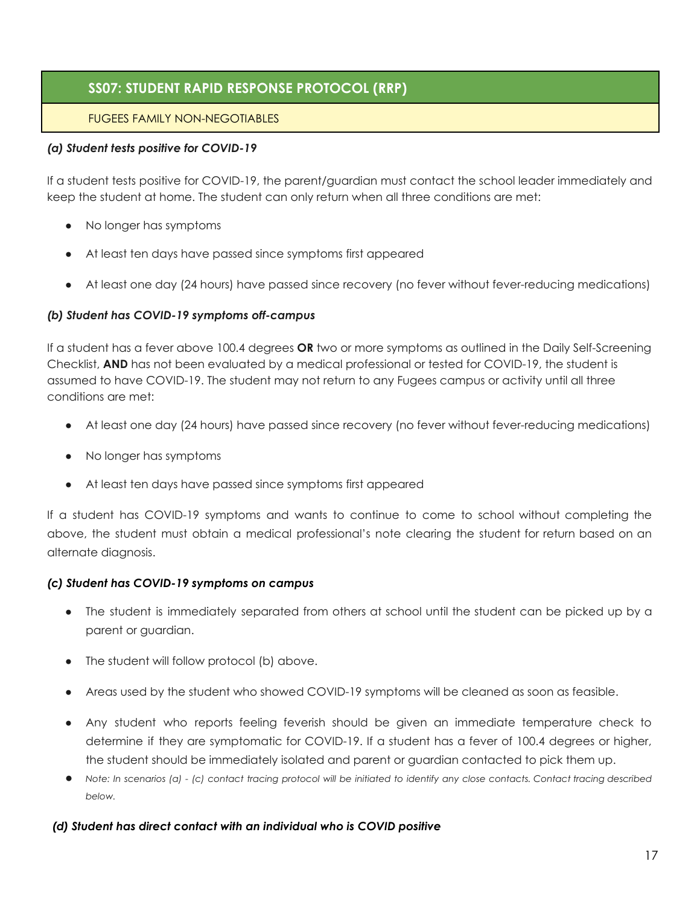## SS07: STUDENT RAPID RESPONSE PROTOCOL (RRP)

FUGEES FAMILY NON-NEGOTIABLES

***(a) Student tests positive for COVID-19***

If a student tests positive for COVID-19, the parent/guardian must contact the school leader immediately and keep the student at home. The student can only return when all three conditions are met:

- No longer has symptoms
- At least ten days have passed since symptoms first appeared
- At least one day (24 hours) have passed since recovery (no fever without fever-reducing medications)

***(b) Student has COVID-19 symptoms off-campus***

If a student has a fever above 100.4 degrees **OR** two or more symptoms as outlined in the Daily Self-Screening Checklist, **AND** has not been evaluated by a medical professional or tested for COVID-19, the student is assumed to have COVID-19. The student may not return to any Fugees campus or activity until all three conditions are met:

- At least one day (24 hours) have passed since recovery (no fever without fever-reducing medications)
- No longer has symptoms
- At least ten days have passed since symptoms first appeared

If a student has COVID-19 symptoms and wants to continue to come to school without completing the above, the student must obtain a medical professional's note clearing the student for return based on an alternate diagnosis.

***(c) Student has COVID-19 symptoms on campus***

- The student is immediately separated from others at school until the student can be picked up by a parent or guardian.
- The student will follow protocol (b) above.
- Areas used by the student who showed COVID-19 symptoms will be cleaned as soon as feasible.
- Any student who reports feeling feverish should be given an immediate temperature check to determine if they are symptomatic for COVID-19. If a student has a fever of 100.4 degrees or higher, the student should be immediately isolated and parent or guardian contacted to pick them up.
- *Note: In scenarios (a) - (c) contact tracing protocol will be initiated to identify any close contacts. Contact tracing described below.*

***(d) Student has direct contact with an individual who is COVID positive***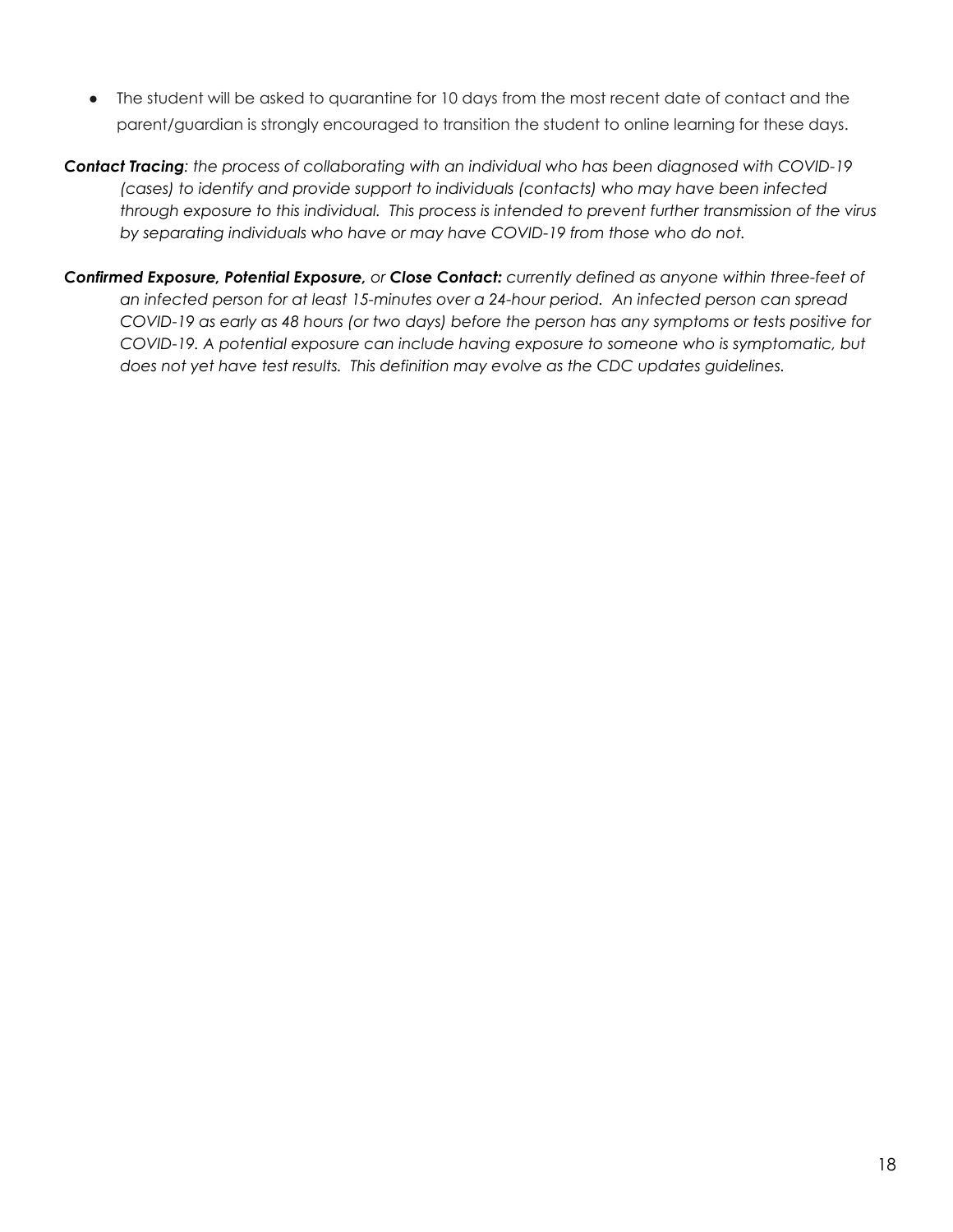- The student will be asked to quarantine for 10 days from the most recent date of contact and the parent/guardian is strongly encouraged to transition the student to online learning for these days.

***Contact Tracing****: the process of collaborating with an individual who has been diagnosed with COVID-19 (cases) to identify and provide support to individuals (contacts) who may have been infected through exposure to this individual. This process is intended to prevent further transmission of the virus by separating individuals who have or may have COVID-19 from those who do not.*

***Confirmed Exposure, Potential Exposure,*** *or* ***Close Contact:*** *currently defined as anyone within three-feet of an infected person for at least 15-minutes over a 24-hour period. An infected person can spread COVID-19 as early as 48 hours (or two days) before the person has any symptoms or tests positive for COVID-19. A potential exposure can include having exposure to someone who is symptomatic, but does not yet have test results. This definition may evolve as the CDC updates guidelines.*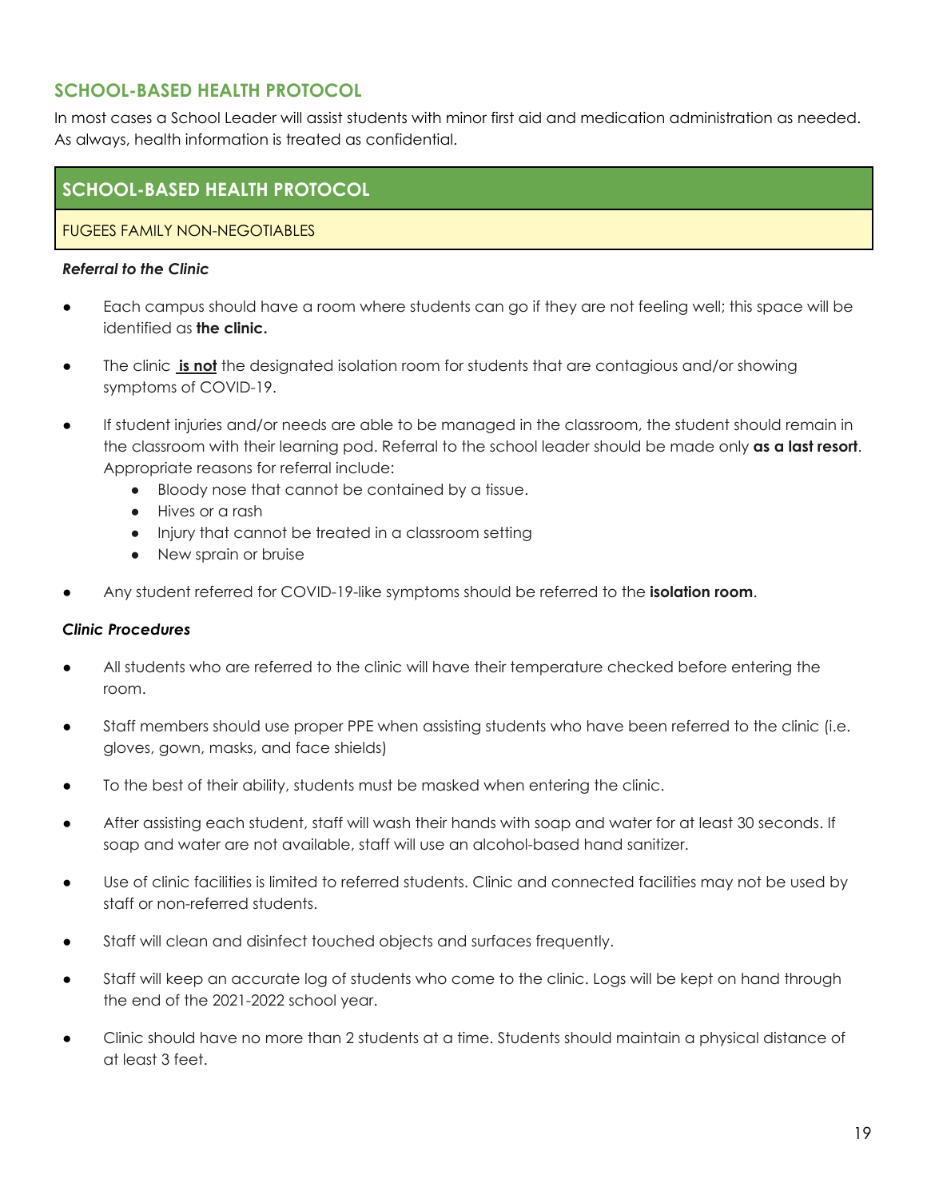## SCHOOL-BASED HEALTH PROTOCOL

In most cases a School Leader will assist students with minor first aid and medication administration as needed. As always, health information is treated as confidential.

| SCHOOL-BASED HEALTH PROTOCOL |
|---|
| FUGEES FAMILY NON-NEGOTIABLES |

***Referral to the Clinic***

- Each campus should have a room where students can go if they are not feeling well; this space will be identified as **the clinic.**
- The clinic **is not** the designated isolation room for students that are contagious and/or showing symptoms of COVID-19.
- If student injuries and/or needs are able to be managed in the classroom, the student should remain in the classroom with their learning pod. Referral to the school leader should be made only **as a last resort**. Appropriate reasons for referral include:
  - Bloody nose that cannot be contained by a tissue.
  - Hives or a rash
  - Injury that cannot be treated in a classroom setting
  - New sprain or bruise
- Any student referred for COVID-19-like symptoms should be referred to the **isolation room**.

***Clinic Procedures***

- All students who are referred to the clinic will have their temperature checked before entering the room.
- Staff members should use proper PPE when assisting students who have been referred to the clinic (i.e. gloves, gown, masks, and face shields)
- To the best of their ability, students must be masked when entering the clinic.
- After assisting each student, staff will wash their hands with soap and water for at least 30 seconds. If soap and water are not available, staff will use an alcohol-based hand sanitizer.
- Use of clinic facilities is limited to referred students. Clinic and connected facilities may not be used by staff or non-referred students.
- Staff will clean and disinfect touched objects and surfaces frequently.
- Staff will keep an accurate log of students who come to the clinic. Logs will be kept on hand through the end of the 2021-2022 school year.
- Clinic should have no more than 2 students at a time. Students should maintain a physical distance of at least 3 feet.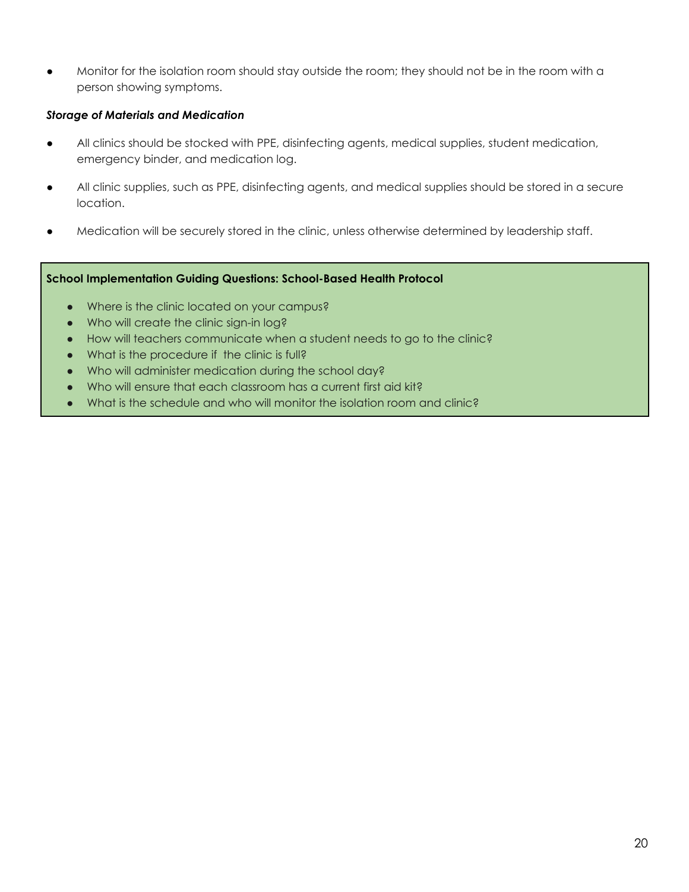- Monitor for the isolation room should stay outside the room; they should not be in the room with a person showing symptoms.

***Storage of Materials and Medication***

- All clinics should be stocked with PPE, disinfecting agents, medical supplies, student medication, emergency binder, and medication log.
- All clinic supplies, such as PPE, disinfecting agents, and medical supplies should be stored in a secure location.
- Medication will be securely stored in the clinic, unless otherwise determined by leadership staff.

**School Implementation Guiding Questions: School-Based Health Protocol**

- Where is the clinic located on your campus?
- Who will create the clinic sign-in log?
- How will teachers communicate when a student needs to go to the clinic?
- What is the procedure if the clinic is full?
- Who will administer medication during the school day?
- Who will ensure that each classroom has a current first aid kit?
- What is the schedule and who will monitor the isolation room and clinic?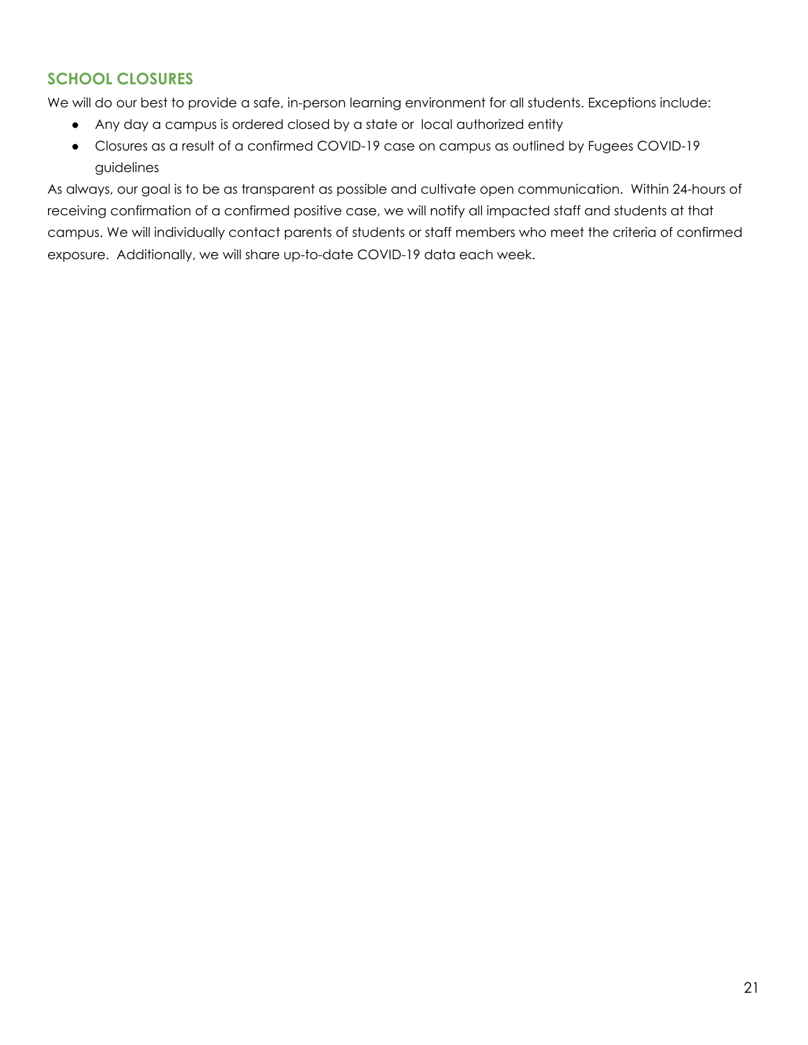## SCHOOL CLOSURES

We will do our best to provide a safe, in-person learning environment for all students. Exceptions include:

- Any day a campus is ordered closed by a state or local authorized entity
- Closures as a result of a confirmed COVID-19 case on campus as outlined by Fugees COVID-19 guidelines

As always, our goal is to be as transparent as possible and cultivate open communication. Within 24-hours of receiving confirmation of a confirmed positive case, we will notify all impacted staff and students at that campus. We will individually contact parents of students or staff members who meet the criteria of confirmed exposure. Additionally, we will share up-to-date COVID-19 data each week.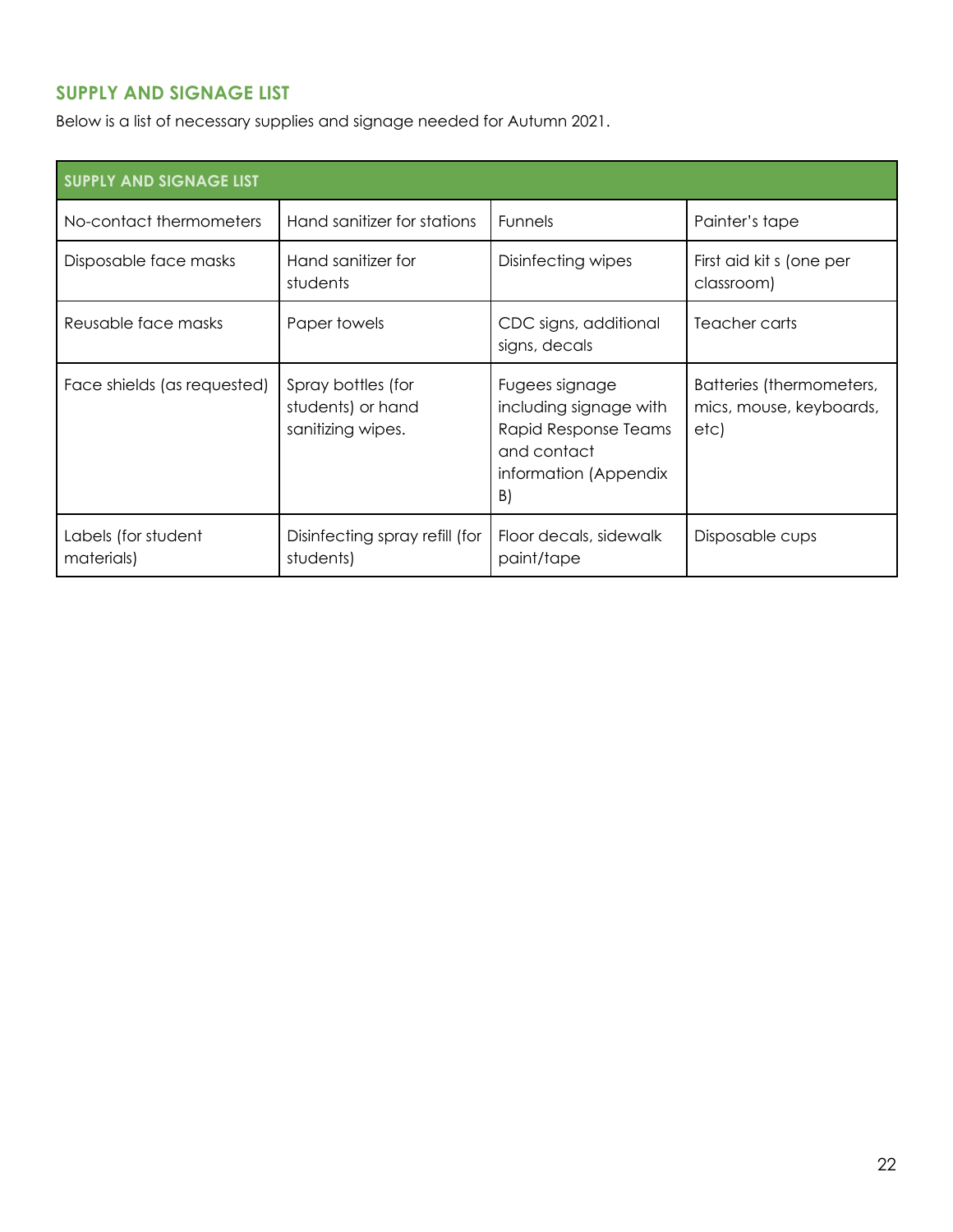## SUPPLY AND SIGNAGE LIST

Below is a list of necessary supplies and signage needed for Autumn 2021.

| SUPPLY AND SIGNAGE LIST | | | |
|---|---|---|---|
| No-contact thermometers | Hand sanitizer for stations | Funnels | Painter's tape |
| Disposable face masks | Hand sanitizer for students | Disinfecting wipes | First aid kit s (one per classroom) |
| Reusable face masks | Paper towels | CDC signs, additional signs, decals | Teacher carts |
| Face shields (as requested) | Spray bottles (for students) or hand sanitizing wipes. | Fugees signage including signage with Rapid Response Teams and contact information (Appendix B) | Batteries (thermometers, mics, mouse, keyboards, etc) |
| Labels (for student materials) | Disinfecting spray refill (for students) | Floor decals, sidewalk paint/tape | Disposable cups |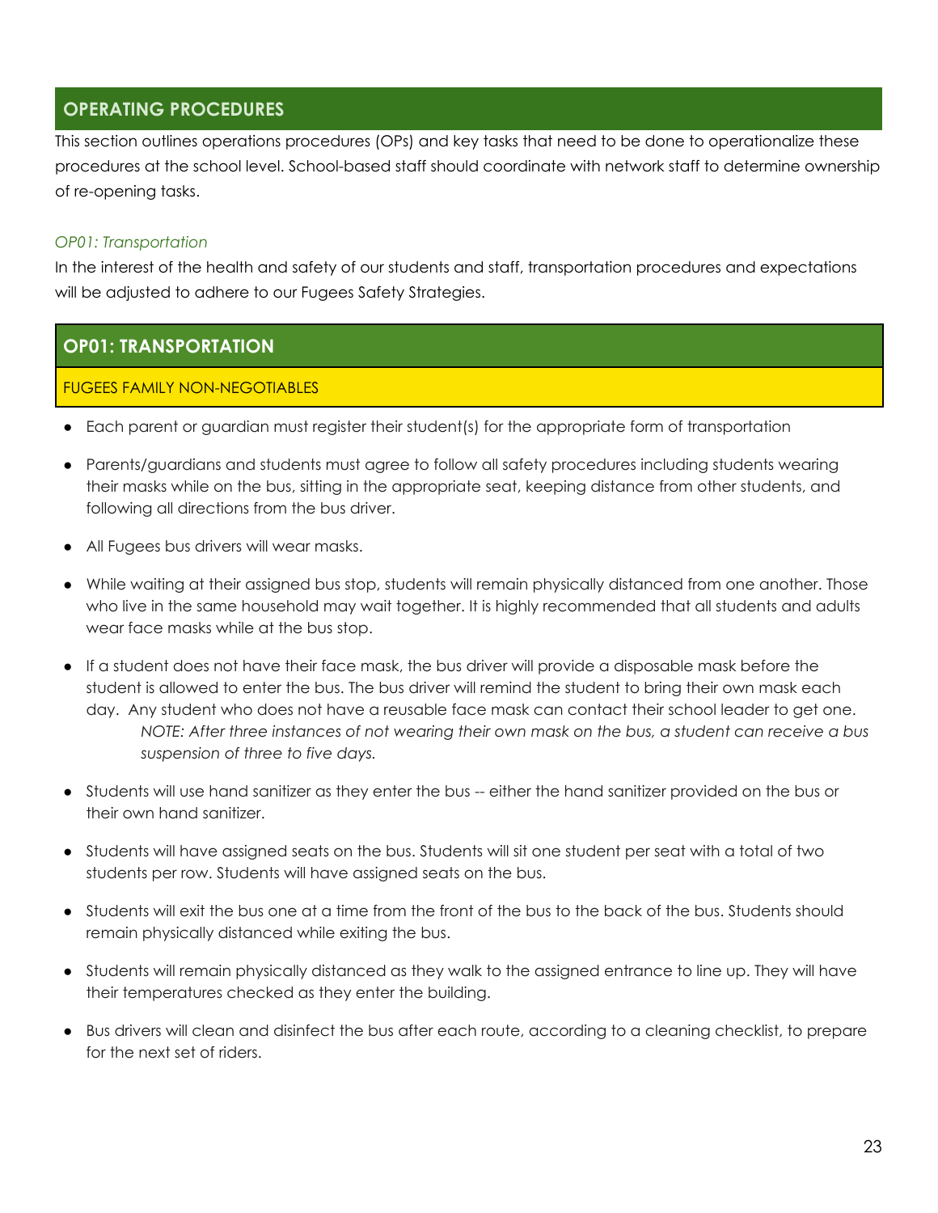## OPERATING PROCEDURES

This section outlines operations procedures (OPs) and key tasks that need to be done to operationalize these procedures at the school level. School-based staff should coordinate with network staff to determine ownership of re-opening tasks.

*OP01: Transportation*

In the interest of the health and safety of our students and staff, transportation procedures and expectations will be adjusted to adhere to our Fugees Safety Strategies.

### OP01: TRANSPORTATION

FUGEES FAMILY NON-NEGOTIABLES

- Each parent or guardian must register their student(s) for the appropriate form of transportation
- Parents/guardians and students must agree to follow all safety procedures including students wearing their masks while on the bus, sitting in the appropriate seat, keeping distance from other students, and following all directions from the bus driver.
- All Fugees bus drivers will wear masks.
- While waiting at their assigned bus stop, students will remain physically distanced from one another. Those who live in the same household may wait together. It is highly recommended that all students and adults wear face masks while at the bus stop.
- If a student does not have their face mask, the bus driver will provide a disposable mask before the student is allowed to enter the bus. The bus driver will remind the student to bring their own mask each day. Any student who does not have a reusable face mask can contact their school leader to get one.
  *NOTE: After three instances of not wearing their own mask on the bus, a student can receive a bus suspension of three to five days.*
- Students will use hand sanitizer as they enter the bus -- either the hand sanitizer provided on the bus or their own hand sanitizer.
- Students will have assigned seats on the bus. Students will sit one student per seat with a total of two students per row. Students will have assigned seats on the bus.
- Students will exit the bus one at a time from the front of the bus to the back of the bus. Students should remain physically distanced while exiting the bus.
- Students will remain physically distanced as they walk to the assigned entrance to line up. They will have their temperatures checked as they enter the building.
- Bus drivers will clean and disinfect the bus after each route, according to a cleaning checklist, to prepare for the next set of riders.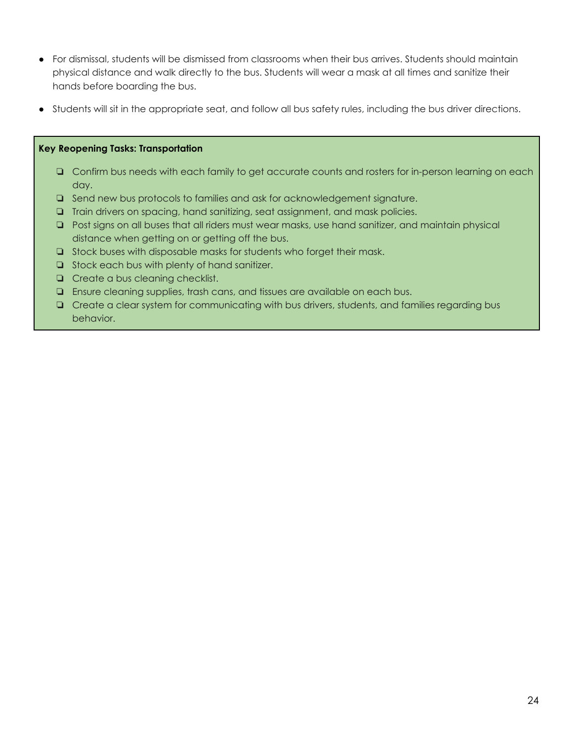- For dismissal, students will be dismissed from classrooms when their bus arrives. Students should maintain physical distance and walk directly to the bus. Students will wear a mask at all times and sanitize their hands before boarding the bus.
- Students will sit in the appropriate seat, and follow all bus safety rules, including the bus driver directions.

**Key Reopening Tasks: Transportation**

- [ ] Confirm bus needs with each family to get accurate counts and rosters for in-person learning on each day.
- [ ] Send new bus protocols to families and ask for acknowledgement signature.
- [ ] Train drivers on spacing, hand sanitizing, seat assignment, and mask policies.
- [ ] Post signs on all buses that all riders must wear masks, use hand sanitizer, and maintain physical distance when getting on or getting off the bus.
- [ ] Stock buses with disposable masks for students who forget their mask.
- [ ] Stock each bus with plenty of hand sanitizer.
- [ ] Create a bus cleaning checklist.
- [ ] Ensure cleaning supplies, trash cans, and tissues are available on each bus.
- [ ] Create a clear system for communicating with bus drivers, students, and families regarding bus behavior.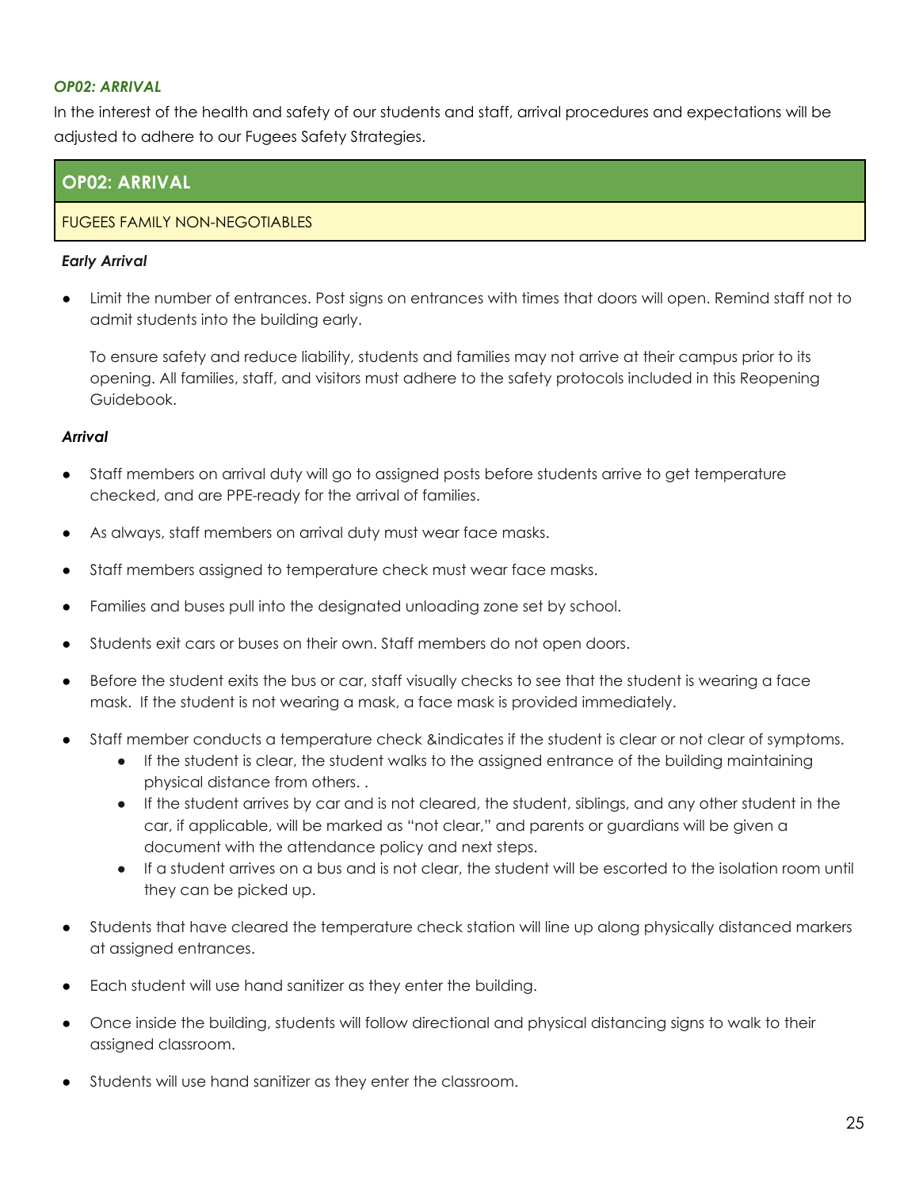***OP02: ARRIVAL***

In the interest of the health and safety of our students and staff, arrival procedures and expectations will be adjusted to adhere to our Fugees Safety Strategies.

| **OP02: ARRIVAL** |
| --- |
| FUGEES FAMILY NON-NEGOTIABLES |

***Early Arrival***

- Limit the number of entrances. Post signs on entrances with times that doors will open. Remind staff not to admit students into the building early.

  To ensure safety and reduce liability, students and families may not arrive at their campus prior to its opening. All families, staff, and visitors must adhere to the safety protocols included in this Reopening Guidebook.

***Arrival***

- Staff members on arrival duty will go to assigned posts before students arrive to get temperature checked, and are PPE-ready for the arrival of families.
- As always, staff members on arrival duty must wear face masks.
- Staff members assigned to temperature check must wear face masks.
- Families and buses pull into the designated unloading zone set by school.
- Students exit cars or buses on their own. Staff members do not open doors.
- Before the student exits the bus or car, staff visually checks to see that the student is wearing a face mask. If the student is not wearing a mask, a face mask is provided immediately.
- Staff member conducts a temperature check &indicates if the student is clear or not clear of symptoms.
  - If the student is clear, the student walks to the assigned entrance of the building maintaining physical distance from others. .
  - If the student arrives by car and is not cleared, the student, siblings, and any other student in the car, if applicable, will be marked as "not clear," and parents or guardians will be given a document with the attendance policy and next steps.
  - If a student arrives on a bus and is not clear, the student will be escorted to the isolation room until they can be picked up.
- Students that have cleared the temperature check station will line up along physically distanced markers at assigned entrances.
- Each student will use hand sanitizer as they enter the building.
- Once inside the building, students will follow directional and physical distancing signs to walk to their assigned classroom.
- Students will use hand sanitizer as they enter the classroom.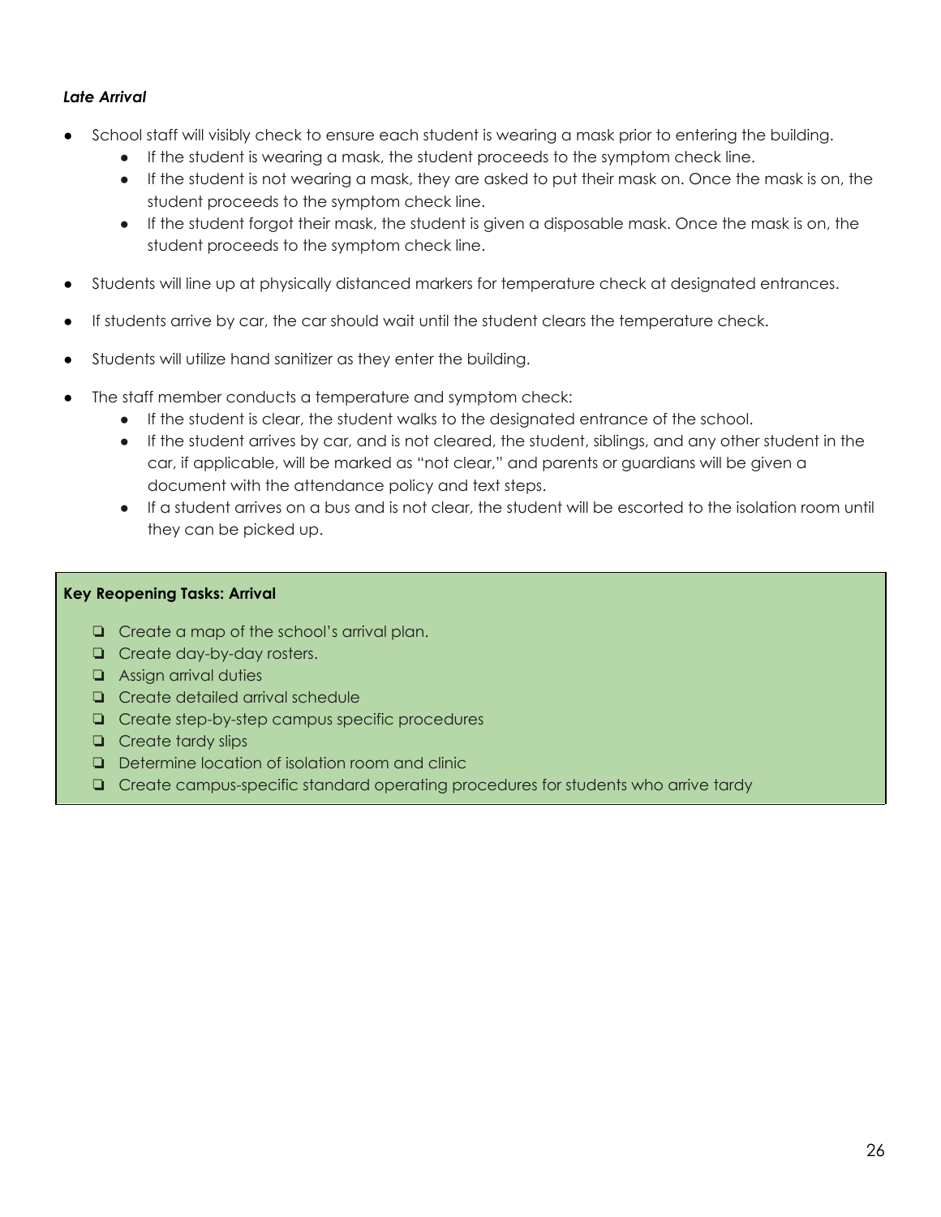***Late Arrival***

- School staff will visibly check to ensure each student is wearing a mask prior to entering the building.
  - If the student is wearing a mask, the student proceeds to the symptom check line.
  - If the student is not wearing a mask, they are asked to put their mask on. Once the mask is on, the student proceeds to the symptom check line.
  - If the student forgot their mask, the student is given a disposable mask. Once the mask is on, the student proceeds to the symptom check line.
- Students will line up at physically distanced markers for temperature check at designated entrances.
- If students arrive by car, the car should wait until the student clears the temperature check.
- Students will utilize hand sanitizer as they enter the building.
- The staff member conducts a temperature and symptom check:
  - If the student is clear, the student walks to the designated entrance of the school.
  - If the student arrives by car, and is not cleared, the student, siblings, and any other student in the car, if applicable, will be marked as "not clear," and parents or guardians will be given a document with the attendance policy and text steps.
  - If a student arrives on a bus and is not clear, the student will be escorted to the isolation room until they can be picked up.

**Key Reopening Tasks: Arrival**

- ❏ Create a map of the school's arrival plan.
- ❏ Create day-by-day rosters.
- ❏ Assign arrival duties
- ❏ Create detailed arrival schedule
- ❏ Create step-by-step campus specific procedures
- ❏ Create tardy slips
- ❏ Determine location of isolation room and clinic
- ❏ Create campus-specific standard operating procedures for students who arrive tardy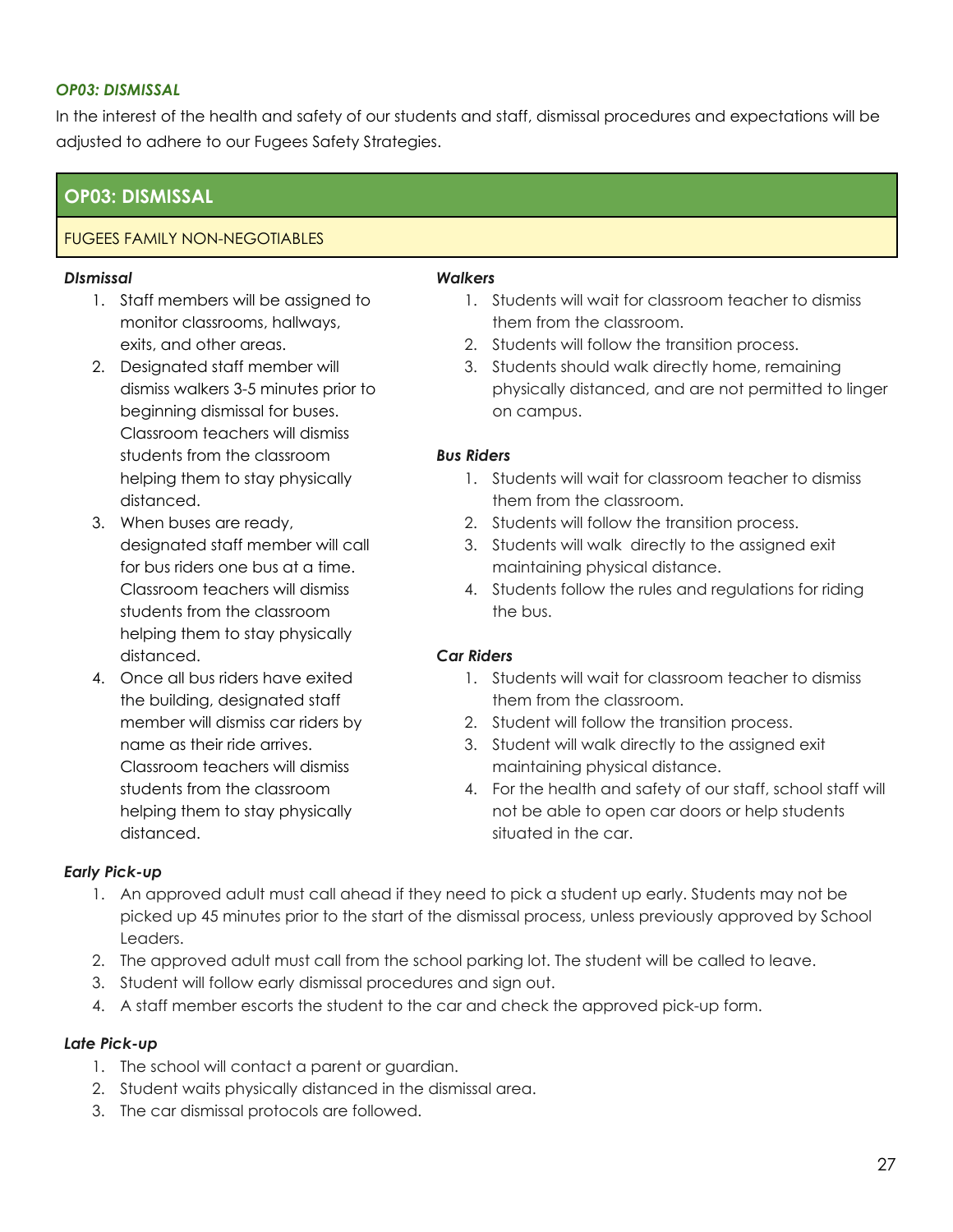### *OP03: DISMISSAL*

In the interest of the health and safety of our students and staff, dismissal procedures and expectations will be adjusted to adhere to our Fugees Safety Strategies.

## OP03: DISMISSAL

FUGEES FAMILY NON-NEGOTIABLES

***DIsmissal***

1. Staff members will be assigned to monitor classrooms, hallways, exits, and other areas.
2. Designated staff member will dismiss walkers 3-5 minutes prior to beginning dismissal for buses. Classroom teachers will dismiss students from the classroom helping them to stay physically distanced.
3. When buses are ready, designated staff member will call for bus riders one bus at a time. Classroom teachers will dismiss students from the classroom helping them to stay physically distanced.
4. Once all bus riders have exited the building, designated staff member will dismiss car riders by name as their ride arrives. Classroom teachers will dismiss students from the classroom helping them to stay physically distanced.

***Walkers***

1. Students will wait for classroom teacher to dismiss them from the classroom.
2. Students will follow the transition process.
3. Students should walk directly home, remaining physically distanced, and are not permitted to linger on campus.

***Bus Riders***

1. Students will wait for classroom teacher to dismiss them from the classroom.
2. Students will follow the transition process.
3. Students will walk  directly to the assigned exit maintaining physical distance.
4. Students follow the rules and regulations for riding the bus.

***Car Riders***

1. Students will wait for classroom teacher to dismiss them from the classroom.
2. Student will follow the transition process.
3. Student will walk directly to the assigned exit maintaining physical distance.
4. For the health and safety of our staff, school staff will not be able to open car doors or help students situated in the car.

***Early Pick-up***

1. An approved adult must call ahead if they need to pick a student up early. Students may not be picked up 45 minutes prior to the start of the dismissal process, unless previously approved by School Leaders.
2. The approved adult must call from the school parking lot. The student will be called to leave.
3. Student will follow early dismissal procedures and sign out.
4. A staff member escorts the student to the car and check the approved pick-up form.

***Late Pick-up***

1. The school will contact a parent or guardian.
2. Student waits physically distanced in the dismissal area.
3. The car dismissal protocols are followed.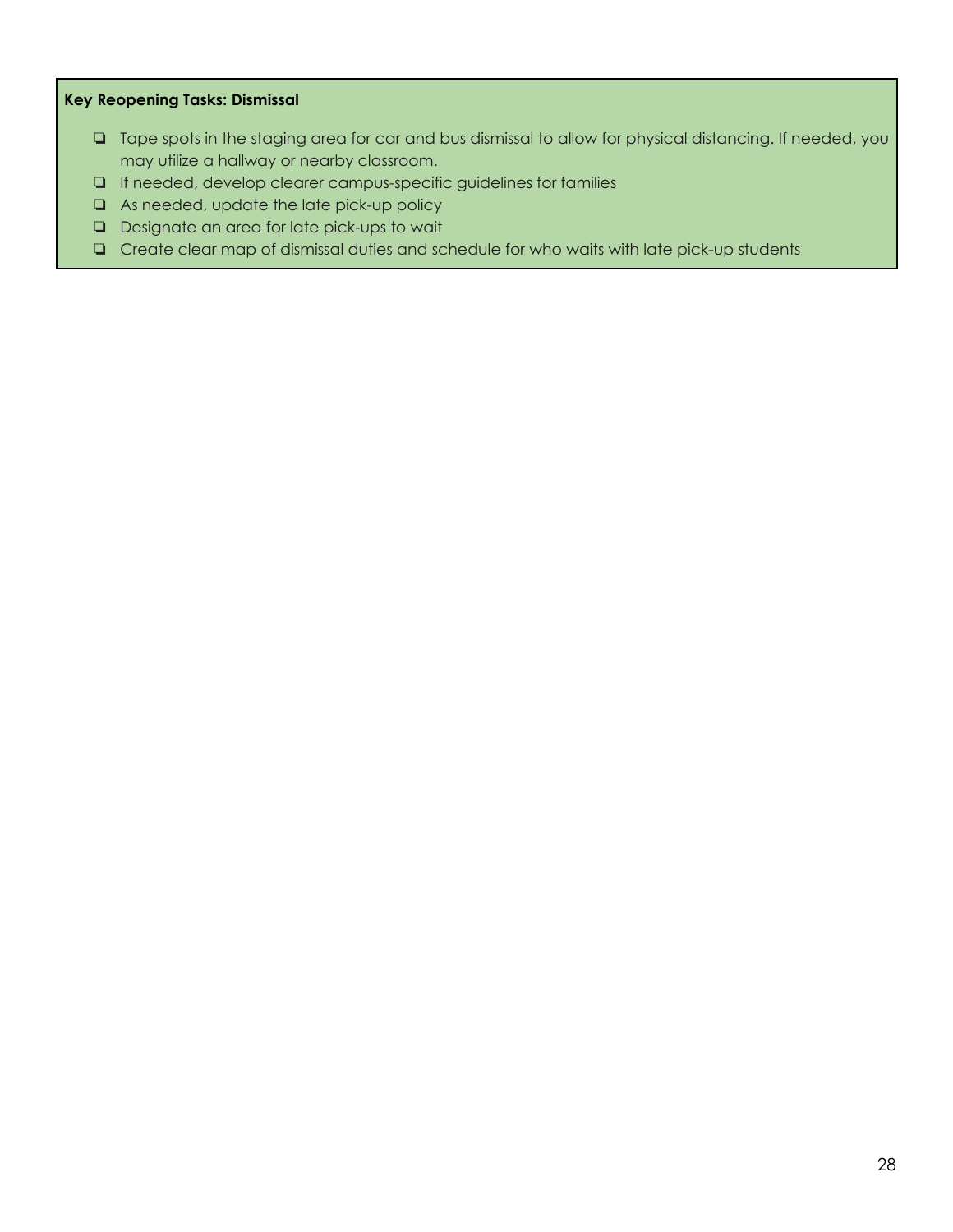**Key Reopening Tasks: Dismissal**

- [ ] Tape spots in the staging area for car and bus dismissal to allow for physical distancing. If needed, you may utilize a hallway or nearby classroom.
- [ ] If needed, develop clearer campus-specific guidelines for families
- [ ] As needed, update the late pick-up policy
- [ ] Designate an area for late pick-ups to wait
- [ ] Create clear map of dismissal duties and schedule for who waits with late pick-up students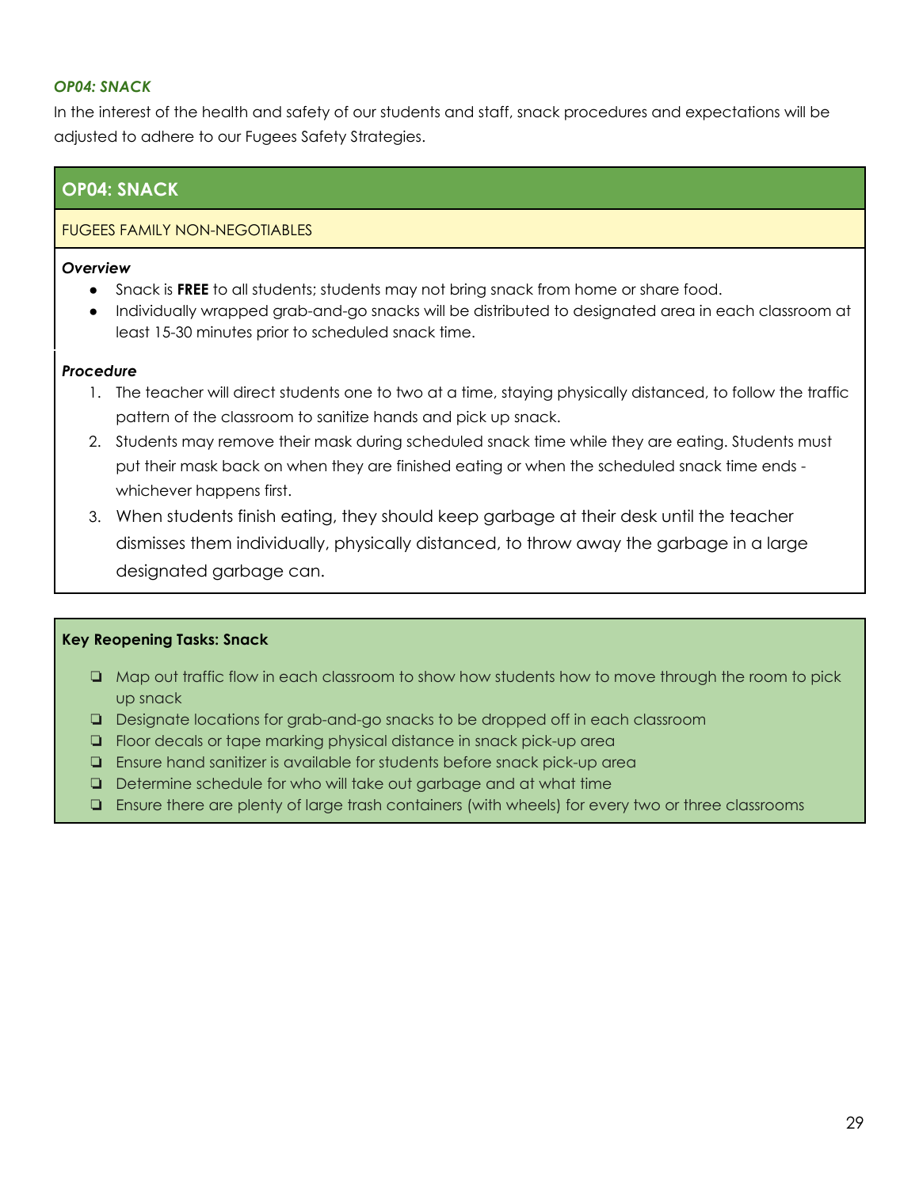### *OP04: SNACK*

In the interest of the health and safety of our students and staff, snack procedures and expectations will be adjusted to adhere to our Fugees Safety Strategies.

## OP04: SNACK

FUGEES FAMILY NON-NEGOTIABLES

***Overview***

- Snack is **FREE** to all students; students may not bring snack from home or share food.
- Individually wrapped grab-and-go snacks will be distributed to designated area in each classroom at least 15-30 minutes prior to scheduled snack time.

***Procedure***

1. The teacher will direct students one to two at a time, staying physically distanced, to follow the traffic pattern of the classroom to sanitize hands and pick up snack.
2. Students may remove their mask during scheduled snack time while they are eating. Students must put their mask back on when they are finished eating or when the scheduled snack time ends - whichever happens first.
3. When students finish eating, they should keep garbage at their desk until the teacher dismisses them individually, physically distanced, to throw away the garbage in a large designated garbage can.

**Key Reopening Tasks: Snack**

- ❏ Map out traffic flow in each classroom to show how students how to move through the room to pick up snack
- ❏ Designate locations for grab-and-go snacks to be dropped off in each classroom
- ❏ Floor decals or tape marking physical distance in snack pick-up area
- ❏ Ensure hand sanitizer is available for students before snack pick-up area
- ❏ Determine schedule for who will take out garbage and at what time
- ❏ Ensure there are plenty of large trash containers (with wheels) for every two or three classrooms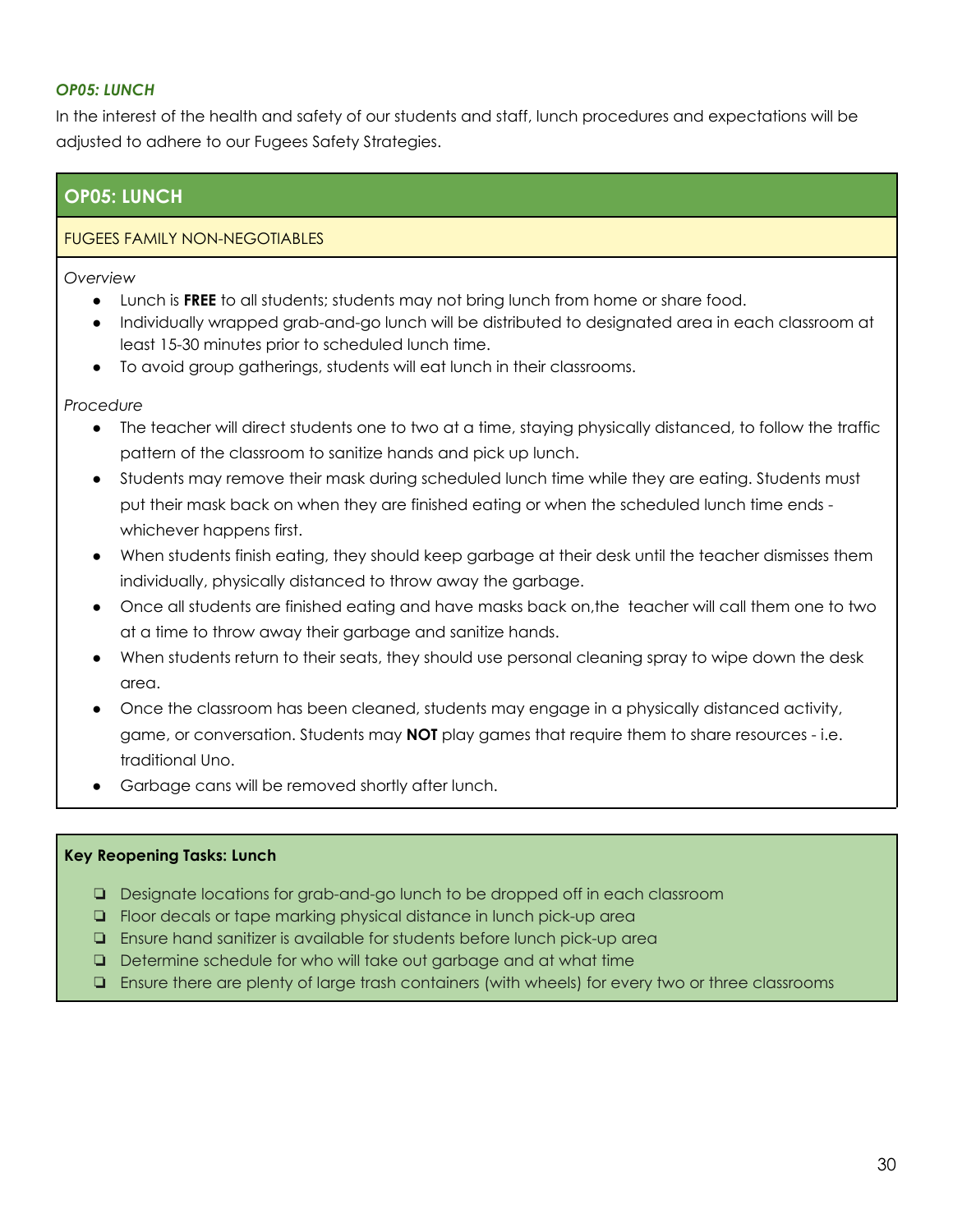***OP05: LUNCH***

In the interest of the health and safety of our students and staff, lunch procedures and expectations will be adjusted to adhere to our Fugees Safety Strategies.

## OP05: LUNCH

FUGEES FAMILY NON-NEGOTIABLES

*Overview*

- Lunch is **FREE** to all students; students may not bring lunch from home or share food.
- Individually wrapped grab-and-go lunch will be distributed to designated area in each classroom at least 15-30 minutes prior to scheduled lunch time.
- To avoid group gatherings, students will eat lunch in their classrooms.

*Procedure*

- The teacher will direct students one to two at a time, staying physically distanced, to follow the traffic pattern of the classroom to sanitize hands and pick up lunch.
- Students may remove their mask during scheduled lunch time while they are eating. Students must put their mask back on when they are finished eating or when the scheduled lunch time ends - whichever happens first.
- When students finish eating, they should keep garbage at their desk until the teacher dismisses them individually, physically distanced to throw away the garbage.
- Once all students are finished eating and have masks back on,the teacher will call them one to two at a time to throw away their garbage and sanitize hands.
- When students return to their seats, they should use personal cleaning spray to wipe down the desk area.
- Once the classroom has been cleaned, students may engage in a physically distanced activity, game, or conversation. Students may **NOT** play games that require them to share resources - i.e. traditional Uno.
- Garbage cans will be removed shortly after lunch.

**Key Reopening Tasks: Lunch**

- [ ] Designate locations for grab-and-go lunch to be dropped off in each classroom
- [ ] Floor decals or tape marking physical distance in lunch pick-up area
- [ ] Ensure hand sanitizer is available for students before lunch pick-up area
- [ ] Determine schedule for who will take out garbage and at what time
- [ ] Ensure there are plenty of large trash containers (with wheels) for every two or three classrooms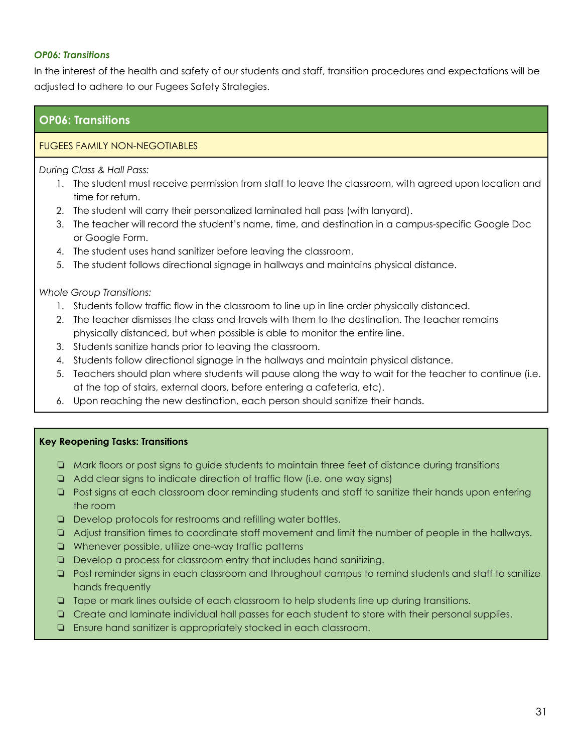***OP06: Transitions***

In the interest of the health and safety of our students and staff, transition procedures and expectations will be adjusted to adhere to our Fugees Safety Strategies.

## OP06: Transitions

FUGEES FAMILY NON-NEGOTIABLES

*During Class & Hall Pass:*

1. The student must receive permission from staff to leave the classroom, with agreed upon location and time for return.
2. The student will carry their personalized laminated hall pass (with lanyard).
3. The teacher will record the student's name, time, and destination in a campus-specific Google Doc or Google Form.
4. The student uses hand sanitizer before leaving the classroom.
5. The student follows directional signage in hallways and maintains physical distance.

*Whole Group Transitions:*

1. Students follow traffic flow in the classroom to line up in line order physically distanced.
2. The teacher dismisses the class and travels with them to the destination. The teacher remains physically distanced, but when possible is able to monitor the entire line.
3. Students sanitize hands prior to leaving the classroom.
4. Students follow directional signage in the hallways and maintain physical distance.
5. Teachers should plan where students will pause along the way to wait for the teacher to continue (i.e. at the top of stairs, external doors, before entering a cafeteria, etc).
6. Upon reaching the new destination, each person should sanitize their hands.

**Key Reopening Tasks: Transitions**

- ❏ Mark floors or post signs to guide students to maintain three feet of distance during transitions
- ❏ Add clear signs to indicate direction of traffic flow (i.e. one way signs)
- ❏ Post signs at each classroom door reminding students and staff to sanitize their hands upon entering the room
- ❏ Develop protocols for restrooms and refilling water bottles.
- ❏ Adjust transition times to coordinate staff movement and limit the number of people in the hallways.
- ❏ Whenever possible, utilize one-way traffic patterns
- ❏ Develop a process for classroom entry that includes hand sanitizing.
- ❏ Post reminder signs in each classroom and throughout campus to remind students and staff to sanitize hands frequently
- ❏ Tape or mark lines outside of each classroom to help students line up during transitions.
- ❏ Create and laminate individual hall passes for each student to store with their personal supplies.
- ❏ Ensure hand sanitizer is appropriately stocked in each classroom.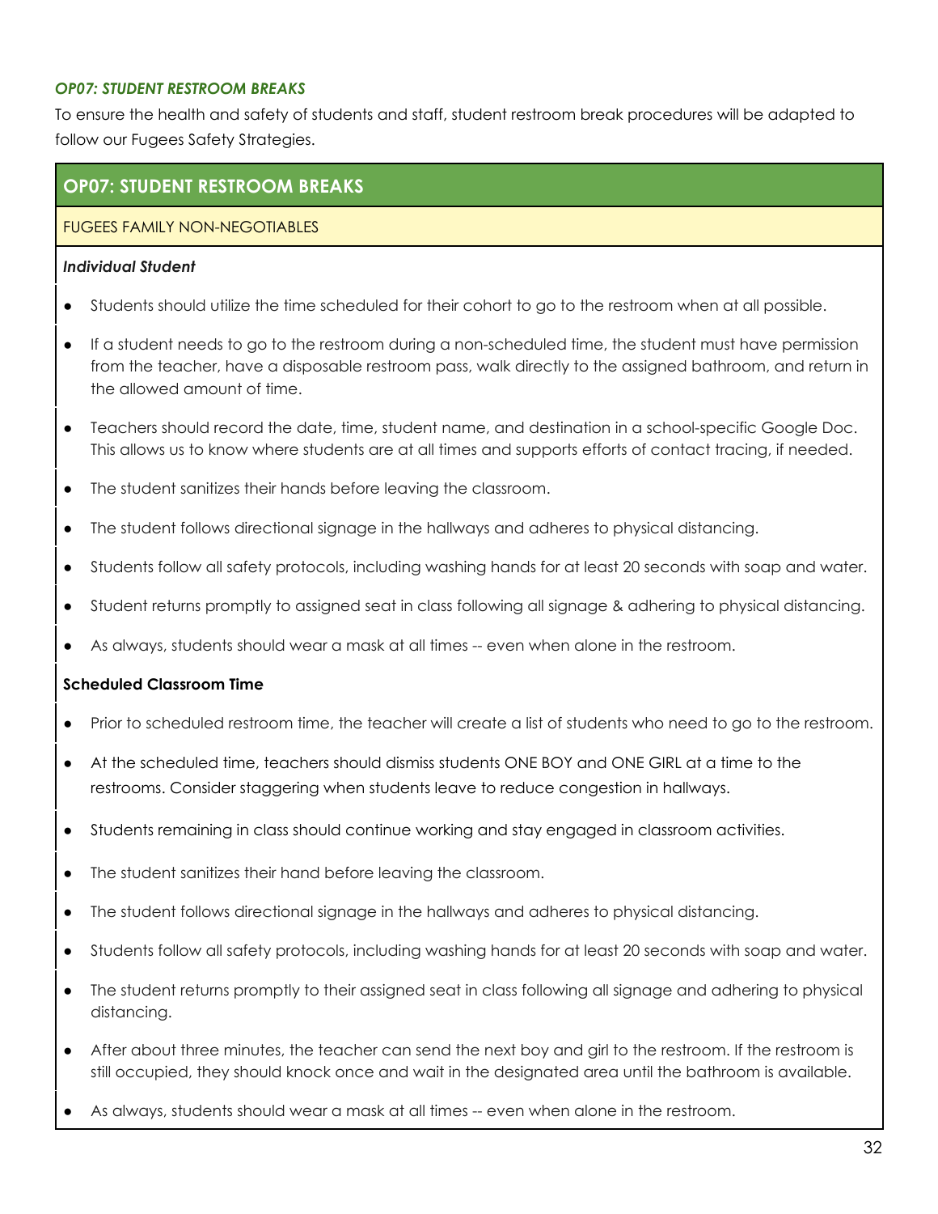### *OP07: STUDENT RESTROOM BREAKS*

To ensure the health and safety of students and staff, student restroom break procedures will be adapted to follow our Fugees Safety Strategies.

## OP07: STUDENT RESTROOM BREAKS

FUGEES FAMILY NON-NEGOTIABLES

***Individual Student***

- Students should utilize the time scheduled for their cohort to go to the restroom when at all possible.
- If a student needs to go to the restroom during a non-scheduled time, the student must have permission from the teacher, have a disposable restroom pass, walk directly to the assigned bathroom, and return in the allowed amount of time.
- Teachers should record the date, time, student name, and destination in a school-specific Google Doc. This allows us to know where students are at all times and supports efforts of contact tracing, if needed.
- The student sanitizes their hands before leaving the classroom.
- The student follows directional signage in the hallways and adheres to physical distancing.
- Students follow all safety protocols, including washing hands for at least 20 seconds with soap and water.
- Student returns promptly to assigned seat in class following all signage & adhering to physical distancing.
- As always, students should wear a mask at all times -- even when alone in the restroom.

**Scheduled Classroom Time**

- Prior to scheduled restroom time, the teacher will create a list of students who need to go to the restroom.
- At the scheduled time, teachers should dismiss students ONE BOY and ONE GIRL at a time to the restrooms. Consider staggering when students leave to reduce congestion in hallways.
- Students remaining in class should continue working and stay engaged in classroom activities.
- The student sanitizes their hand before leaving the classroom.
- The student follows directional signage in the hallways and adheres to physical distancing.
- Students follow all safety protocols, including washing hands for at least 20 seconds with soap and water.
- The student returns promptly to their assigned seat in class following all signage and adhering to physical distancing.
- After about three minutes, the teacher can send the next boy and girl to the restroom. If the restroom is still occupied, they should knock once and wait in the designated area until the bathroom is available.
- As always, students should wear a mask at all times -- even when alone in the restroom.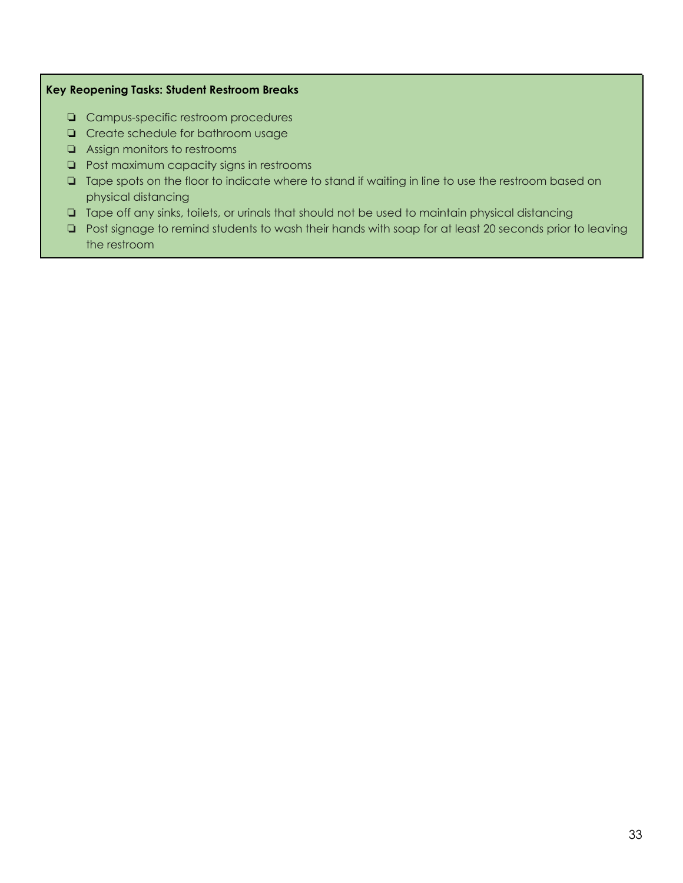**Key Reopening Tasks: Student Restroom Breaks**

- ❏ Campus-specific restroom procedures
- ❏ Create schedule for bathroom usage
- ❏ Assign monitors to restrooms
- ❏ Post maximum capacity signs in restrooms
- ❏ Tape spots on the floor to indicate where to stand if waiting in line to use the restroom based on physical distancing
- ❏ Tape off any sinks, toilets, or urinals that should not be used to maintain physical distancing
- ❏ Post signage to remind students to wash their hands with soap for at least 20 seconds prior to leaving the restroom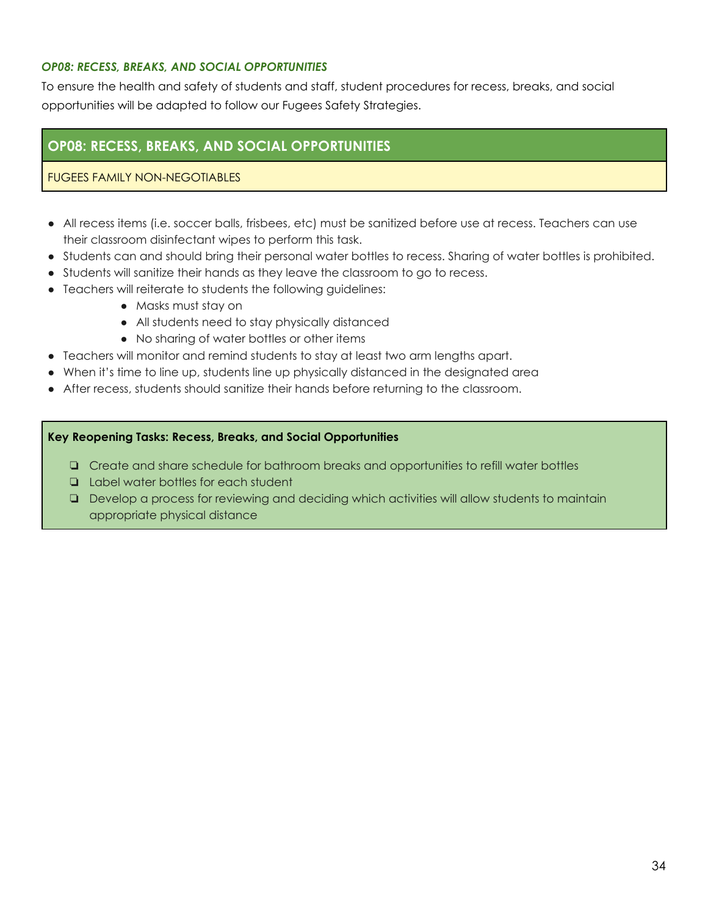### *OP08: RECESS, BREAKS, AND SOCIAL OPPORTUNITIES*

To ensure the health and safety of students and staff, student procedures for recess, breaks, and social opportunities will be adapted to follow our Fugees Safety Strategies.

## OP08: RECESS, BREAKS, AND SOCIAL OPPORTUNITIES

FUGEES FAMILY NON-NEGOTIABLES

- All recess items (i.e. soccer balls, frisbees, etc) must be sanitized before use at recess. Teachers can use their classroom disinfectant wipes to perform this task.
- Students can and should bring their personal water bottles to recess. Sharing of water bottles is prohibited.
- Students will sanitize their hands as they leave the classroom to go to recess.
- Teachers will reiterate to students the following guidelines:
    - Masks must stay on
    - All students need to stay physically distanced
    - No sharing of water bottles or other items
- Teachers will monitor and remind students to stay at least two arm lengths apart.
- When it's time to line up, students line up physically distanced in the designated area
- After recess, students should sanitize their hands before returning to the classroom.

**Key Reopening Tasks: Recess, Breaks, and Social Opportunities**

- ❏ Create and share schedule for bathroom breaks and opportunities to refill water bottles
- ❏ Label water bottles for each student
- ❏ Develop a process for reviewing and deciding which activities will allow students to maintain appropriate physical distance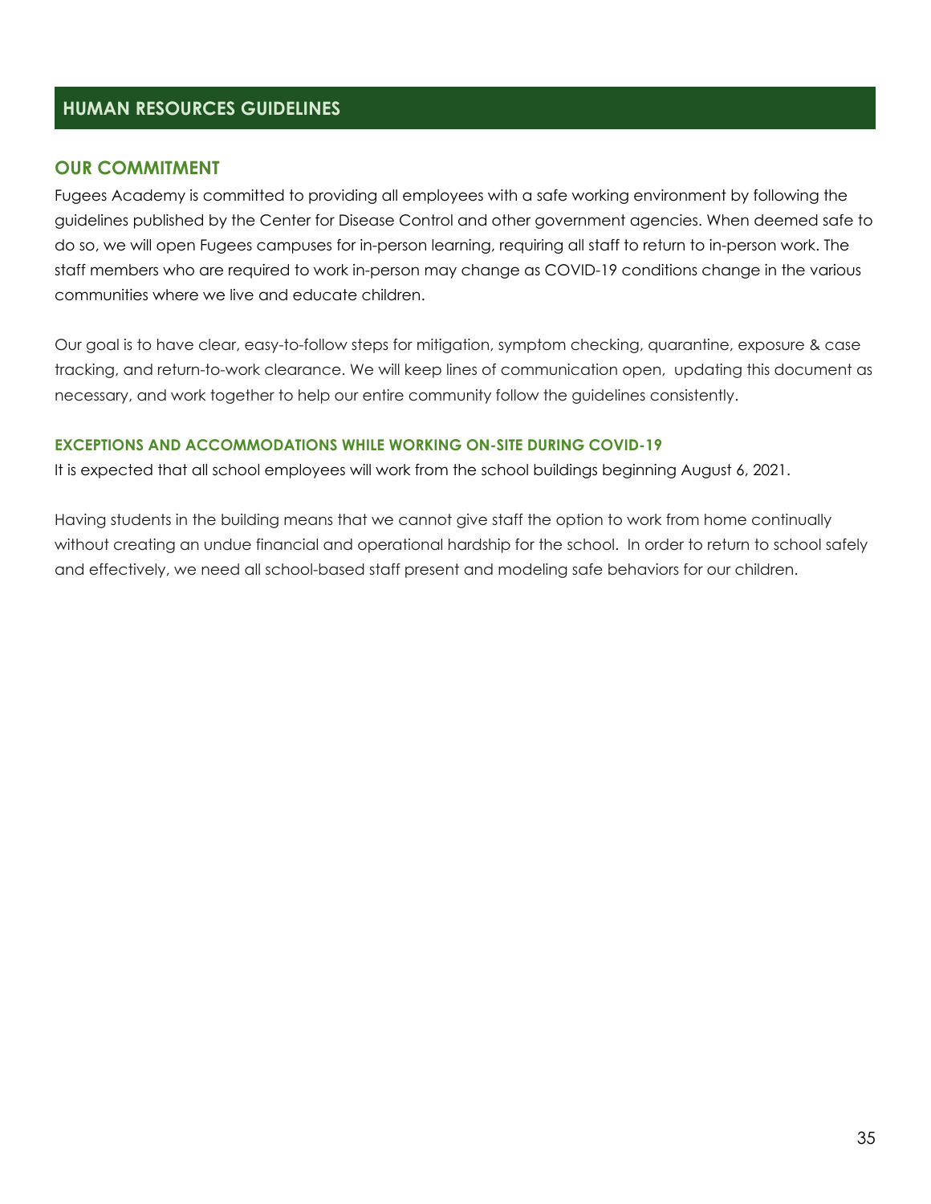# HUMAN RESOURCES GUIDELINES

## OUR COMMITMENT

Fugees Academy is committed to providing all employees with a safe working environment by following the guidelines published by the Center for Disease Control and other government agencies. When deemed safe to do so, we will open Fugees campuses for in-person learning, requiring all staff to return to in-person work. The staff members who are required to work in-person may change as COVID-19 conditions change in the various communities where we live and educate children.

Our goal is to have clear, easy-to-follow steps for mitigation, symptom checking, quarantine, exposure & case tracking, and return-to-work clearance. We will keep lines of communication open, updating this document as necessary, and work together to help our entire community follow the guidelines consistently.

### EXCEPTIONS AND ACCOMMODATIONS WHILE WORKING ON-SITE DURING COVID-19

It is expected that all school employees will work from the school buildings beginning August 6, 2021.

Having students in the building means that we cannot give staff the option to work from home continually without creating an undue financial and operational hardship for the school. In order to return to school safely and effectively, we need all school-based staff present and modeling safe behaviors for our children.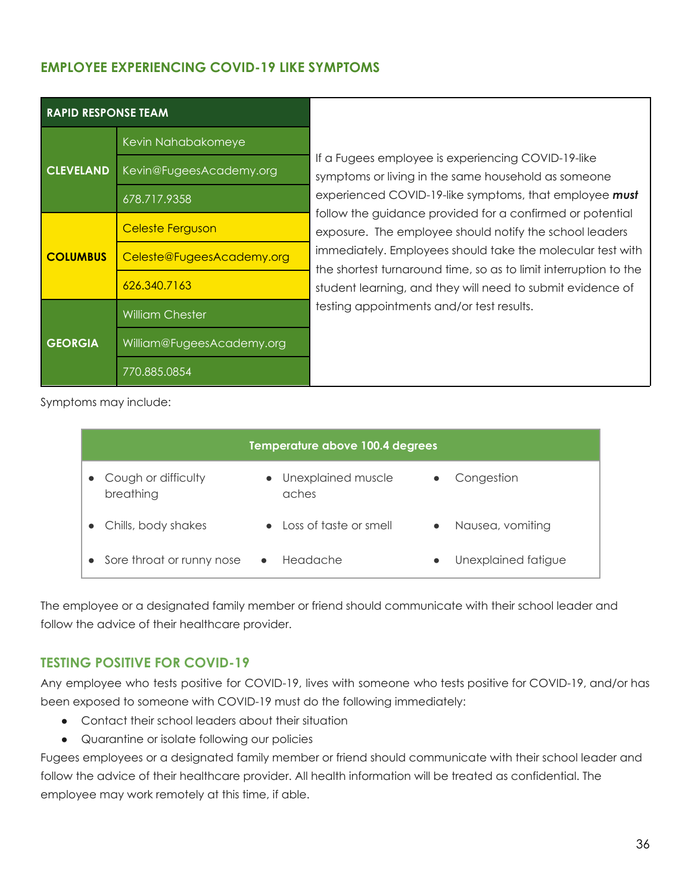## EMPLOYEE EXPERIENCING COVID-19 LIKE SYMPTOMS

| RAPID RESPONSE TEAM | | |
|---|---|---|
| CLEVELAND | Kevin Nahabakomeye | If a Fugees employee is experiencing COVID-19-like symptoms or living in the same household as someone experienced COVID-19-like symptoms, that employee ***must*** follow the guidance provided for a confirmed or potential exposure. The employee should notify the school leaders immediately. Employees should take the molecular test with the shortest turnaround time, so as to limit interruption to the student learning, and they will need to submit evidence of testing appointments and/or test results. |
| | Kevin@FugeesAcademy.org | |
| | 678.717.9358 | |
| COLUMBUS | Celeste Ferguson | |
| | Celeste@FugeesAcademy.org | |
| | 626.340.7163 | |
| GEORGIA | William Chester | |
| | William@FugeesAcademy.org | |
| | 770.885.0854 | |

Symptoms may include:

| Temperature above 100.4 degrees | | |
|---|---|---|
| • Cough or difficulty breathing | • Unexplained muscle aches | • Congestion |
| • Chills, body shakes | • Loss of taste or smell | • Nausea, vomiting |
| • Sore throat or runny nose | • Headache | • Unexplained fatigue |

The employee or a designated family member or friend should communicate with their school leader and follow the advice of their healthcare provider.

## TESTING POSITIVE FOR COVID-19

Any employee who tests positive for COVID-19, lives with someone who tests positive for COVID-19, and/or has been exposed to someone with COVID-19 must do the following immediately:

- Contact their school leaders about their situation
- Quarantine or isolate following our policies

Fugees employees or a designated family member or friend should communicate with their school leader and follow the advice of their healthcare provider. All health information will be treated as confidential. The employee may work remotely at this time, if able.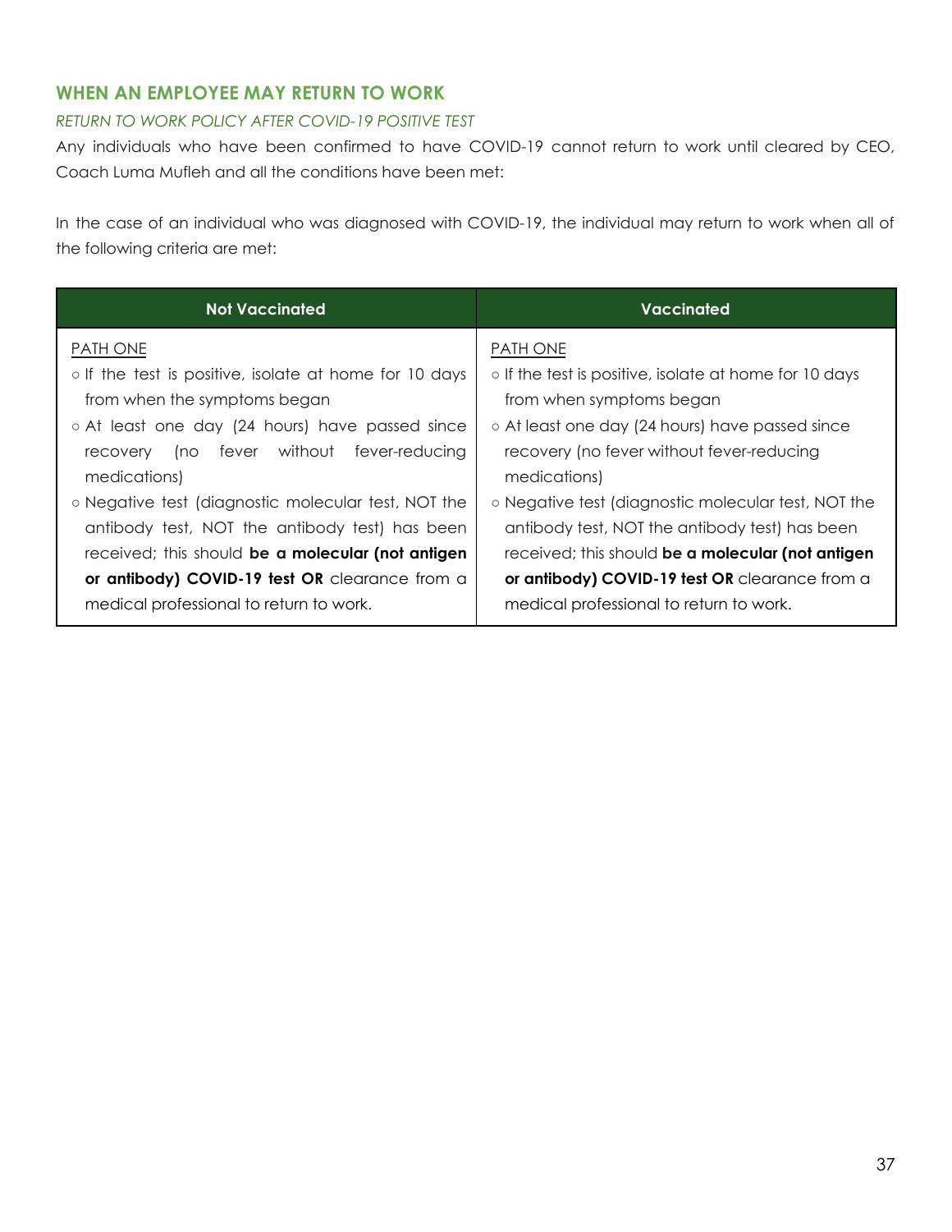## WHEN AN EMPLOYEE MAY RETURN TO WORK

*RETURN TO WORK POLICY AFTER COVID-19 POSITIVE TEST*

Any individuals who have been confirmed to have COVID-19 cannot return to work until cleared by CEO, Coach Luma Mufleh and all the conditions have been met:

In the case of an individual who was diagnosed with COVID-19, the individual may return to work when all of the following criteria are met:

| Not Vaccinated | Vaccinated |
| --- | --- |
| PATH ONE<br>○ If the test is positive, isolate at home for 10 days from when the symptoms began<br>○ At least one day (24 hours) have passed since recovery (no fever without fever-reducing medications)<br>○ Negative test (diagnostic molecular test, NOT the antibody test, NOT the antibody test) has been received; this should **be a molecular (not antigen or antibody) COVID-19 test OR** clearance from a medical professional to return to work. | PATH ONE<br>○ If the test is positive, isolate at home for 10 days from when symptoms began<br>○ At least one day (24 hours) have passed since recovery (no fever without fever-reducing medications)<br>○ Negative test (diagnostic molecular test, NOT the antibody test, NOT the antibody test) has been received; this should **be a molecular (not antigen or antibody) COVID-19 test OR** clearance from a medical professional to return to work. |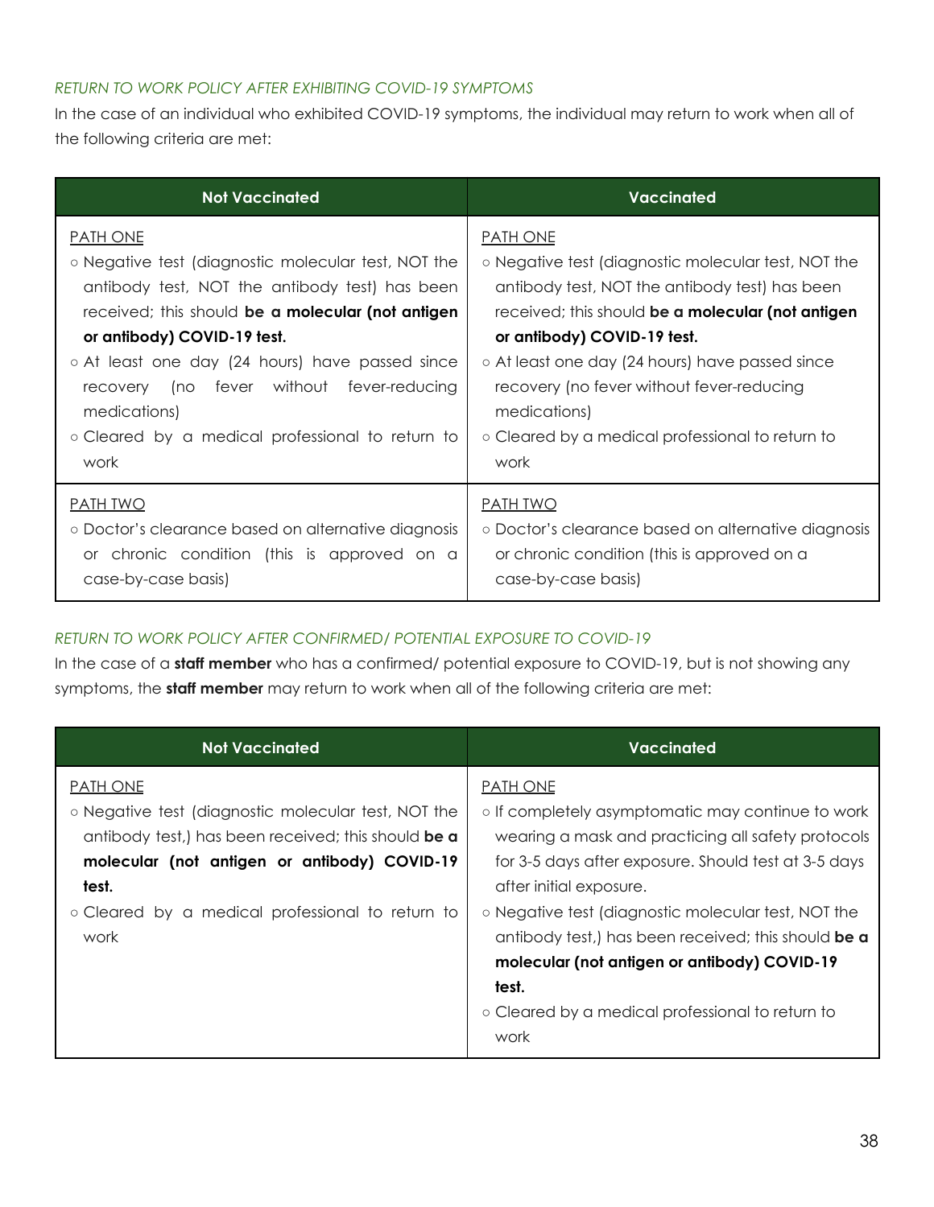*RETURN TO WORK POLICY AFTER EXHIBITING COVID-19 SYMPTOMS*

In the case of an individual who exhibited COVID-19 symptoms, the individual may return to work when all of the following criteria are met:

| Not Vaccinated | Vaccinated |
|---|---|
| PATH ONE<br>○ Negative test (diagnostic molecular test, NOT the antibody test, NOT the antibody test) has been received; this should **be a molecular (not antigen or antibody) COVID-19 test.**<br>○ At least one day (24 hours) have passed since recovery (no fever without fever-reducing medications)<br>○ Cleared by a medical professional to return to work | PATH ONE<br>○ Negative test (diagnostic molecular test, NOT the antibody test, NOT the antibody test) has been received; this should **be a molecular (not antigen or antibody) COVID-19 test.**<br>○ At least one day (24 hours) have passed since recovery (no fever without fever-reducing medications)<br>○ Cleared by a medical professional to return to work |
| PATH TWO<br>○ Doctor's clearance based on alternative diagnosis or chronic condition (this is approved on a case-by-case basis) | PATH TWO<br>○ Doctor's clearance based on alternative diagnosis or chronic condition (this is approved on a case-by-case basis) |

*RETURN TO WORK POLICY AFTER CONFIRMED/ POTENTIAL EXPOSURE TO COVID-19*

In the case of a **staff member** who has a confirmed/ potential exposure to COVID-19, but is not showing any symptoms, the **staff member** may return to work when all of the following criteria are met:

| Not Vaccinated | Vaccinated |
|---|---|
| PATH ONE<br>○ Negative test (diagnostic molecular test, NOT the antibody test,) has been received; this should **be a molecular (not antigen or antibody) COVID-19 test.**<br>○ Cleared by a medical professional to return to work | PATH ONE<br>○ If completely asymptomatic may continue to work wearing a mask and practicing all safety protocols for 3-5 days after exposure. Should test at 3-5 days after initial exposure.<br>○ Negative test (diagnostic molecular test, NOT the antibody test,) has been received; this should **be a molecular (not antigen or antibody) COVID-19 test.**<br>○ Cleared by a medical professional to return to work |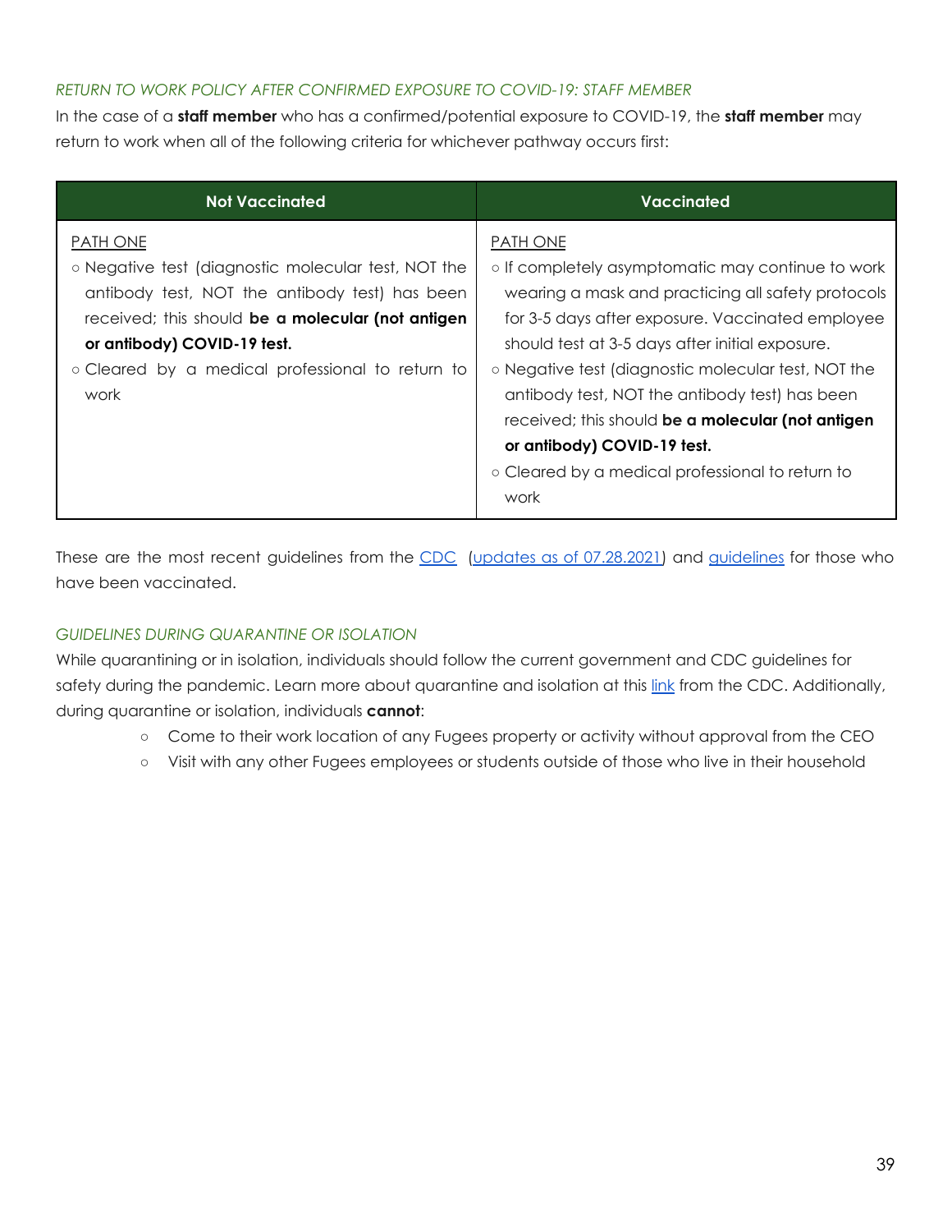*RETURN TO WORK POLICY AFTER CONFIRMED EXPOSURE TO COVID-19: STAFF MEMBER*

In the case of a **staff member** who has a confirmed/potential exposure to COVID-19, the **staff member** may return to work when all of the following criteria for whichever pathway occurs first:

| Not Vaccinated | Vaccinated |
|---|---|
| <u>PATH ONE</u><br>○ Negative test (diagnostic molecular test, NOT the antibody test, NOT the antibody test) has been received; this should **be a molecular (not antigen or antibody) COVID-19 test.**<br>○ Cleared by a medical professional to return to work | <u>PATH ONE</u><br>○ If completely asymptomatic may continue to work wearing a mask and practicing all safety protocols for 3-5 days after exposure. Vaccinated employee should test at 3-5 days after initial exposure.<br>○ Negative test (diagnostic molecular test, NOT the antibody test, NOT the antibody test) has been received; this should **be a molecular (not antigen or antibody) COVID-19 test.**<br>○ Cleared by a medical professional to return to work |

These are the most recent guidelines from the CDC (updates as of 07.28.2021) and guidelines for those who have been vaccinated.

*GUIDELINES DURING QUARANTINE OR ISOLATION*

While quarantining or in isolation, individuals should follow the current government and CDC guidelines for safety during the pandemic. Learn more about quarantine and isolation at this link from the CDC. Additionally, during quarantine or isolation, individuals **cannot**:

- Come to their work location of any Fugees property or activity without approval from the CEO
- Visit with any other Fugees employees or students outside of those who live in their household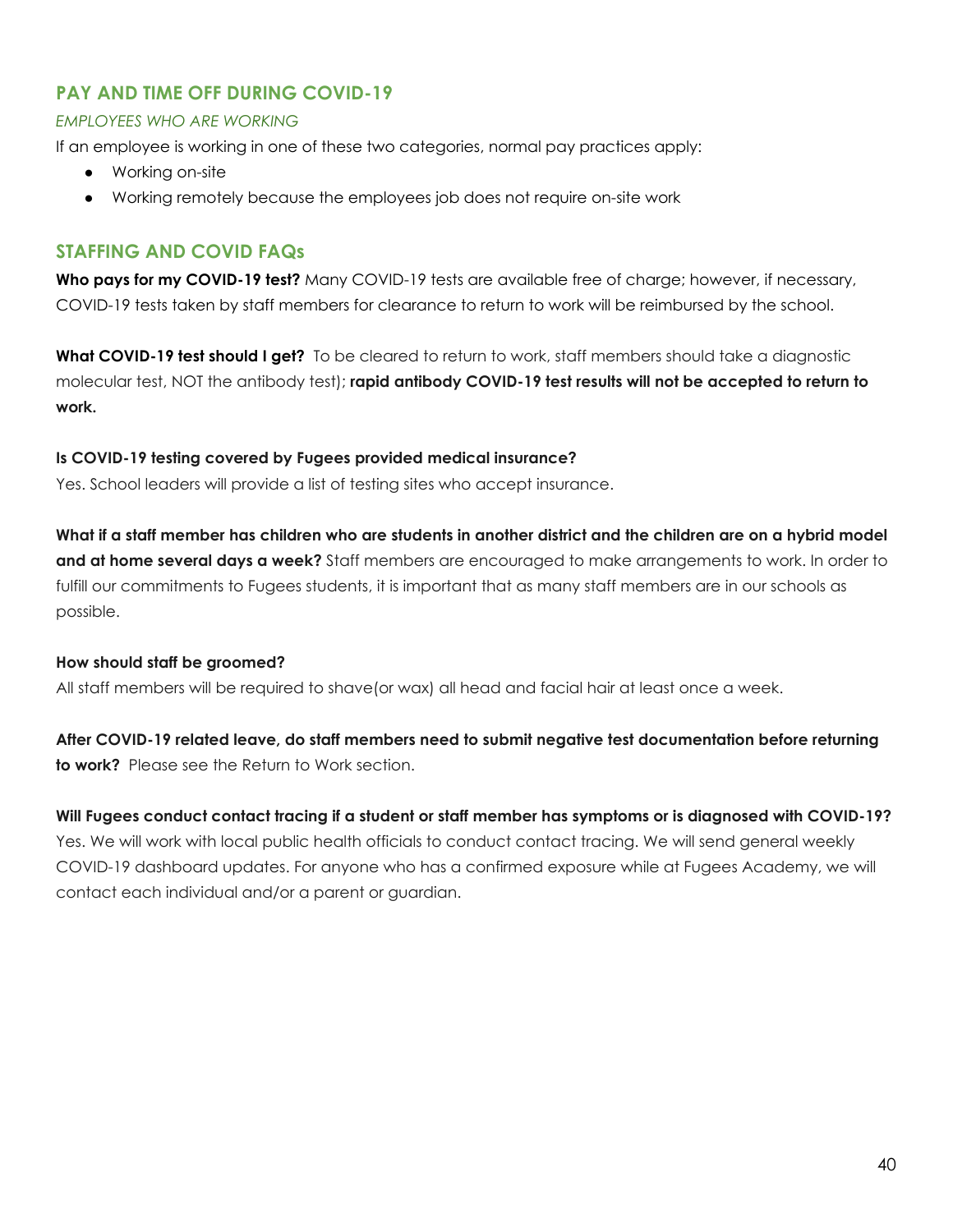## PAY AND TIME OFF DURING COVID-19

*EMPLOYEES WHO ARE WORKING*

If an employee is working in one of these two categories, normal pay practices apply:

- Working on-site
- Working remotely because the employees job does not require on-site work

## STAFFING AND COVID FAQs

**Who pays for my COVID-19 test?** Many COVID-19 tests are available free of charge; however, if necessary, COVID-19 tests taken by staff members for clearance to return to work will be reimbursed by the school.

**What COVID-19 test should I get?** To be cleared to return to work, staff members should take a diagnostic molecular test, NOT the antibody test); **rapid antibody COVID-19 test results will not be accepted to return to work.**

**Is COVID-19 testing covered by Fugees provided medical insurance?**
Yes. School leaders will provide a list of testing sites who accept insurance.

**What if a staff member has children who are students in another district and the children are on a hybrid model and at home several days a week?** Staff members are encouraged to make arrangements to work. In order to fulfill our commitments to Fugees students, it is important that as many staff members are in our schools as possible.

**How should staff be groomed?**
All staff members will be required to shave(or wax) all head and facial hair at least once a week.

**After COVID-19 related leave, do staff members need to submit negative test documentation before returning to work?** Please see the Return to Work section.

**Will Fugees conduct contact tracing if a student or staff member has symptoms or is diagnosed with COVID-19?**
Yes. We will work with local public health officials to conduct contact tracing. We will send general weekly COVID-19 dashboard updates. For anyone who has a confirmed exposure while at Fugees Academy, we will contact each individual and/or a parent or guardian.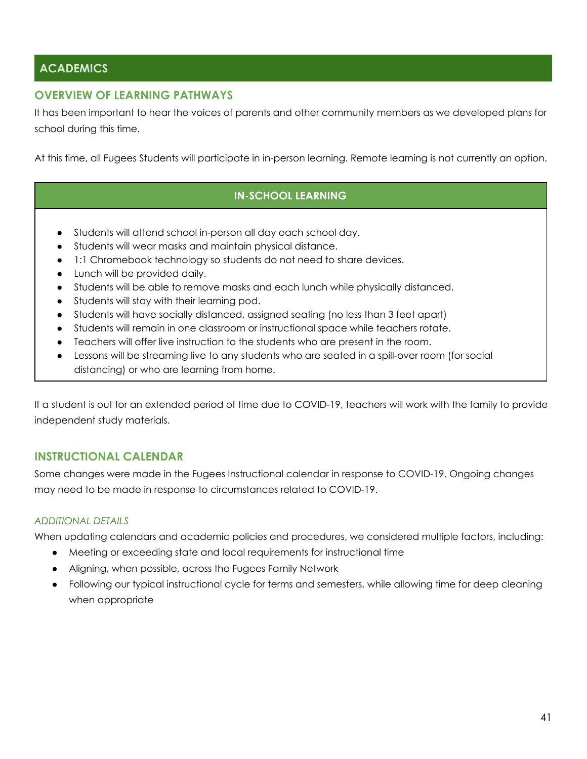## ACADEMICS

### OVERVIEW OF LEARNING PATHWAYS

It has been important to hear the voices of parents and other community members as we developed plans for school during this time.

At this time, all Fugees Students will participate in in-person learning. Remote learning is not currently an option.

| IN-SCHOOL LEARNING |
|---|
| • Students will attend school in-person all day each school day.<br>• Students will wear masks and maintain physical distance.<br>• 1:1 Chromebook technology so students do not need to share devices.<br>• Lunch will be provided daily.<br>• Students will be able to remove masks and each lunch while physically distanced.<br>• Students will stay with their learning pod.<br>• Students will have socially distanced, assigned seating (no less than 3 feet apart)<br>• Students will remain in one classroom or instructional space while teachers rotate.<br>• Teachers will offer live instruction to the students who are present in the room.<br>• Lessons will be streaming live to any students who are seated in a spill-over room (for social distancing) or who are learning from home. |

If a student is out for an extended period of time due to COVID-19, teachers will work with the family to provide independent study materials.

### INSTRUCTIONAL CALENDAR

Some changes were made in the Fugees Instructional calendar in response to COVID-19. Ongoing changes may need to be made in response to circumstances related to COVID-19.

#### *ADDITIONAL DETAILS*

When updating calendars and academic policies and procedures, we considered multiple factors, including:

- Meeting or exceeding state and local requirements for instructional time
- Aligning, when possible, across the Fugees Family Network
- Following our typical instructional cycle for terms and semesters, while allowing time for deep cleaning when appropriate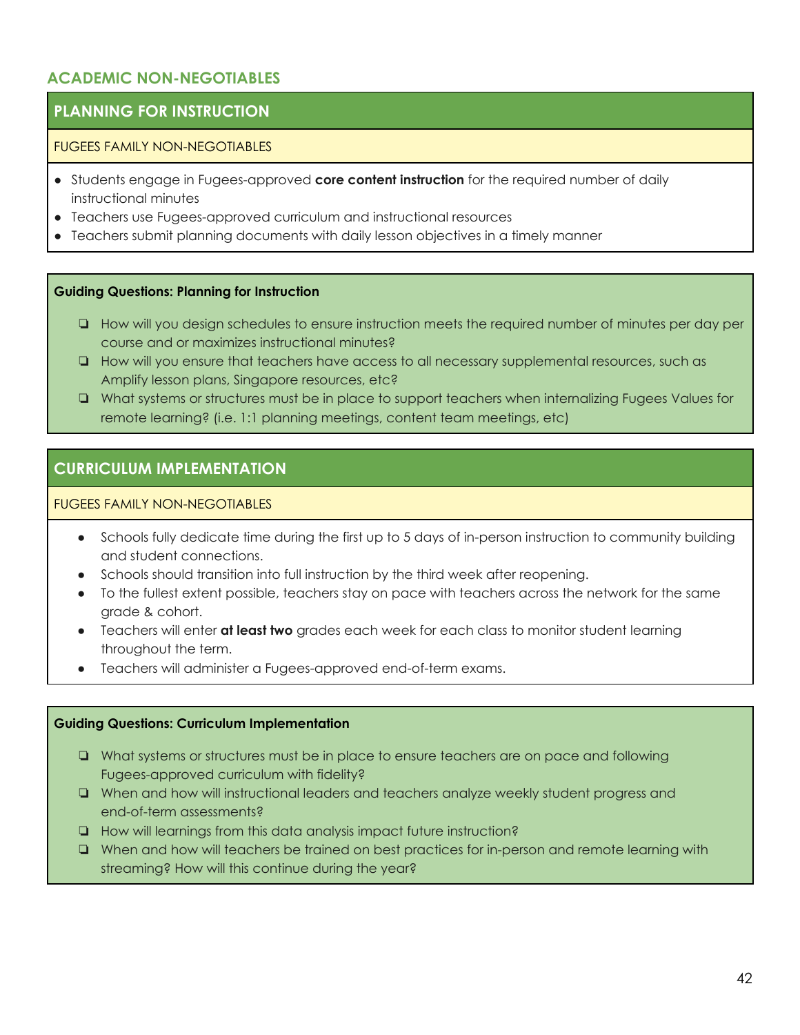## ACADEMIC NON-NEGOTIABLES

### PLANNING FOR INSTRUCTION

FUGEES FAMILY NON-NEGOTIABLES

- Students engage in Fugees-approved **core content instruction** for the required number of daily instructional minutes
- Teachers use Fugees-approved curriculum and instructional resources
- Teachers submit planning documents with daily lesson objectives in a timely manner

**Guiding Questions: Planning for Instruction**

- ❏ How will you design schedules to ensure instruction meets the required number of minutes per day per course and or maximizes instructional minutes?
- ❏ How will you ensure that teachers have access to all necessary supplemental resources, such as Amplify lesson plans, Singapore resources, etc?
- ❏ What systems or structures must be in place to support teachers when internalizing Fugees Values for remote learning? (i.e. 1:1 planning meetings, content team meetings, etc)

### CURRICULUM IMPLEMENTATION

FUGEES FAMILY NON-NEGOTIABLES

- Schools fully dedicate time during the first up to 5 days of in-person instruction to community building and student connections.
- Schools should transition into full instruction by the third week after reopening.
- To the fullest extent possible, teachers stay on pace with teachers across the network for the same grade & cohort.
- Teachers will enter **at least two** grades each week for each class to monitor student learning throughout the term.
- Teachers will administer a Fugees-approved end-of-term exams.

**Guiding Questions: Curriculum Implementation**

- ❏ What systems or structures must be in place to ensure teachers are on pace and following Fugees-approved curriculum with fidelity?
- ❏ When and how will instructional leaders and teachers analyze weekly student progress and end-of-term assessments?
- ❏ How will learnings from this data analysis impact future instruction?
- ❏ When and how will teachers be trained on best practices for in-person and remote learning with streaming? How will this continue during the year?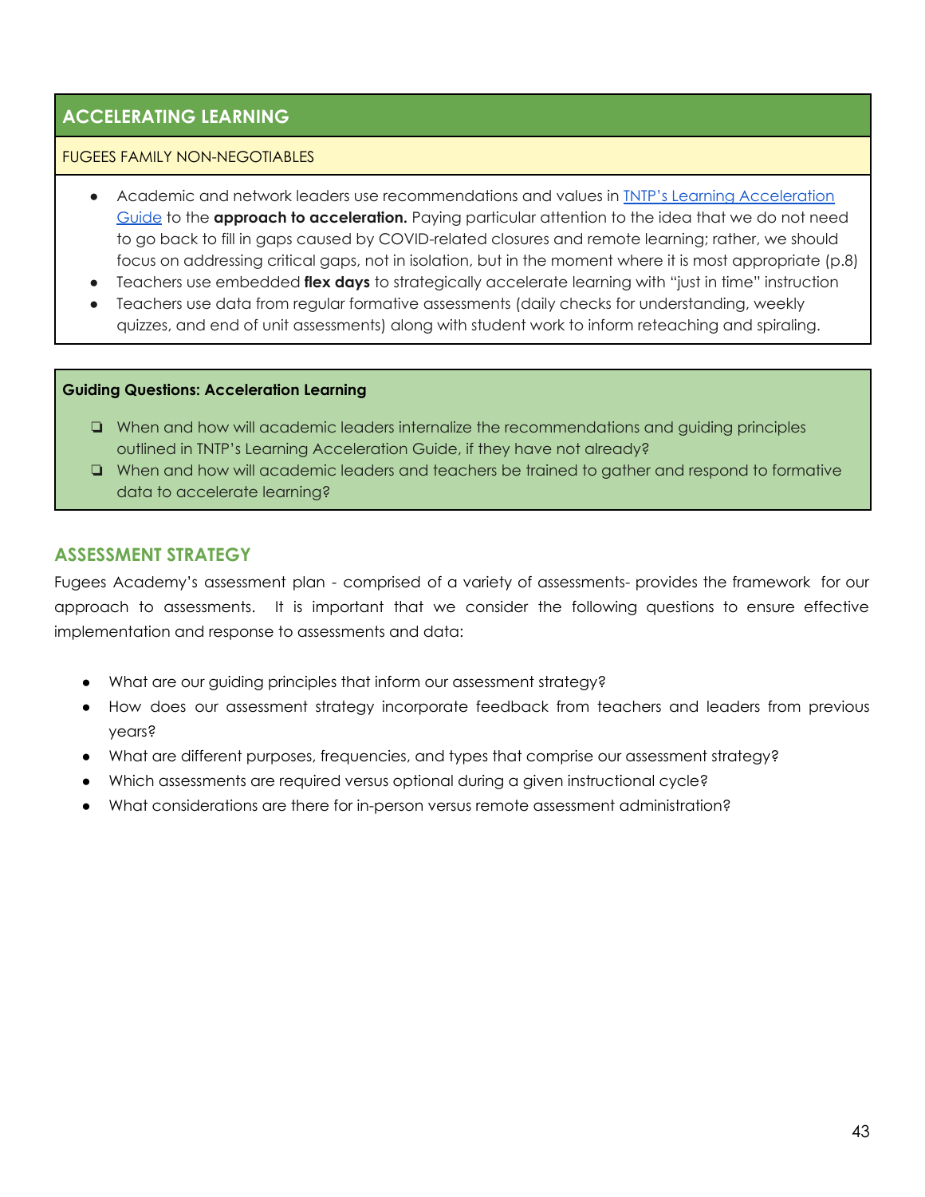## ACCELERATING LEARNING

FUGEES FAMILY NON-NEGOTIABLES

- Academic and network leaders use recommendations and values in TNTP's Learning Acceleration Guide to the **approach to acceleration.** Paying particular attention to the idea that we do not need to go back to fill in gaps caused by COVID-related closures and remote learning; rather, we should focus on addressing critical gaps, not in isolation, but in the moment where it is most appropriate (p.8)
- Teachers use embedded **flex days** to strategically accelerate learning with "just in time" instruction
- Teachers use data from regular formative assessments (daily checks for understanding, weekly quizzes, and end of unit assessments) along with student work to inform reteaching and spiraling.

**Guiding Questions: Acceleration Learning**

- ❏ When and how will academic leaders internalize the recommendations and guiding principles outlined in TNTP's Learning Acceleration Guide, if they have not already?
- ❏ When and how will academic leaders and teachers be trained to gather and respond to formative data to accelerate learning?

## ASSESSMENT STRATEGY

Fugees Academy's assessment plan - comprised of a variety of assessments- provides the framework for our approach to assessments. It is important that we consider the following questions to ensure effective implementation and response to assessments and data:

- What are our guiding principles that inform our assessment strategy?
- How does our assessment strategy incorporate feedback from teachers and leaders from previous years?
- What are different purposes, frequencies, and types that comprise our assessment strategy?
- Which assessments are required versus optional during a given instructional cycle?
- What considerations are there for in-person versus remote assessment administration?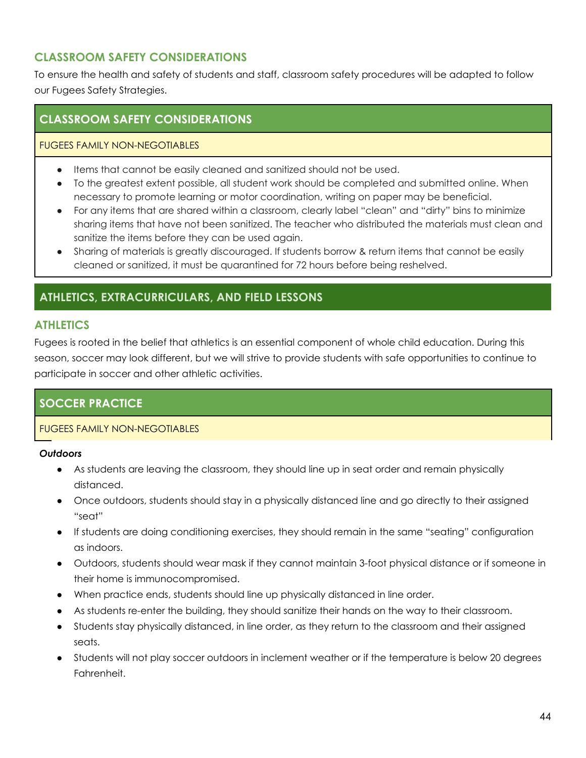## CLASSROOM SAFETY CONSIDERATIONS

To ensure the health and safety of students and staff, classroom safety procedures will be adapted to follow our Fugees Safety Strategies.

### CLASSROOM SAFETY CONSIDERATIONS

FUGEES FAMILY NON-NEGOTIABLES

- Items that cannot be easily cleaned and sanitized should not be used.
- To the greatest extent possible, all student work should be completed and submitted online. When necessary to promote learning or motor coordination, writing on paper may be beneficial.
- For any items that are shared within a classroom, clearly label "clean" and "dirty" bins to minimize sharing items that have not been sanitized. The teacher who distributed the materials must clean and sanitize the items before they can be used again.
- Sharing of materials is greatly discouraged. If students borrow & return items that cannot be easily cleaned or sanitized, it must be quarantined for 72 hours before being reshelved.

# ATHLETICS, EXTRACURRICULARS, AND FIELD LESSONS

## ATHLETICS

Fugees is rooted in the belief that athletics is an essential component of whole child education. During this season, soccer may look different, but we will strive to provide students with safe opportunities to continue to participate in soccer and other athletic activities.

### SOCCER PRACTICE

FUGEES FAMILY NON-NEGOTIABLES

***Outdoors***

- As students are leaving the classroom, they should line up in seat order and remain physically distanced.
- Once outdoors, students should stay in a physically distanced line and go directly to their assigned "seat"
- If students are doing conditioning exercises, they should remain in the same "seating" configuration as indoors.
- Outdoors, students should wear mask if they cannot maintain 3-foot physical distance or if someone in their home is immunocompromised.
- When practice ends, students should line up physically distanced in line order.
- As students re-enter the building, they should sanitize their hands on the way to their classroom.
- Students stay physically distanced, in line order, as they return to the classroom and their assigned seats.
- Students will not play soccer outdoors in inclement weather or if the temperature is below 20 degrees Fahrenheit.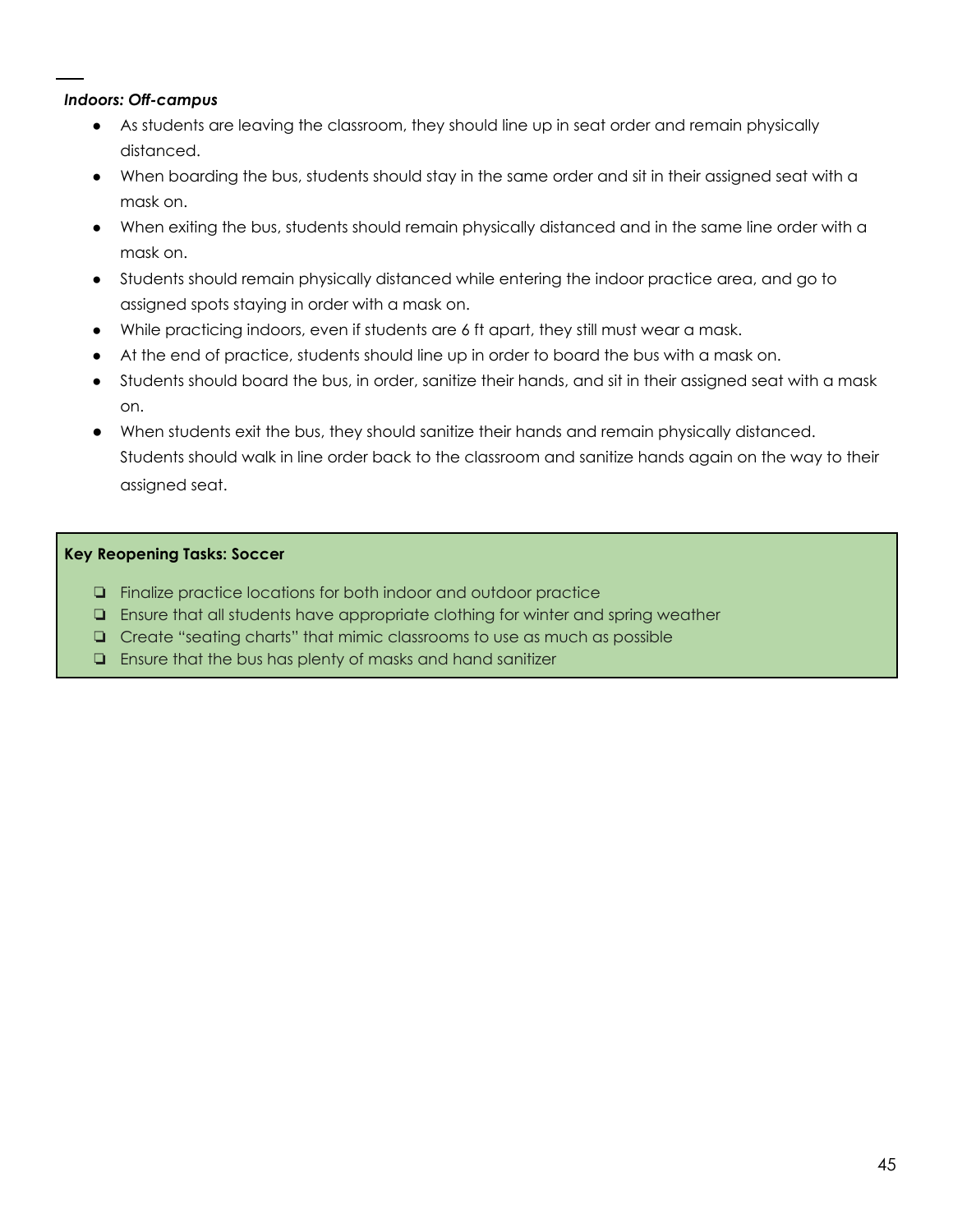***Indoors: Off-campus***

- As students are leaving the classroom, they should line up in seat order and remain physically distanced.
- When boarding the bus, students should stay in the same order and sit in their assigned seat with a mask on.
- When exiting the bus, students should remain physically distanced and in the same line order with a mask on.
- Students should remain physically distanced while entering the indoor practice area, and go to assigned spots staying in order with a mask on.
- While practicing indoors, even if students are 6 ft apart, they still must wear a mask.
- At the end of practice, students should line up in order to board the bus with a mask on.
- Students should board the bus, in order, sanitize their hands, and sit in their assigned seat with a mask on.
- When students exit the bus, they should sanitize their hands and remain physically distanced. Students should walk in line order back to the classroom and sanitize hands again on the way to their assigned seat.

**Key Reopening Tasks: Soccer**

- [ ] Finalize practice locations for both indoor and outdoor practice
- [ ] Ensure that all students have appropriate clothing for winter and spring weather
- [ ] Create "seating charts" that mimic classrooms to use as much as possible
- [ ] Ensure that the bus has plenty of masks and hand sanitizer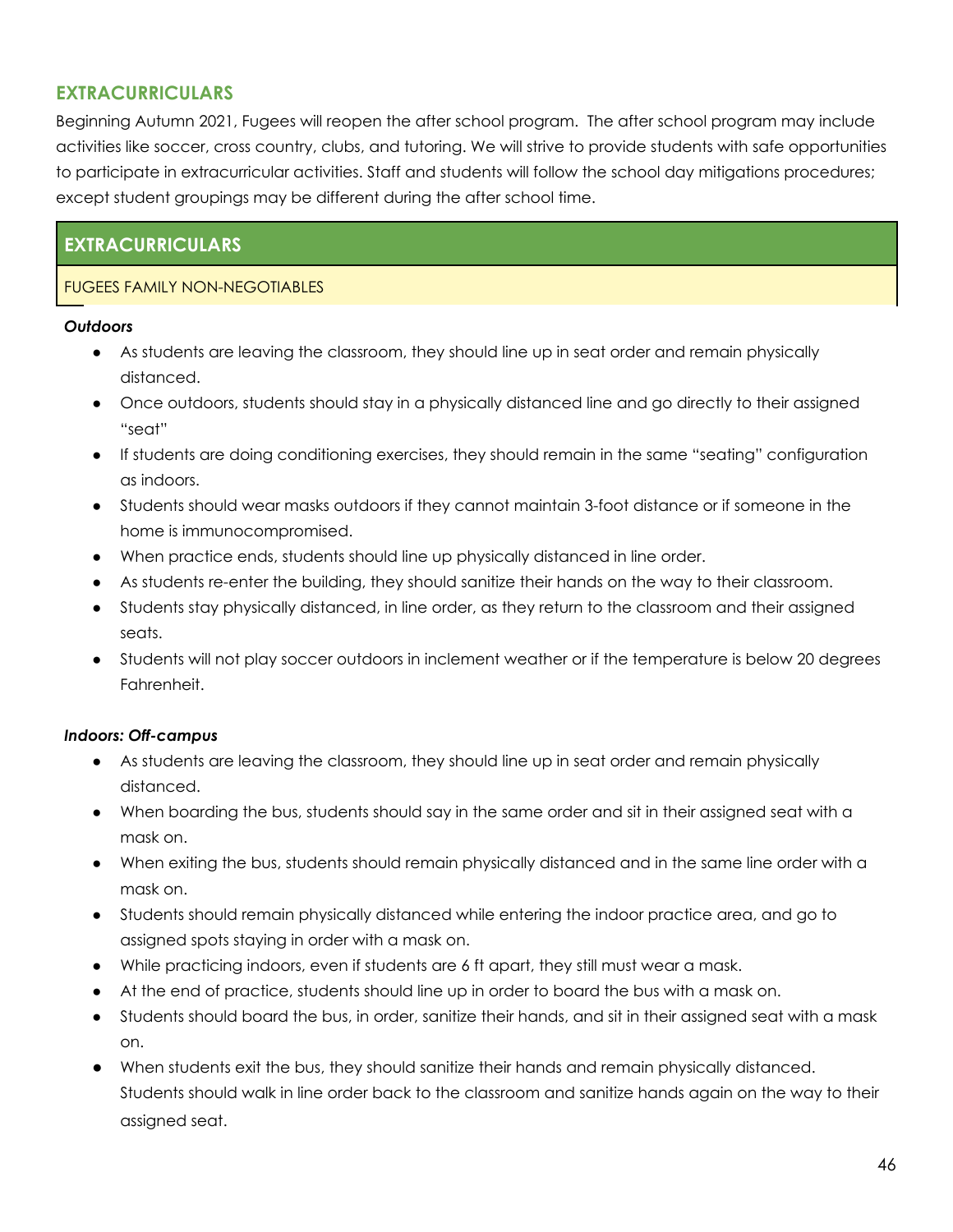## EXTRACURRICULARS

Beginning Autumn 2021, Fugees will reopen the after school program. The after school program may include activities like soccer, cross country, clubs, and tutoring. We will strive to provide students with safe opportunities to participate in extracurricular activities. Staff and students will follow the school day mitigations procedures; except student groupings may be different during the after school time.

| EXTRACURRICULARS |
|---|
| FUGEES FAMILY NON-NEGOTIABLES |

***Outdoors***

- As students are leaving the classroom, they should line up in seat order and remain physically distanced.
- Once outdoors, students should stay in a physically distanced line and go directly to their assigned "seat"
- If students are doing conditioning exercises, they should remain in the same "seating" configuration as indoors.
- Students should wear masks outdoors if they cannot maintain 3-foot distance or if someone in the home is immunocompromised.
- When practice ends, students should line up physically distanced in line order.
- As students re-enter the building, they should sanitize their hands on the way to their classroom.
- Students stay physically distanced, in line order, as they return to the classroom and their assigned seats.
- Students will not play soccer outdoors in inclement weather or if the temperature is below 20 degrees Fahrenheit.

***Indoors: Off-campus***

- As students are leaving the classroom, they should line up in seat order and remain physically distanced.
- When boarding the bus, students should say in the same order and sit in their assigned seat with a mask on.
- When exiting the bus, students should remain physically distanced and in the same line order with a mask on.
- Students should remain physically distanced while entering the indoor practice area, and go to assigned spots staying in order with a mask on.
- While practicing indoors, even if students are 6 ft apart, they still must wear a mask.
- At the end of practice, students should line up in order to board the bus with a mask on.
- Students should board the bus, in order, sanitize their hands, and sit in their assigned seat with a mask on.
- When students exit the bus, they should sanitize their hands and remain physically distanced. Students should walk in line order back to the classroom and sanitize hands again on the way to their assigned seat.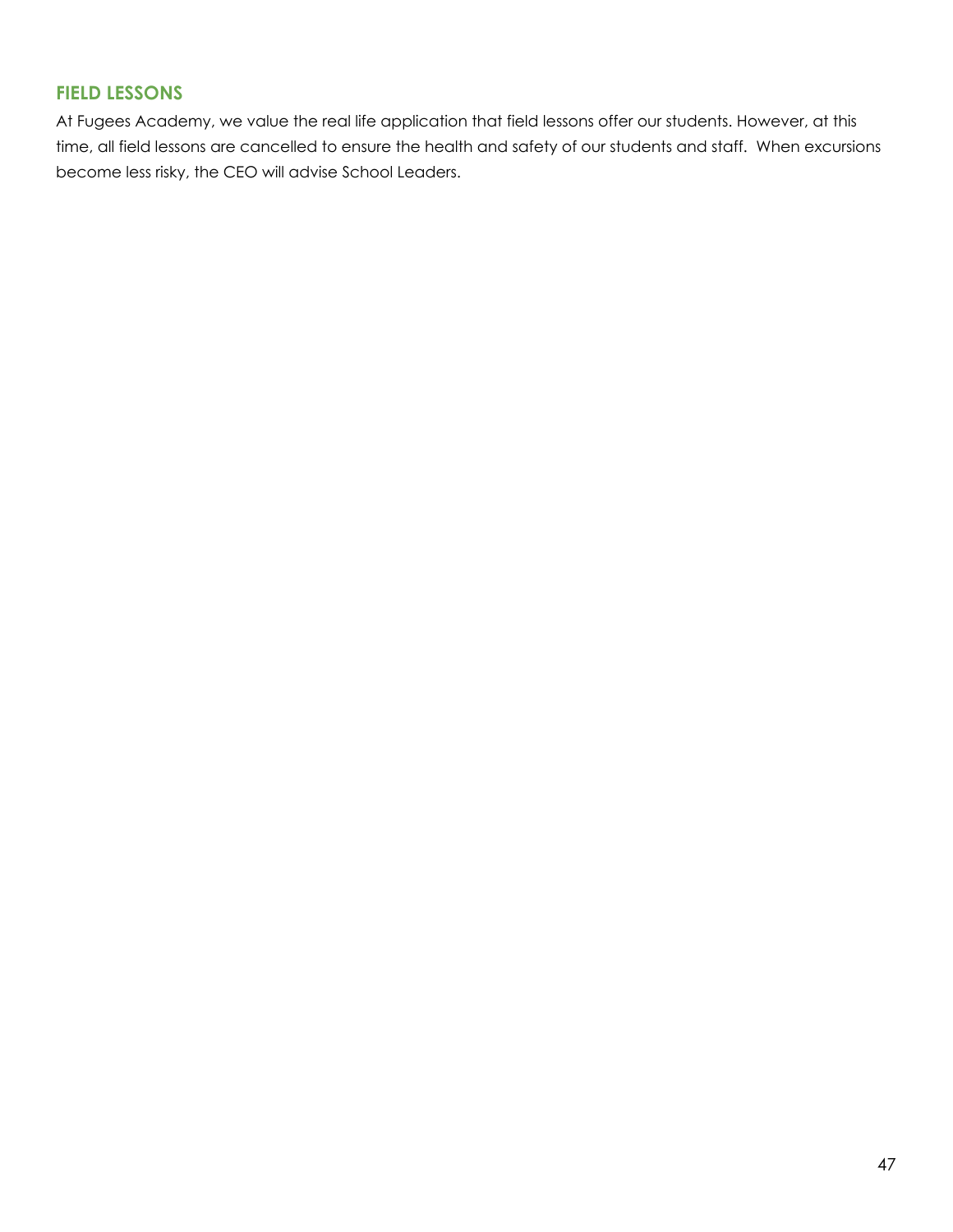## FIELD LESSONS

At Fugees Academy, we value the real life application that field lessons offer our students. However, at this time, all field lessons are cancelled to ensure the health and safety of our students and staff. When excursions become less risky, the CEO will advise School Leaders.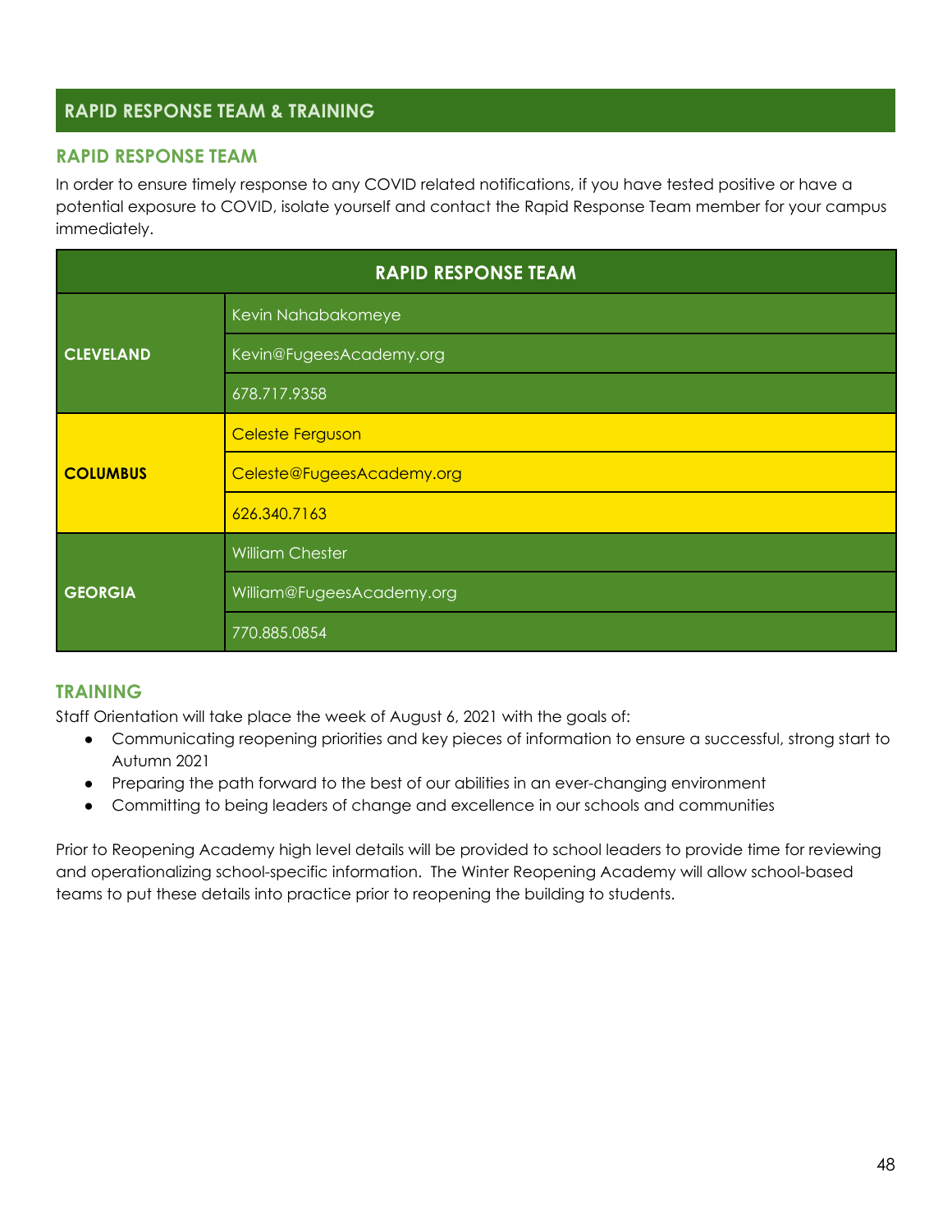## RAPID RESPONSE TEAM & TRAINING

### RAPID RESPONSE TEAM

In order to ensure timely response to any COVID related notifications, if you have tested positive or have a potential exposure to COVID, isolate yourself and contact the Rapid Response Team member for your campus immediately.

| RAPID RESPONSE TEAM | |
|---|---|
| **CLEVELAND** | Kevin Nahabakomeye |
| | Kevin@FugeesAcademy.org |
| | 678.717.9358 |
| **COLUMBUS** | Celeste Ferguson |
| | Celeste@FugeesAcademy.org |
| | 626.340.7163 |
| **GEORGIA** | William Chester |
| | William@FugeesAcademy.org |
| | 770.885.0854 |

### TRAINING

Staff Orientation will take place the week of August 6, 2021 with the goals of:

- Communicating reopening priorities and key pieces of information to ensure a successful, strong start to Autumn 2021
- Preparing the path forward to the best of our abilities in an ever-changing environment
- Committing to being leaders of change and excellence in our schools and communities

Prior to Reopening Academy high level details will be provided to school leaders to provide time for reviewing and operationalizing school-specific information. The Winter Reopening Academy will allow school-based teams to put these details into practice prior to reopening the building to students.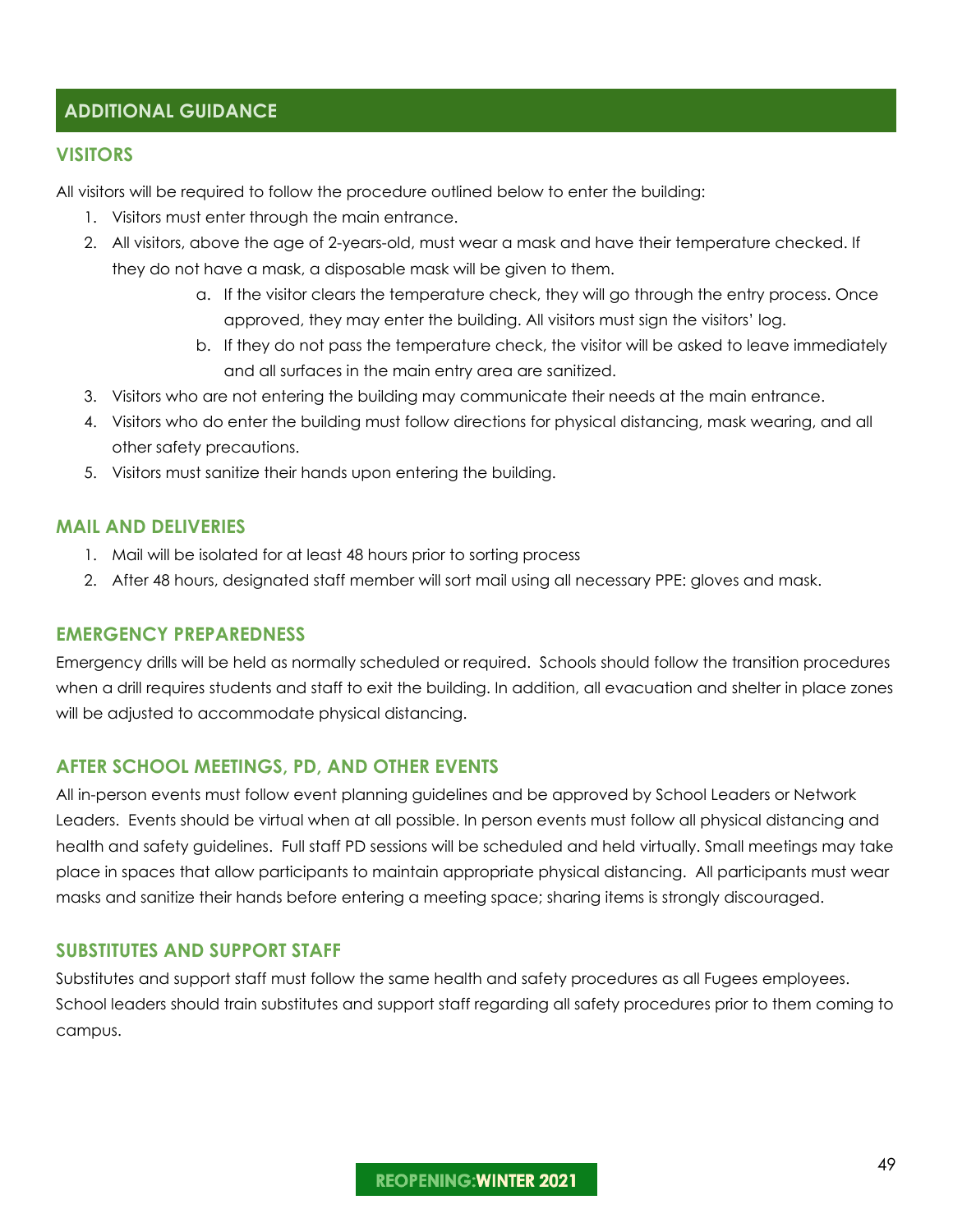## ADDITIONAL GUIDANCE

### VISITORS

All visitors will be required to follow the procedure outlined below to enter the building:

1. Visitors must enter through the main entrance.
2. All visitors, above the age of 2-years-old, must wear a mask and have their temperature checked. If they do not have a mask, a disposable mask will be given to them.
    a. If the visitor clears the temperature check, they will go through the entry process. Once approved, they may enter the building. All visitors must sign the visitors' log.
    b. If they do not pass the temperature check, the visitor will be asked to leave immediately and all surfaces in the main entry area are sanitized.
3. Visitors who are not entering the building may communicate their needs at the main entrance.
4. Visitors who do enter the building must follow directions for physical distancing, mask wearing, and all other safety precautions.
5. Visitors must sanitize their hands upon entering the building.

### MAIL AND DELIVERIES

1. Mail will be isolated for at least 48 hours prior to sorting process
2. After 48 hours, designated staff member will sort mail using all necessary PPE: gloves and mask.

### EMERGENCY PREPAREDNESS

Emergency drills will be held as normally scheduled or required. Schools should follow the transition procedures when a drill requires students and staff to exit the building. In addition, all evacuation and shelter in place zones will be adjusted to accommodate physical distancing.

### AFTER SCHOOL MEETINGS, PD, AND OTHER EVENTS

All in-person events must follow event planning guidelines and be approved by School Leaders or Network Leaders. Events should be virtual when at all possible. In person events must follow all physical distancing and health and safety guidelines. Full staff PD sessions will be scheduled and held virtually. Small meetings may take place in spaces that allow participants to maintain appropriate physical distancing. All participants must wear masks and sanitize their hands before entering a meeting space; sharing items is strongly discouraged.

### SUBSTITUTES AND SUPPORT STAFF

Substitutes and support staff must follow the same health and safety procedures as all Fugees employees. School leaders should train substitutes and support staff regarding all safety procedures prior to them coming to campus.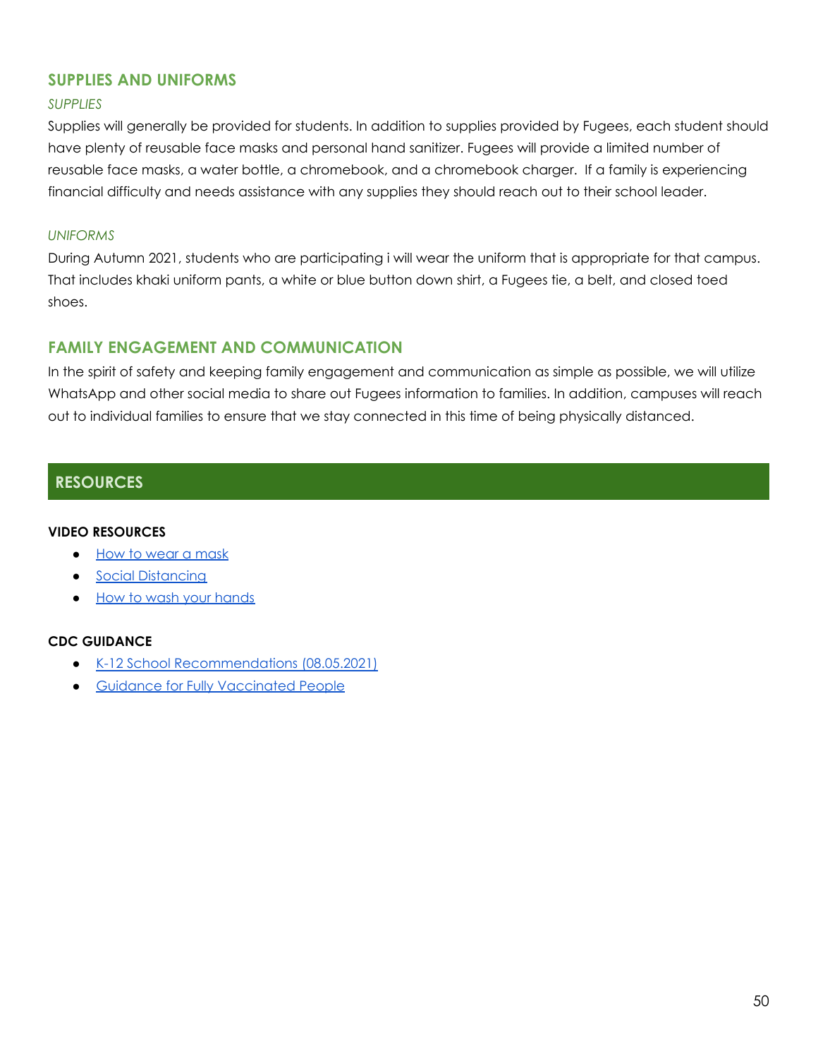## SUPPLIES AND UNIFORMS

### *SUPPLIES*

Supplies will generally be provided for students. In addition to supplies provided by Fugees, each student should have plenty of reusable face masks and personal hand sanitizer. Fugees will provide a limited number of reusable face masks, a water bottle, a chromebook, and a chromebook charger. If a family is experiencing financial difficulty and needs assistance with any supplies they should reach out to their school leader.

### *UNIFORMS*

During Autumn 2021, students who are participating i will wear the uniform that is appropriate for that campus. That includes khaki uniform pants, a white or blue button down shirt, a Fugees tie, a belt, and closed toed shoes.

## FAMILY ENGAGEMENT AND COMMUNICATION

In the spirit of safety and keeping family engagement and communication as simple as possible, we will utilize WhatsApp and other social media to share out Fugees information to families. In addition, campuses will reach out to individual families to ensure that we stay connected in this time of being physically distanced.

# RESOURCES

**VIDEO RESOURCES**

- How to wear a mask
- Social Distancing
- How to wash your hands

**CDC GUIDANCE**

- K-12 School Recommendations (08.05.2021)
- Guidance for Fully Vaccinated People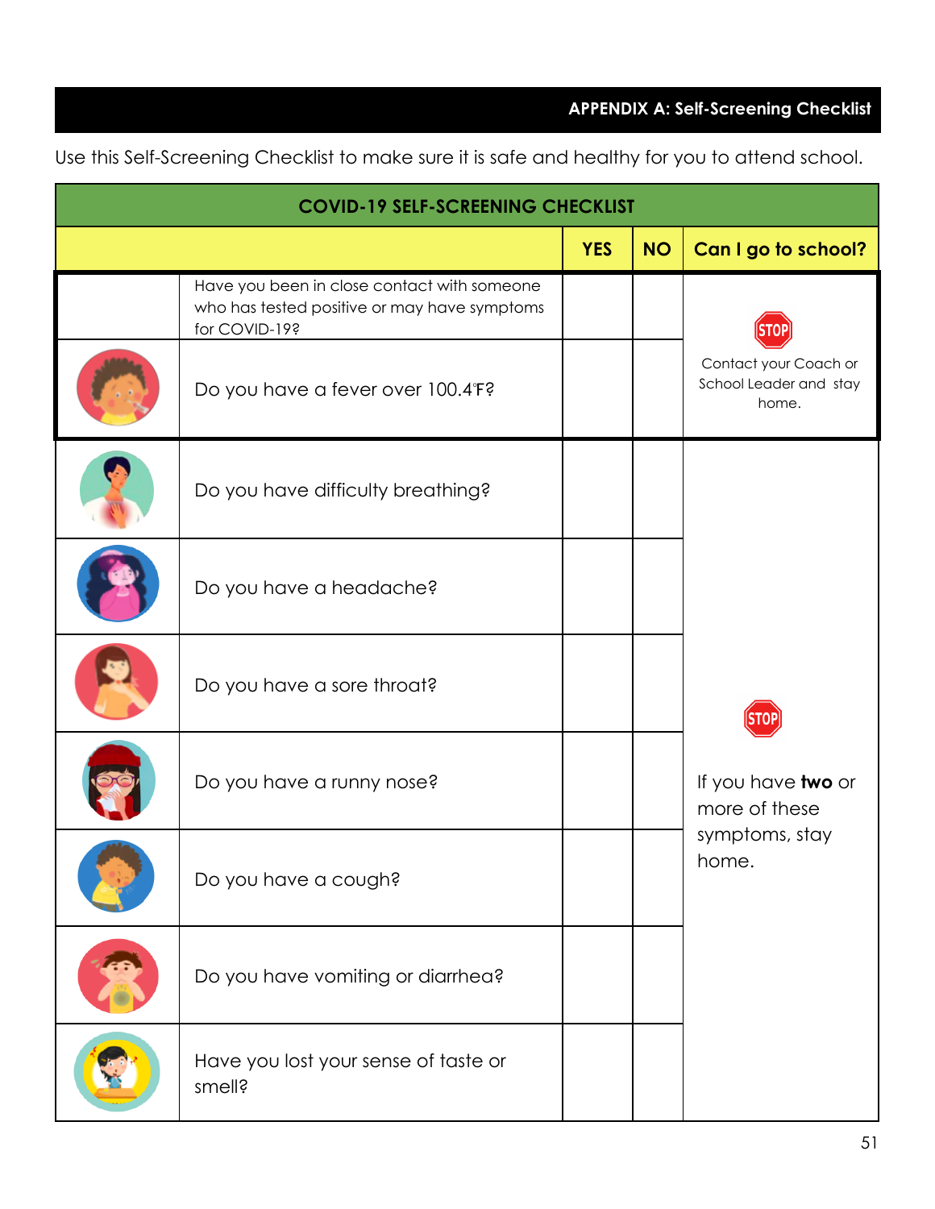## APPENDIX A: Self-Screening Checklist

Use this Self-Screening Checklist to make sure it is safe and healthy for you to attend school.

| COVID-19 SELF-SCREENING CHECKLIST | | | | |
|---|---|---|---|---|
| | | **YES** | **NO** | **Can I go to school?** |
| | Have you been in close contact with someone who has tested positive or may have symptoms for COVID-19? | | | STOP Contact your Coach or School Leader and stay home. |
| | Do you have a fever over 100.4°F? | | | |
| | Do you have difficulty breathing? | | | STOP If you have **two** or more of these symptoms, stay home. |
| | Do you have a headache? | | | |
| | Do you have a sore throat? | | | |
| | Do you have a runny nose? | | | |
| | Do you have a cough? | | | |
| | Do you have vomiting or diarrhea? | | | |
| | Have you lost your sense of taste or smell? | | | |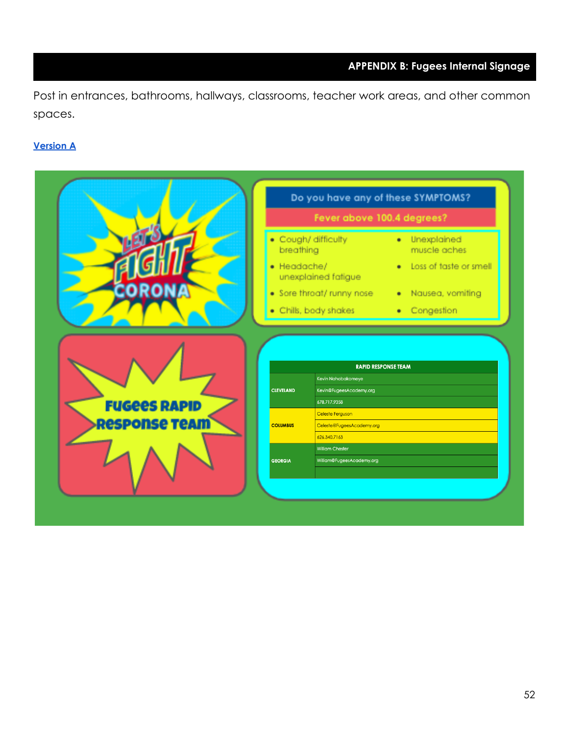## APPENDIX B: Fugees Internal Signage

Post in entrances, bathrooms, hallways, classrooms, teacher work areas, and other common spaces.

**Version A**

LET'S FIGHT CORONA

Do you have any of these SYMPTOMS?

Fever above 100.4 degrees?

- Cough/ difficulty breathing
- Headache/ unexplained fatigue
- Sore throat/ runny nose
- Chills, body shakes
- Unexplained muscle aches
- Loss of taste or smell
- Nausea, vomiting
- Congestion

Fugees Rapid Response Team

| RAPID RESPONSE TEAM | |
|---|---|
| CLEVELAND | Kevin Nahabakomeye |
| | Kevin@FugeesAcademy.org |
| | 678.717.9358 |
| COLUMBUS | Celeste Ferguson |
| | Celeste@FugeesAcademy.org |
| | 626.340.7163 |
| GEORGIA | William Chester |
| | William@FugeesAcademy.org |
| | |